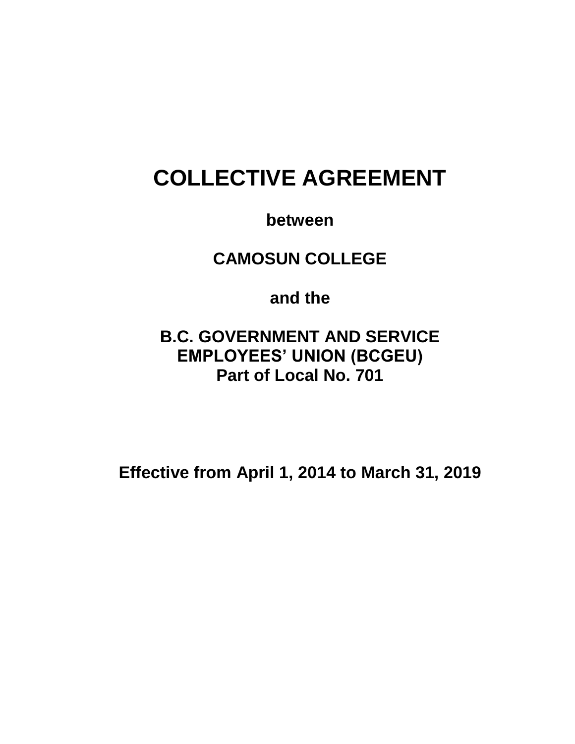# COLLECTIVE AGREEMENT

**between**

**CAMOSUN COLLEGE**

**and the**

**B.C. GOVERNMENT AND SERVICE EMPLOYEES' UNION (BCGEU)**
**Part of Local No. 701**

**Effective from April 1, 2014 to March 31, 2019**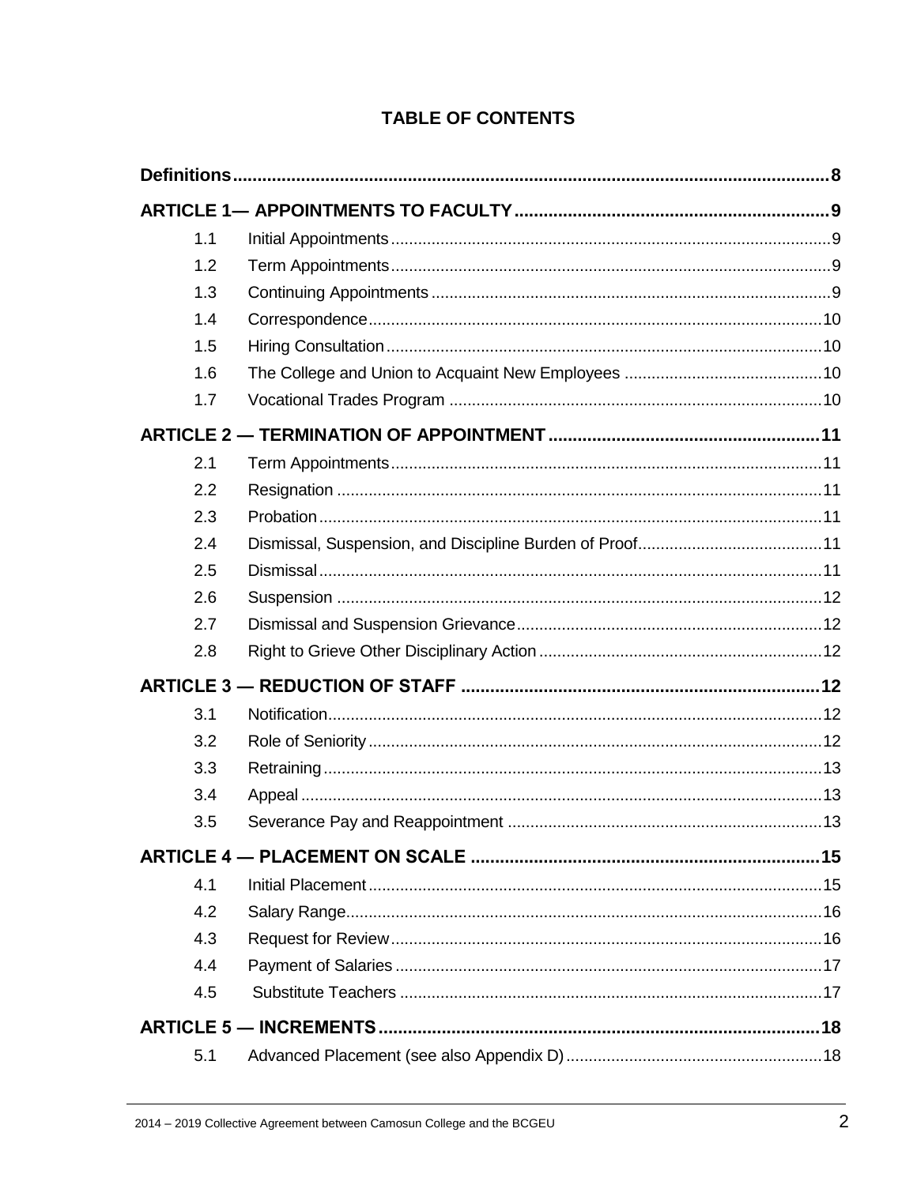# TABLE OF CONTENTS

| | | |
|---|---|---|
| **Definitions** | | **8** |
| **ARTICLE 1— APPOINTMENTS TO FACULTY** | | **9** |
| 1.1 | Initial Appointments | 9 |
| 1.2 | Term Appointments | 9 |
| 1.3 | Continuing Appointments | 9 |
| 1.4 | Correspondence | 10 |
| 1.5 | Hiring Consultation | 10 |
| 1.6 | The College and Union to Acquaint New Employees | 10 |
| 1.7 | Vocational Trades Program | 10 |
| **ARTICLE 2 — TERMINATION OF APPOINTMENT** | | **11** |
| 2.1 | Term Appointments | 11 |
| 2.2 | Resignation | 11 |
| 2.3 | Probation | 11 |
| 2.4 | Dismissal, Suspension, and Discipline Burden of Proof | 11 |
| 2.5 | Dismissal | 11 |
| 2.6 | Suspension | 12 |
| 2.7 | Dismissal and Suspension Grievance | 12 |
| 2.8 | Right to Grieve Other Disciplinary Action | 12 |
| **ARTICLE 3 — REDUCTION OF STAFF** | | **12** |
| 3.1 | Notification | 12 |
| 3.2 | Role of Seniority | 12 |
| 3.3 | Retraining | 13 |
| 3.4 | Appeal | 13 |
| 3.5 | Severance Pay and Reappointment | 13 |
| **ARTICLE 4 — PLACEMENT ON SCALE** | | **15** |
| 4.1 | Initial Placement | 15 |
| 4.2 | Salary Range | 16 |
| 4.3 | Request for Review | 16 |
| 4.4 | Payment of Salaries | 17 |
| 4.5 | Substitute Teachers | 17 |
| **ARTICLE 5 — INCREMENTS** | | **18** |
| 5.1 | Advanced Placement (see also Appendix D) | 18 |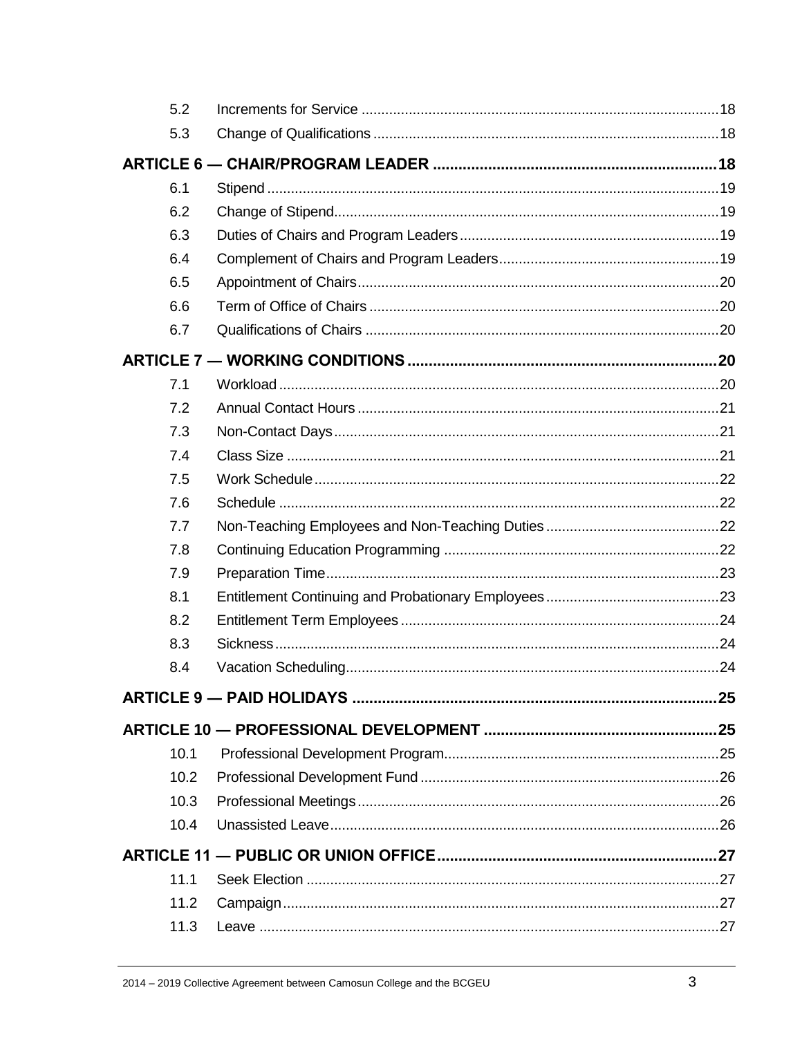| | | |
|---|---|---|
| 5.2 | Increments for Service | 18 |
| 5.3 | Change of Qualifications | 18 |
| **ARTICLE 6 — CHAIR/PROGRAM LEADER** | | **18** |
| 6.1 | Stipend | 19 |
| 6.2 | Change of Stipend | 19 |
| 6.3 | Duties of Chairs and Program Leaders | 19 |
| 6.4 | Complement of Chairs and Program Leaders | 19 |
| 6.5 | Appointment of Chairs | 20 |
| 6.6 | Term of Office of Chairs | 20 |
| 6.7 | Qualifications of Chairs | 20 |
| **ARTICLE 7 — WORKING CONDITIONS** | | **20** |
| 7.1 | Workload | 20 |
| 7.2 | Annual Contact Hours | 21 |
| 7.3 | Non-Contact Days | 21 |
| 7.4 | Class Size | 21 |
| 7.5 | Work Schedule | 22 |
| 7.6 | Schedule | 22 |
| 7.7 | Non-Teaching Employees and Non-Teaching Duties | 22 |
| 7.8 | Continuing Education Programming | 22 |
| 7.9 | Preparation Time | 23 |
| 8.1 | Entitlement Continuing and Probationary Employees | 23 |
| 8.2 | Entitlement Term Employees | 24 |
| 8.3 | Sickness | 24 |
| 8.4 | Vacation Scheduling | 24 |
| **ARTICLE 9 — PAID HOLIDAYS** | | **25** |
| **ARTICLE 10 — PROFESSIONAL DEVELOPMENT** | | **25** |
| 10.1 | Professional Development Program | 25 |
| 10.2 | Professional Development Fund | 26 |
| 10.3 | Professional Meetings | 26 |
| 10.4 | Unassisted Leave | 26 |
| **ARTICLE 11 — PUBLIC OR UNION OFFICE** | | **27** |
| 11.1 | Seek Election | 27 |
| 11.2 | Campaign | 27 |
| 11.3 | Leave | 27 |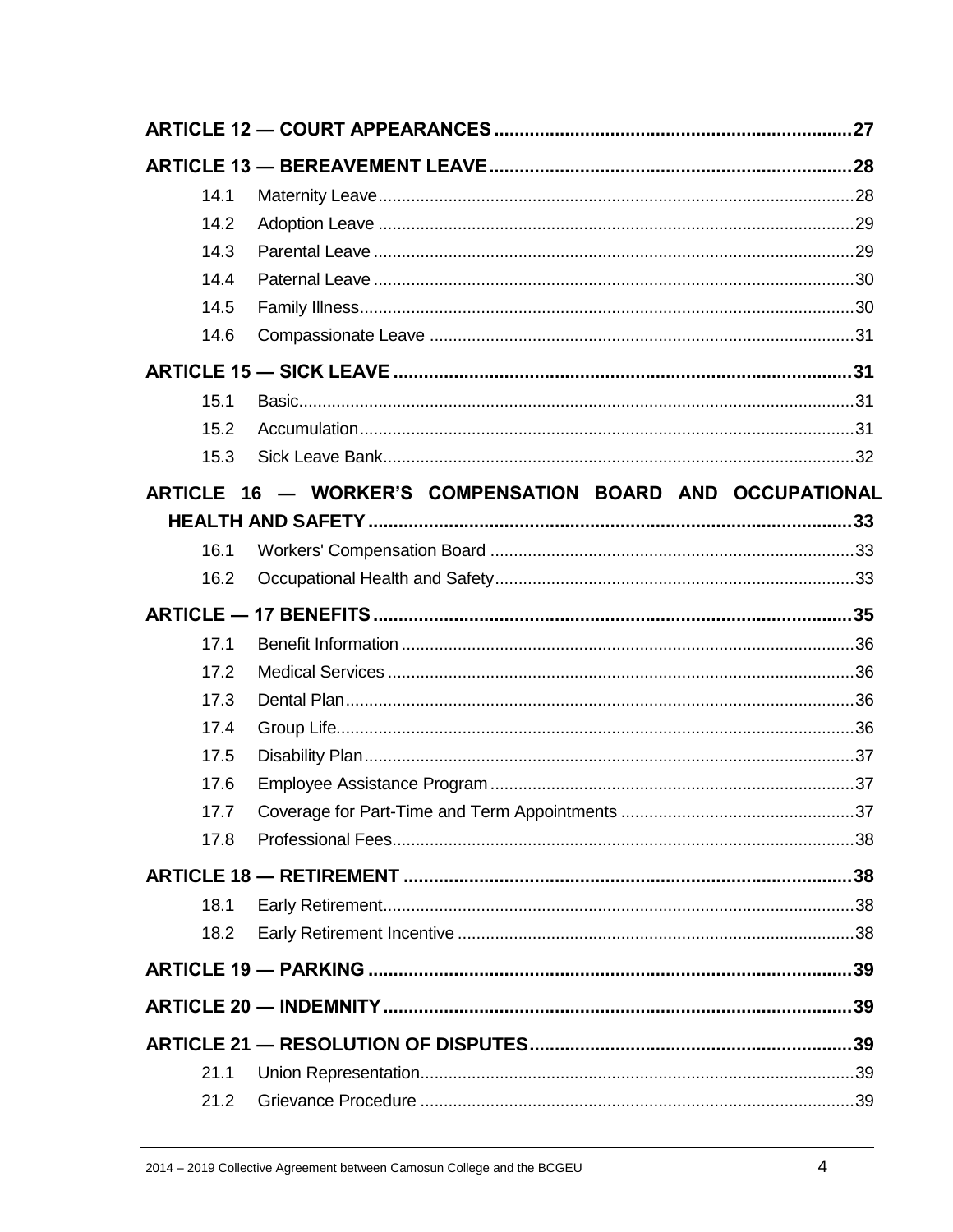**ARTICLE 12 — COURT APPEARANCES** .......... 27

**ARTICLE 13 — BEREAVEMENT LEAVE** .......... 28

- 14.1 Maternity Leave .......... 28
- 14.2 Adoption Leave .......... 29
- 14.3 Parental Leave .......... 29
- 14.4 Paternal Leave .......... 30
- 14.5 Family Illness .......... 30
- 14.6 Compassionate Leave .......... 31

**ARTICLE 15 — SICK LEAVE** .......... 31

- 15.1 Basic .......... 31
- 15.2 Accumulation .......... 31
- 15.3 Sick Leave Bank .......... 32

**ARTICLE 16 — WORKER'S COMPENSATION BOARD AND OCCUPATIONAL HEALTH AND SAFETY** .......... 33

- 16.1 Workers' Compensation Board .......... 33
- 16.2 Occupational Health and Safety .......... 33

**ARTICLE — 17 BENEFITS** .......... 35

- 17.1 Benefit Information .......... 36
- 17.2 Medical Services .......... 36
- 17.3 Dental Plan .......... 36
- 17.4 Group Life .......... 36
- 17.5 Disability Plan .......... 37
- 17.6 Employee Assistance Program .......... 37
- 17.7 Coverage for Part-Time and Term Appointments .......... 37
- 17.8 Professional Fees .......... 38

**ARTICLE 18 — RETIREMENT** .......... 38

- 18.1 Early Retirement .......... 38
- 18.2 Early Retirement Incentive .......... 38

**ARTICLE 19 — PARKING** .......... 39

**ARTICLE 20 — INDEMNITY** .......... 39

**ARTICLE 21 — RESOLUTION OF DISPUTES** .......... 39

- 21.1 Union Representation .......... 39
- 21.2 Grievance Procedure .......... 39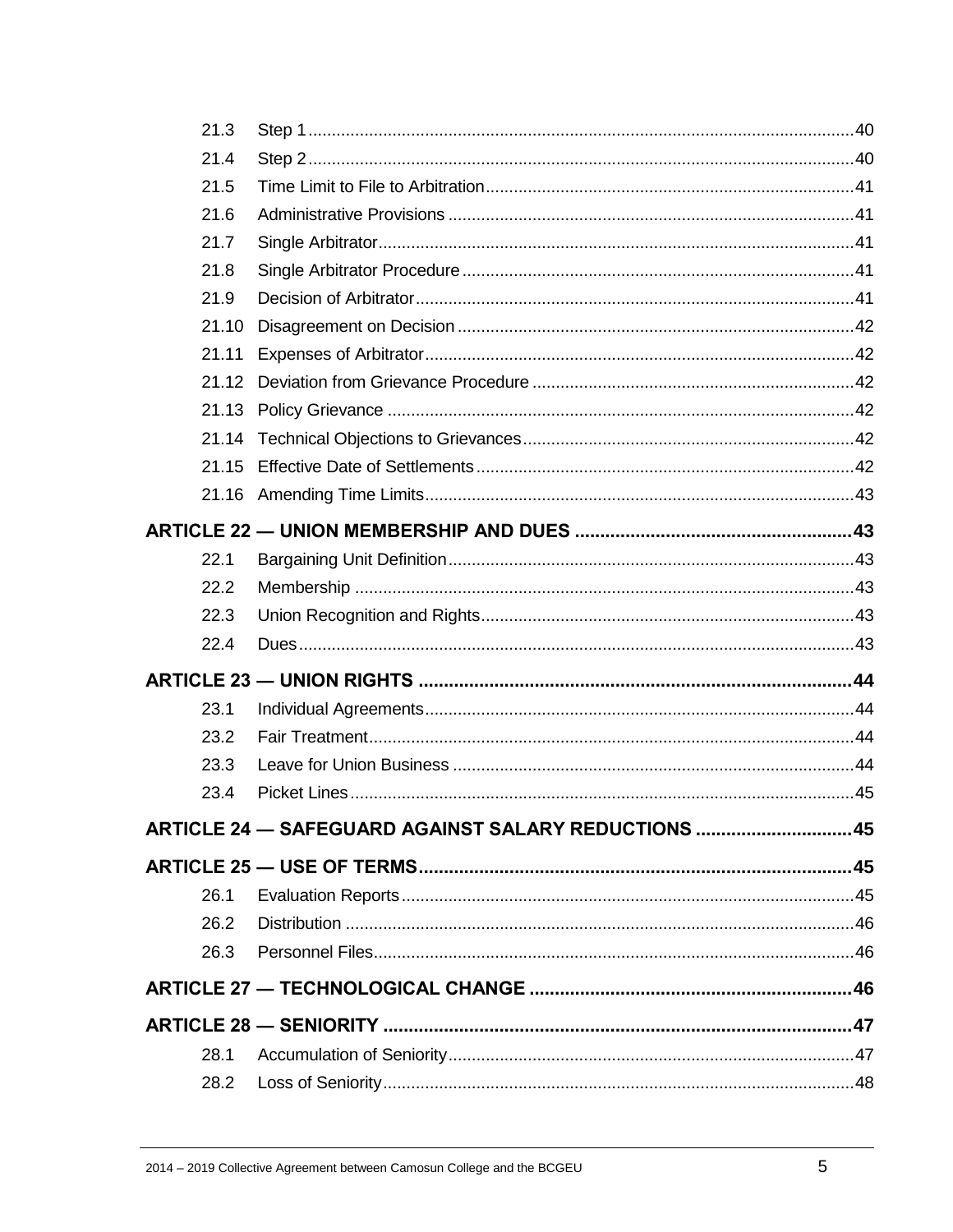| | | |
|---|---|---|
| 21.3 | Step 1 | 40 |
| 21.4 | Step 2 | 40 |
| 21.5 | Time Limit to File to Arbitration | 41 |
| 21.6 | Administrative Provisions | 41 |
| 21.7 | Single Arbitrator | 41 |
| 21.8 | Single Arbitrator Procedure | 41 |
| 21.9 | Decision of Arbitrator | 41 |
| 21.10 | Disagreement on Decision | 42 |
| 21.11 | Expenses of Arbitrator | 42 |
| 21.12 | Deviation from Grievance Procedure | 42 |
| 21.13 | Policy Grievance | 42 |
| 21.14 | Technical Objections to Grievances | 42 |
| 21.15 | Effective Date of Settlements | 42 |
| 21.16 | Amending Time Limits | 43 |

**ARTICLE 22 — UNION MEMBERSHIP AND DUES** ..... **43**

| | | |
|---|---|---|
| 22.1 | Bargaining Unit Definition | 43 |
| 22.2 | Membership | 43 |
| 22.3 | Union Recognition and Rights | 43 |
| 22.4 | Dues | 43 |

**ARTICLE 23 — UNION RIGHTS** ..... **44**

| | | |
|---|---|---|
| 23.1 | Individual Agreements | 44 |
| 23.2 | Fair Treatment | 44 |
| 23.3 | Leave for Union Business | 44 |
| 23.4 | Picket Lines | 45 |

**ARTICLE 24 — SAFEGUARD AGAINST SALARY REDUCTIONS** ..... **45**

**ARTICLE 25 — USE OF TERMS** ..... **45**

| | | |
|---|---|---|
| 26.1 | Evaluation Reports | 45 |
| 26.2 | Distribution | 46 |
| 26.3 | Personnel Files | 46 |

**ARTICLE 27 — TECHNOLOGICAL CHANGE** ..... **46**

**ARTICLE 28 — SENIORITY** ..... **47**

| | | |
|---|---|---|
| 28.1 | Accumulation of Seniority | 47 |
| 28.2 | Loss of Seniority | 48 |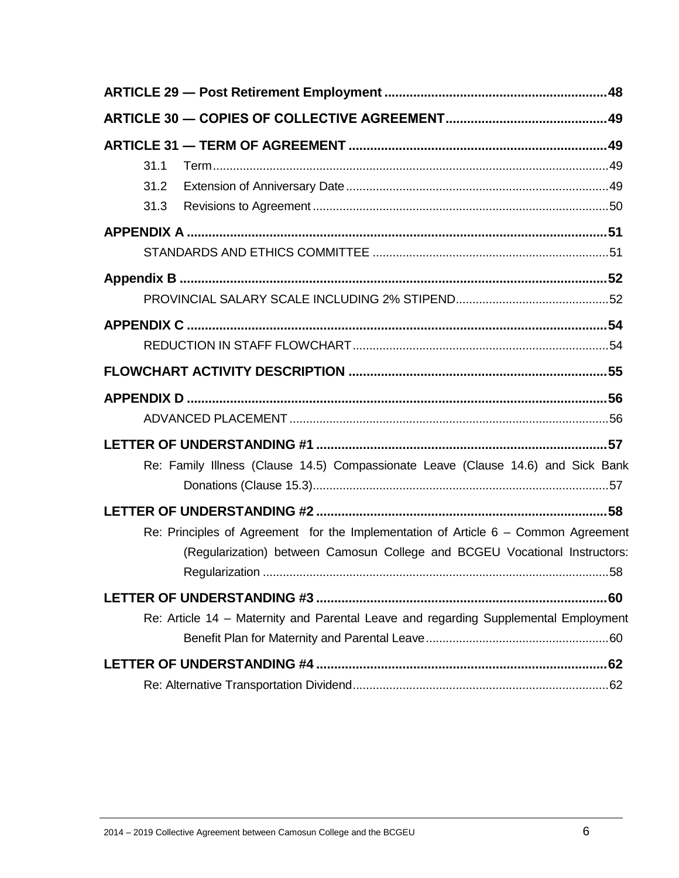**ARTICLE 29 — Post Retirement Employment** ... **48**

**ARTICLE 30 — COPIES OF COLLECTIVE AGREEMENT** ... **49**

**ARTICLE 31 — TERM OF AGREEMENT** ... **49**

- 31.1 Term ... 49
- 31.2 Extension of Anniversary Date ... 49
- 31.3 Revisions to Agreement ... 50

**APPENDIX A** ... **51**

- STANDARDS AND ETHICS COMMITTEE ... 51

**Appendix B** ... **52**

- PROVINCIAL SALARY SCALE INCLUDING 2% STIPEND ... 52

**APPENDIX C** ... **54**

- REDUCTION IN STAFF FLOWCHART ... 54

**FLOWCHART ACTIVITY DESCRIPTION** ... **55**

**APPENDIX D** ... **56**

- ADVANCED PLACEMENT ... 56

**LETTER OF UNDERSTANDING #1** ... **57**

- Re: Family Illness (Clause 14.5) Compassionate Leave (Clause 14.6) and Sick Bank Donations (Clause 15.3) ... 57

**LETTER OF UNDERSTANDING #2** ... **58**

- Re: Principles of Agreement for the Implementation of Article 6 – Common Agreement (Regularization) between Camosun College and BCGEU Vocational Instructors: Regularization ... 58

**LETTER OF UNDERSTANDING #3** ... **60**

- Re: Article 14 – Maternity and Parental Leave and regarding Supplemental Employment Benefit Plan for Maternity and Parental Leave ... 60

**LETTER OF UNDERSTANDING #4** ... **62**

- Re: Alternative Transportation Dividend ... 62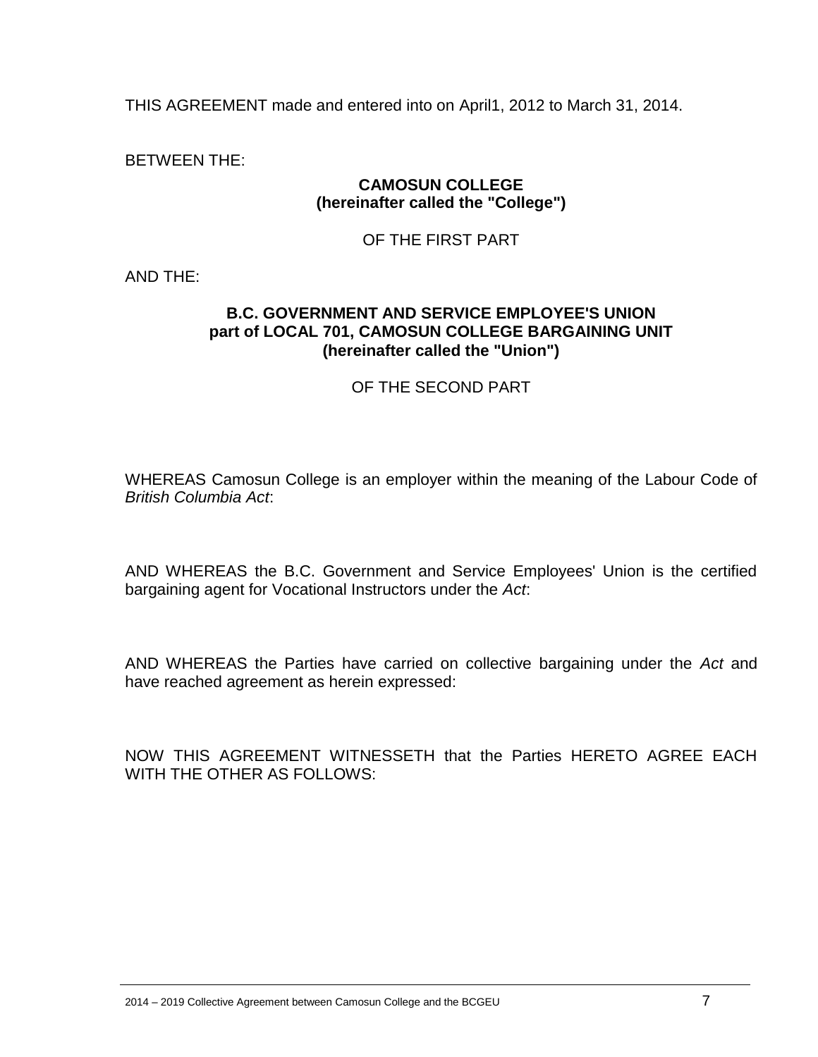THIS AGREEMENT made and entered into on April1, 2012 to March 31, 2014.

BETWEEN THE:

**CAMOSUN COLLEGE**
**(hereinafter called the "College")**

OF THE FIRST PART

AND THE:

**B.C. GOVERNMENT AND SERVICE EMPLOYEE'S UNION**
**part of LOCAL 701, CAMOSUN COLLEGE BARGAINING UNIT**
**(hereinafter called the "Union")**

OF THE SECOND PART

WHEREAS Camosun College is an employer within the meaning of the Labour Code of *British Columbia Act*:

AND WHEREAS the B.C. Government and Service Employees' Union is the certified bargaining agent for Vocational Instructors under the *Act*:

AND WHEREAS the Parties have carried on collective bargaining under the *Act* and have reached agreement as herein expressed:

NOW THIS AGREEMENT WITNESSETH that the Parties HERETO AGREE EACH WITH THE OTHER AS FOLLOWS: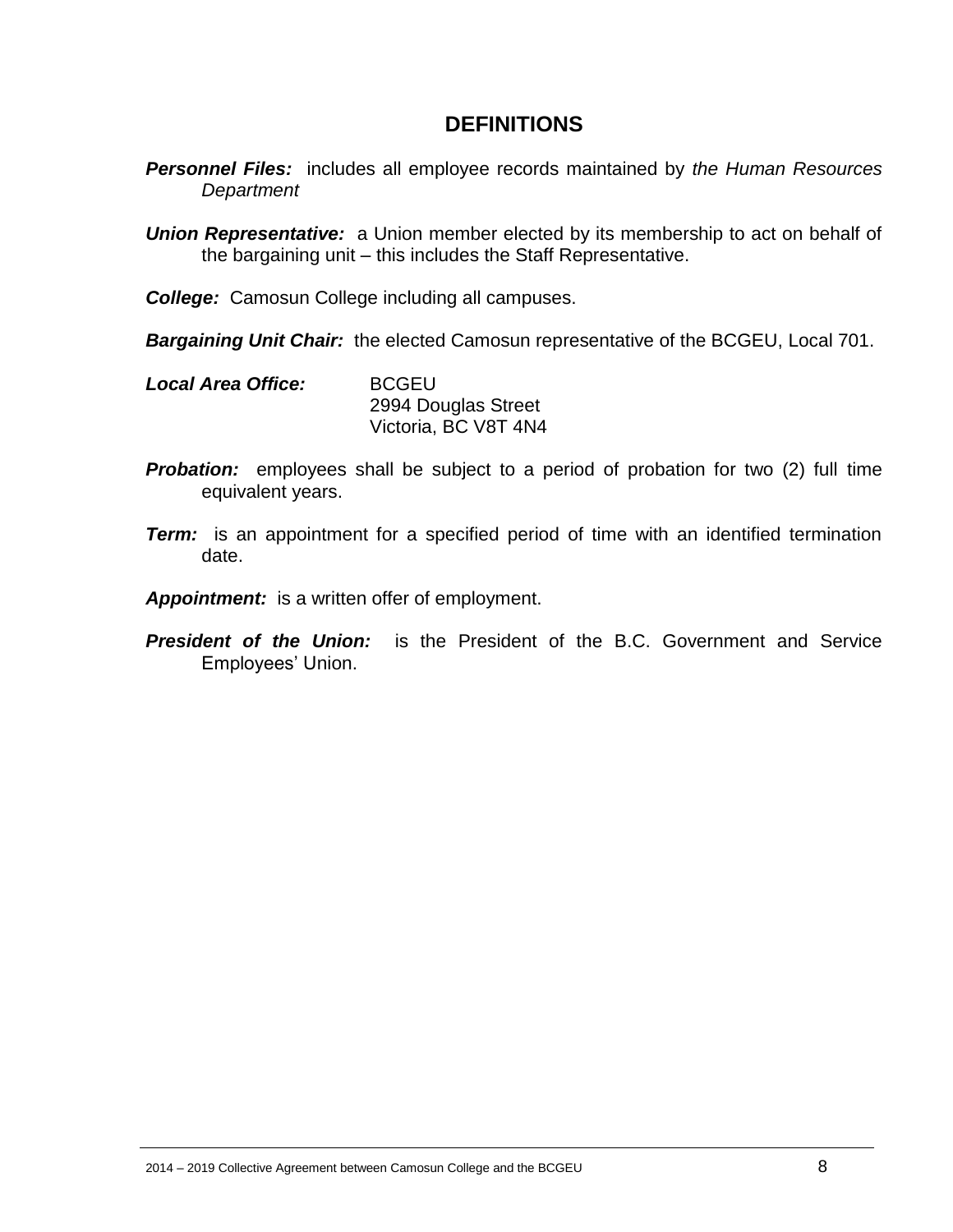## DEFINITIONS

***Personnel Files:*** includes all employee records maintained by *the Human Resources Department*

***Union Representative:*** a Union member elected by its membership to act on behalf of the bargaining unit – this includes the Staff Representative.

***College:*** Camosun College including all campuses.

***Bargaining Unit Chair:*** the elected Camosun representative of the BCGEU, Local 701.

***Local Area Office:***
BCGEU
2994 Douglas Street
Victoria, BC V8T 4N4

***Probation:*** employees shall be subject to a period of probation for two (2) full time equivalent years.

***Term:*** is an appointment for a specified period of time with an identified termination date.

***Appointment:*** is a written offer of employment.

***President of the Union:*** is the President of the B.C. Government and Service Employees' Union.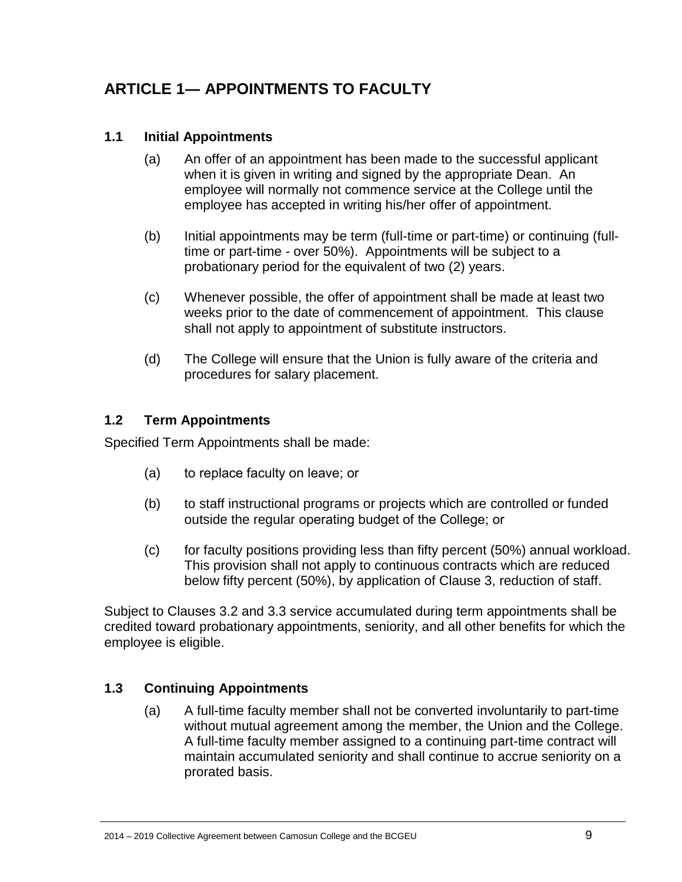# ARTICLE 1— APPOINTMENTS TO FACULTY

## 1.1 Initial Appointments

(a) An offer of an appointment has been made to the successful applicant when it is given in writing and signed by the appropriate Dean. An employee will normally not commence service at the College until the employee has accepted in writing his/her offer of appointment.

(b) Initial appointments may be term (full-time or part-time) or continuing (full-time or part-time - over 50%). Appointments will be subject to a probationary period for the equivalent of two (2) years.

(c) Whenever possible, the offer of appointment shall be made at least two weeks prior to the date of commencement of appointment. This clause shall not apply to appointment of substitute instructors.

(d) The College will ensure that the Union is fully aware of the criteria and procedures for salary placement.

## 1.2 Term Appointments

Specified Term Appointments shall be made:

(a) to replace faculty on leave; or

(b) to staff instructional programs or projects which are controlled or funded outside the regular operating budget of the College; or

(c) for faculty positions providing less than fifty percent (50%) annual workload. This provision shall not apply to continuous contracts which are reduced below fifty percent (50%), by application of Clause 3, reduction of staff.

Subject to Clauses 3.2 and 3.3 service accumulated during term appointments shall be credited toward probationary appointments, seniority, and all other benefits for which the employee is eligible.

## 1.3 Continuing Appointments

(a) A full-time faculty member shall not be converted involuntarily to part-time without mutual agreement among the member, the Union and the College. A full-time faculty member assigned to a continuing part-time contract will maintain accumulated seniority and shall continue to accrue seniority on a prorated basis.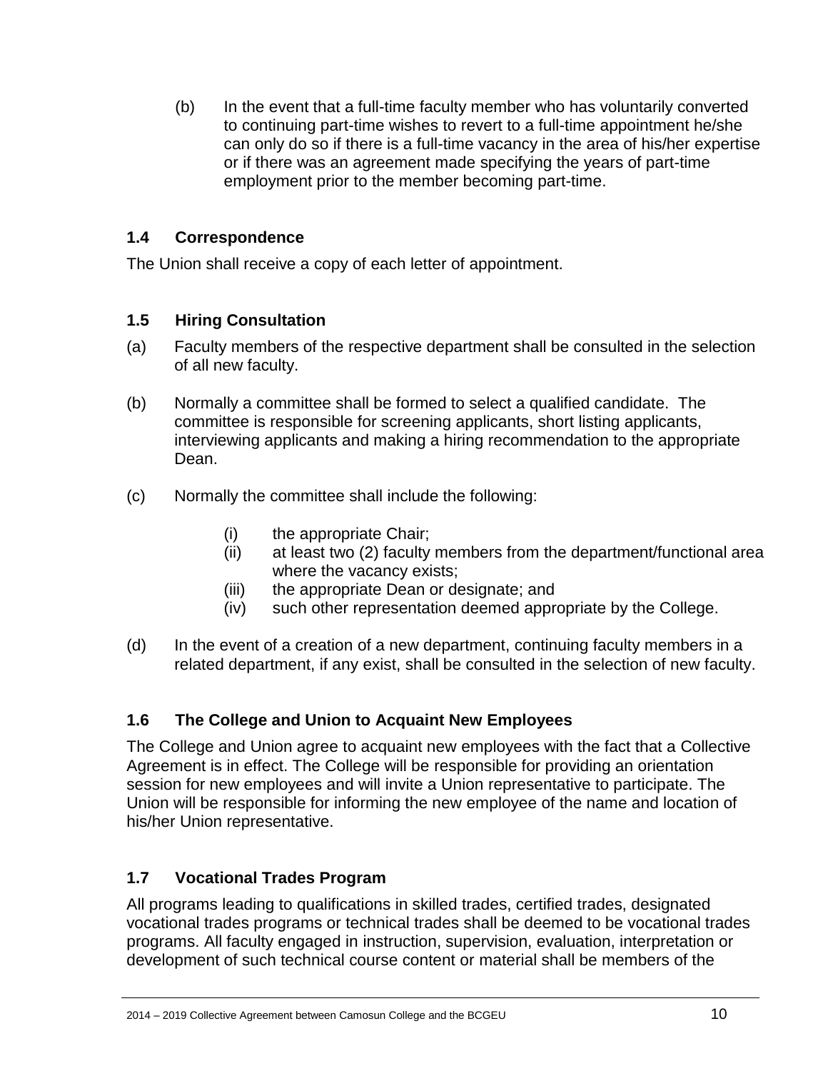(b) In the event that a full-time faculty member who has voluntarily converted to continuing part-time wishes to revert to a full-time appointment he/she can only do so if there is a full-time vacancy in the area of his/her expertise or if there was an agreement made specifying the years of part-time employment prior to the member becoming part-time.

### 1.4 Correspondence

The Union shall receive a copy of each letter of appointment.

### 1.5 Hiring Consultation

(a) Faculty members of the respective department shall be consulted in the selection of all new faculty.

(b) Normally a committee shall be formed to select a qualified candidate. The committee is responsible for screening applicants, short listing applicants, interviewing applicants and making a hiring recommendation to the appropriate Dean.

(c) Normally the committee shall include the following:

- (i) the appropriate Chair;
- (ii) at least two (2) faculty members from the department/functional area where the vacancy exists;
- (iii) the appropriate Dean or designate; and
- (iv) such other representation deemed appropriate by the College.

(d) In the event of a creation of a new department, continuing faculty members in a related department, if any exist, shall be consulted in the selection of new faculty.

### 1.6 The College and Union to Acquaint New Employees

The College and Union agree to acquaint new employees with the fact that a Collective Agreement is in effect. The College will be responsible for providing an orientation session for new employees and will invite a Union representative to participate. The Union will be responsible for informing the new employee of the name and location of his/her Union representative.

### 1.7 Vocational Trades Program

All programs leading to qualifications in skilled trades, certified trades, designated vocational trades programs or technical trades shall be deemed to be vocational trades programs. All faculty engaged in instruction, supervision, evaluation, interpretation or development of such technical course content or material shall be members of the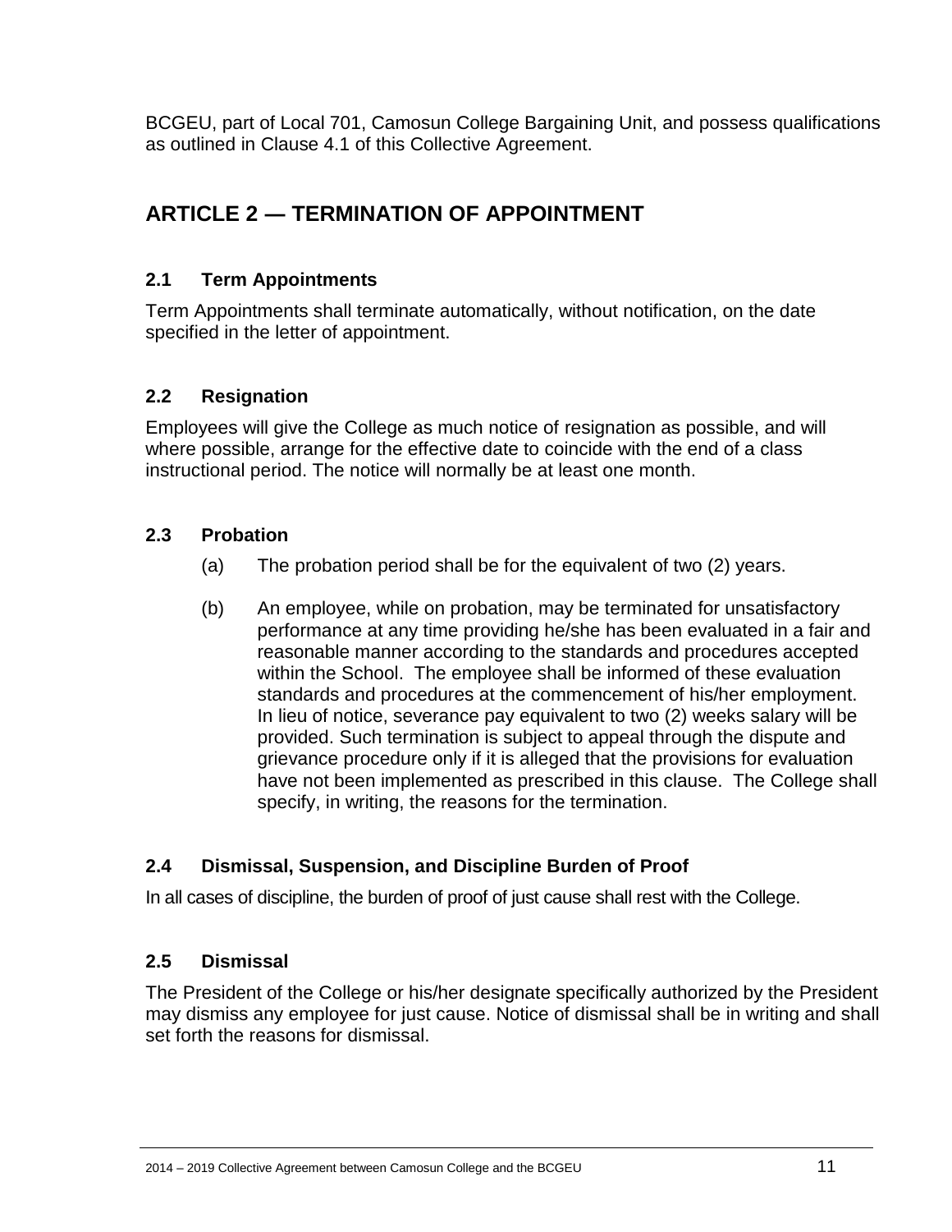BCGEU, part of Local 701, Camosun College Bargaining Unit, and possess qualifications as outlined in Clause 4.1 of this Collective Agreement.

## ARTICLE 2 — TERMINATION OF APPOINTMENT

### 2.1 Term Appointments

Term Appointments shall terminate automatically, without notification, on the date specified in the letter of appointment.

### 2.2 Resignation

Employees will give the College as much notice of resignation as possible, and will where possible, arrange for the effective date to coincide with the end of a class instructional period. The notice will normally be at least one month.

### 2.3 Probation

(a) The probation period shall be for the equivalent of two (2) years.

(b) An employee, while on probation, may be terminated for unsatisfactory performance at any time providing he/she has been evaluated in a fair and reasonable manner according to the standards and procedures accepted within the School. The employee shall be informed of these evaluation standards and procedures at the commencement of his/her employment. In lieu of notice, severance pay equivalent to two (2) weeks salary will be provided. Such termination is subject to appeal through the dispute and grievance procedure only if it is alleged that the provisions for evaluation have not been implemented as prescribed in this clause. The College shall specify, in writing, the reasons for the termination.

### 2.4 Dismissal, Suspension, and Discipline Burden of Proof

In all cases of discipline, the burden of proof of just cause shall rest with the College.

### 2.5 Dismissal

The President of the College or his/her designate specifically authorized by the President may dismiss any employee for just cause. Notice of dismissal shall be in writing and shall set forth the reasons for dismissal.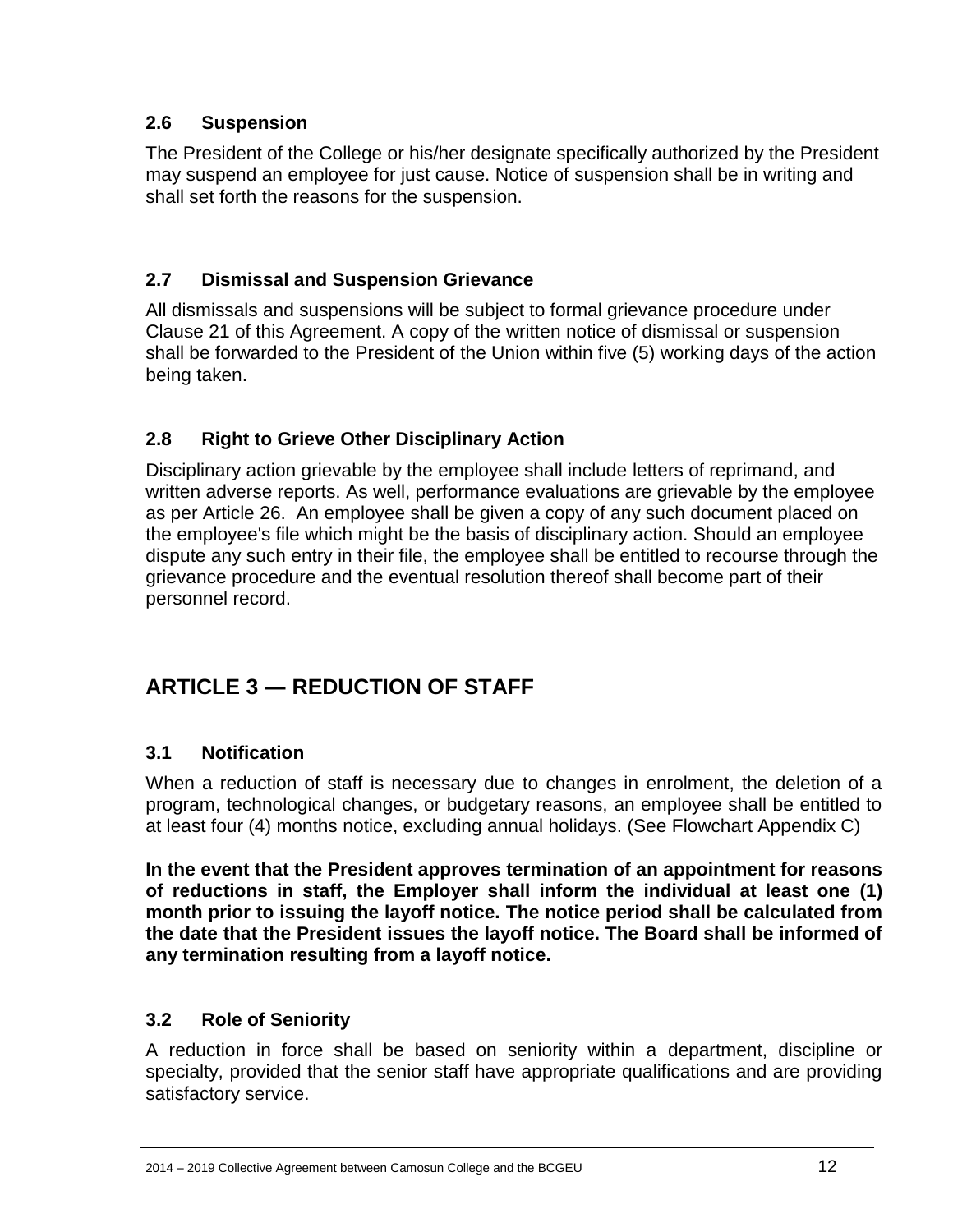### 2.6 Suspension

The President of the College or his/her designate specifically authorized by the President may suspend an employee for just cause. Notice of suspension shall be in writing and shall set forth the reasons for the suspension.

### 2.7 Dismissal and Suspension Grievance

All dismissals and suspensions will be subject to formal grievance procedure under Clause 21 of this Agreement. A copy of the written notice of dismissal or suspension shall be forwarded to the President of the Union within five (5) working days of the action being taken.

### 2.8 Right to Grieve Other Disciplinary Action

Disciplinary action grievable by the employee shall include letters of reprimand, and written adverse reports. As well, performance evaluations are grievable by the employee as per Article 26. An employee shall be given a copy of any such document placed on the employee's file which might be the basis of disciplinary action. Should an employee dispute any such entry in their file, the employee shall be entitled to recourse through the grievance procedure and the eventual resolution thereof shall become part of their personnel record.

## ARTICLE 3 — REDUCTION OF STAFF

### 3.1 Notification

When a reduction of staff is necessary due to changes in enrolment, the deletion of a program, technological changes, or budgetary reasons, an employee shall be entitled to at least four (4) months notice, excluding annual holidays. (See Flowchart Appendix C)

**In the event that the President approves termination of an appointment for reasons of reductions in staff, the Employer shall inform the individual at least one (1) month prior to issuing the layoff notice. The notice period shall be calculated from the date that the President issues the layoff notice. The Board shall be informed of any termination resulting from a layoff notice.**

### 3.2 Role of Seniority

A reduction in force shall be based on seniority within a department, discipline or specialty, provided that the senior staff have appropriate qualifications and are providing satisfactory service.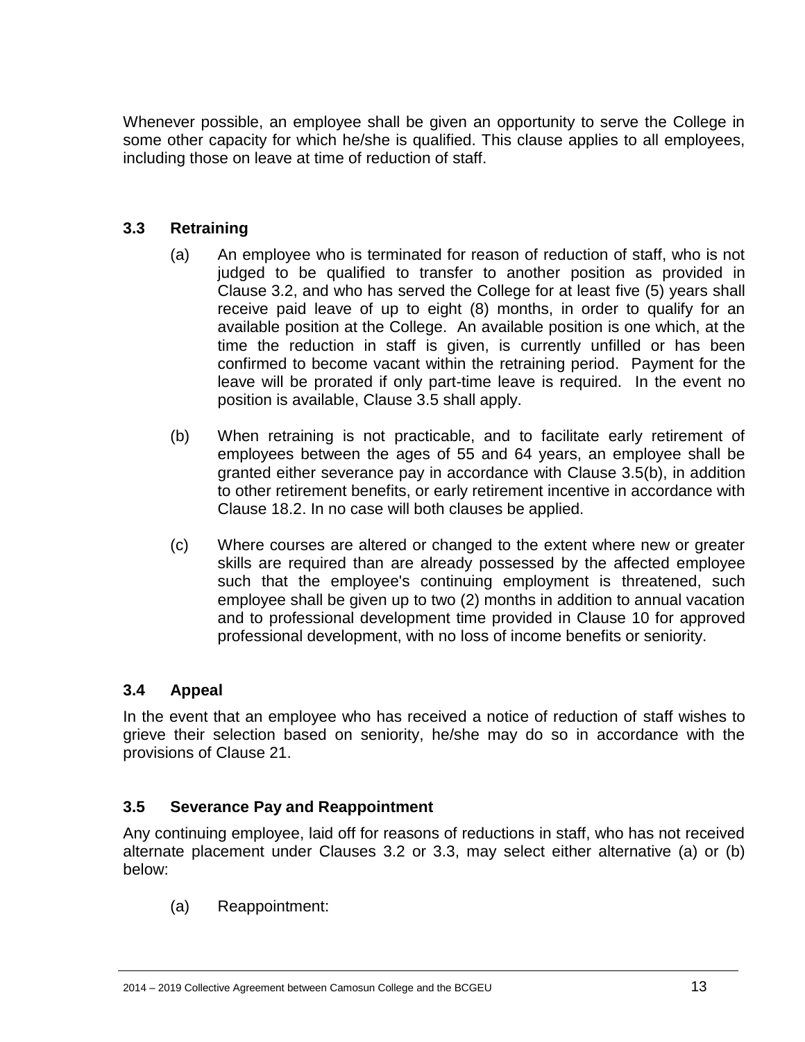Whenever possible, an employee shall be given an opportunity to serve the College in some other capacity for which he/she is qualified. This clause applies to all employees, including those on leave at time of reduction of staff.

### 3.3 Retraining

(a) An employee who is terminated for reason of reduction of staff, who is not judged to be qualified to transfer to another position as provided in Clause 3.2, and who has served the College for at least five (5) years shall receive paid leave of up to eight (8) months, in order to qualify for an available position at the College. An available position is one which, at the time the reduction in staff is given, is currently unfilled or has been confirmed to become vacant within the retraining period. Payment for the leave will be prorated if only part-time leave is required. In the event no position is available, Clause 3.5 shall apply.

(b) When retraining is not practicable, and to facilitate early retirement of employees between the ages of 55 and 64 years, an employee shall be granted either severance pay in accordance with Clause 3.5(b), in addition to other retirement benefits, or early retirement incentive in accordance with Clause 18.2. In no case will both clauses be applied.

(c) Where courses are altered or changed to the extent where new or greater skills are required than are already possessed by the affected employee such that the employee's continuing employment is threatened, such employee shall be given up to two (2) months in addition to annual vacation and to professional development time provided in Clause 10 for approved professional development, with no loss of income benefits or seniority.

### 3.4 Appeal

In the event that an employee who has received a notice of reduction of staff wishes to grieve their selection based on seniority, he/she may do so in accordance with the provisions of Clause 21.

### 3.5 Severance Pay and Reappointment

Any continuing employee, laid off for reasons of reductions in staff, who has not received alternate placement under Clauses 3.2 or 3.3, may select either alternative (a) or (b) below:

(a) Reappointment: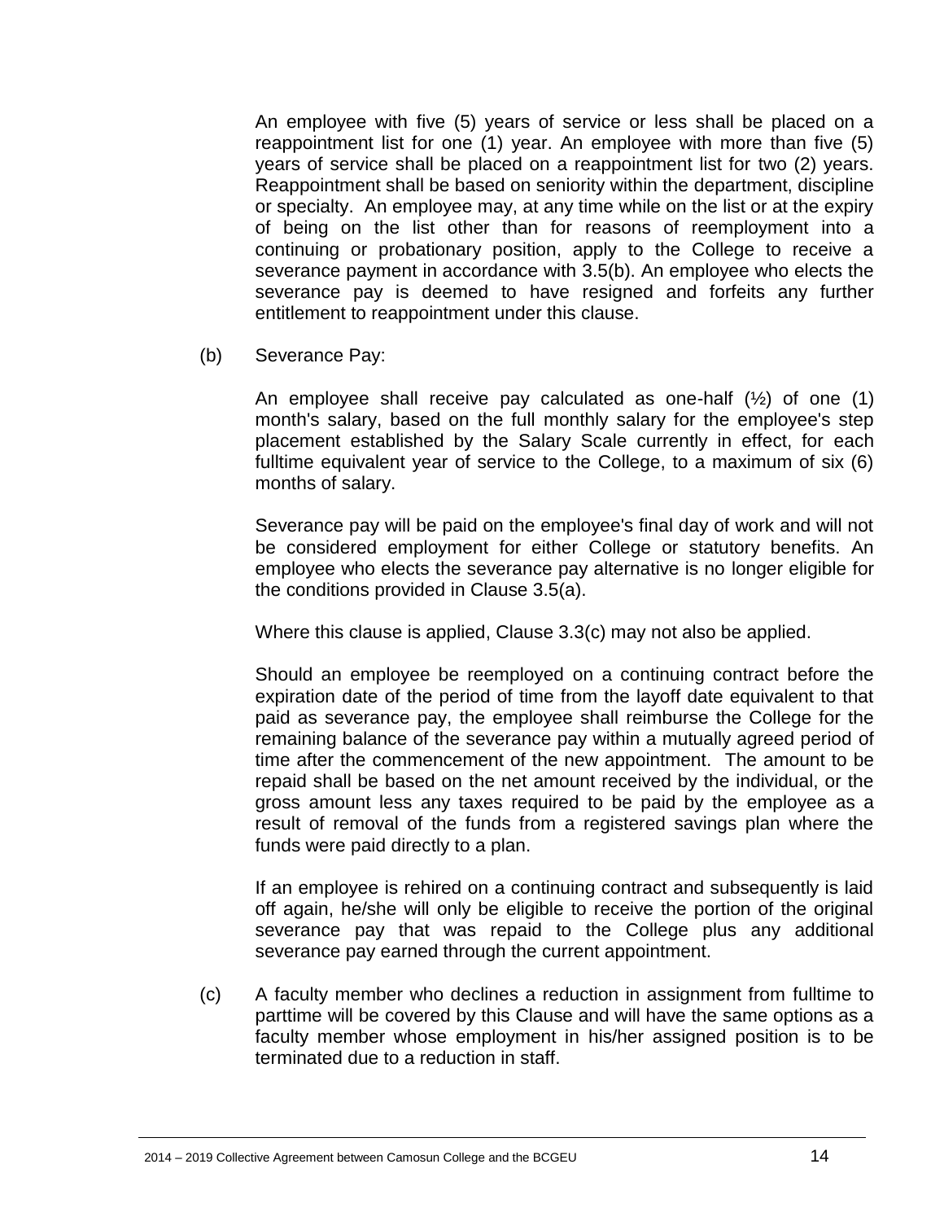An employee with five (5) years of service or less shall be placed on a reappointment list for one (1) year. An employee with more than five (5) years of service shall be placed on a reappointment list for two (2) years. Reappointment shall be based on seniority within the department, discipline or specialty. An employee may, at any time while on the list or at the expiry of being on the list other than for reasons of reemployment into a continuing or probationary position, apply to the College to receive a severance payment in accordance with 3.5(b). An employee who elects the severance pay is deemed to have resigned and forfeits any further entitlement to reappointment under this clause.

(b) Severance Pay:

An employee shall receive pay calculated as one-half (½) of one (1) month's salary, based on the full monthly salary for the employee's step placement established by the Salary Scale currently in effect, for each fulltime equivalent year of service to the College, to a maximum of six (6) months of salary.

Severance pay will be paid on the employee's final day of work and will not be considered employment for either College or statutory benefits. An employee who elects the severance pay alternative is no longer eligible for the conditions provided in Clause 3.5(a).

Where this clause is applied, Clause 3.3(c) may not also be applied.

Should an employee be reemployed on a continuing contract before the expiration date of the period of time from the layoff date equivalent to that paid as severance pay, the employee shall reimburse the College for the remaining balance of the severance pay within a mutually agreed period of time after the commencement of the new appointment. The amount to be repaid shall be based on the net amount received by the individual, or the gross amount less any taxes required to be paid by the employee as a result of removal of the funds from a registered savings plan where the funds were paid directly to a plan.

If an employee is rehired on a continuing contract and subsequently is laid off again, he/she will only be eligible to receive the portion of the original severance pay that was repaid to the College plus any additional severance pay earned through the current appointment.

(c) A faculty member who declines a reduction in assignment from fulltime to parttime will be covered by this Clause and will have the same options as a faculty member whose employment in his/her assigned position is to be terminated due to a reduction in staff.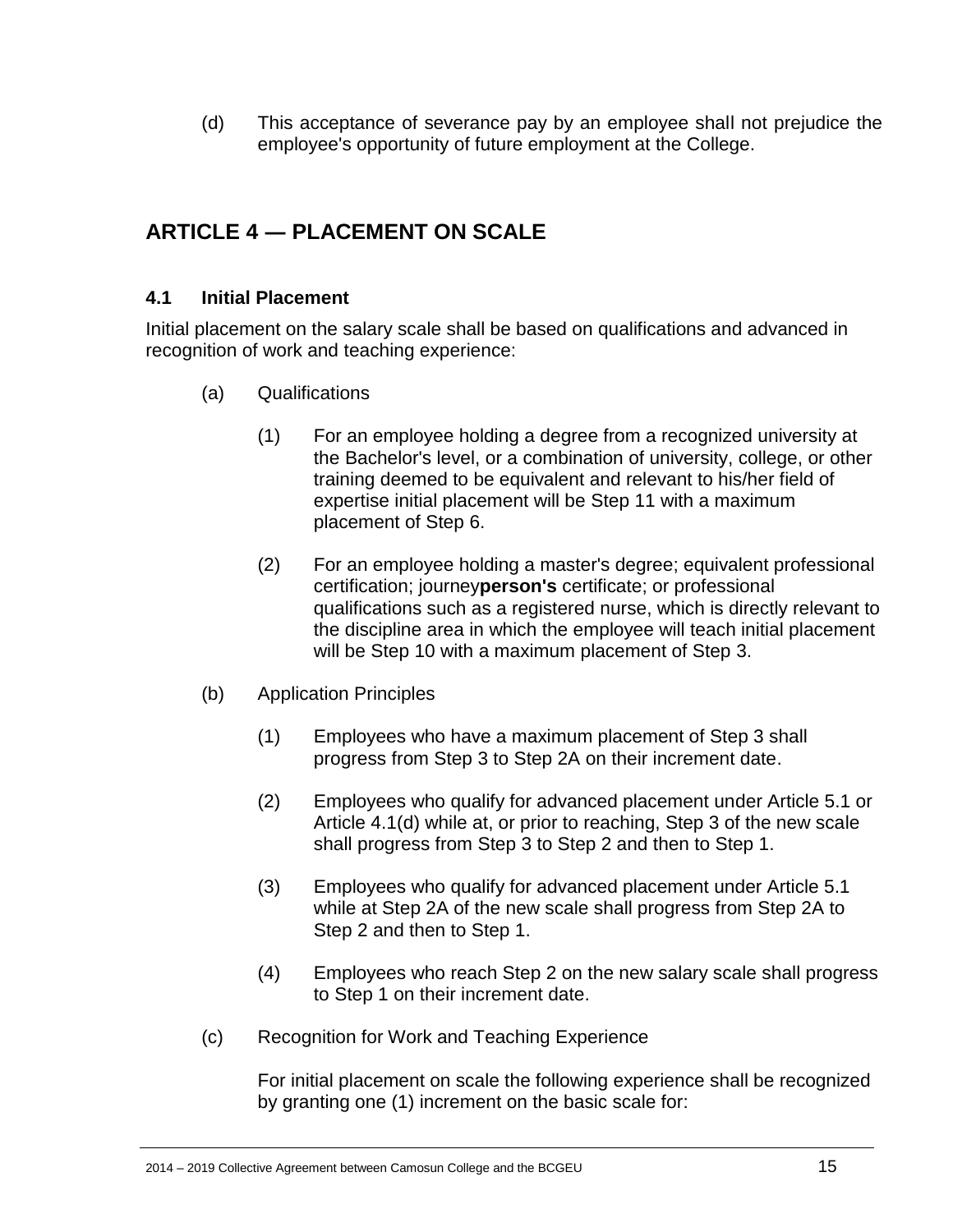(d) This acceptance of severance pay by an employee shall not prejudice the employee's opportunity of future employment at the College.

## ARTICLE 4 — PLACEMENT ON SCALE

### 4.1 Initial Placement

Initial placement on the salary scale shall be based on qualifications and advanced in recognition of work and teaching experience:

(a) Qualifications

(1) For an employee holding a degree from a recognized university at the Bachelor's level, or a combination of university, college, or other training deemed to be equivalent and relevant to his/her field of expertise initial placement will be Step 11 with a maximum placement of Step 6.

(2) For an employee holding a master's degree; equivalent professional certification; journey**person's** certificate; or professional qualifications such as a registered nurse, which is directly relevant to the discipline area in which the employee will teach initial placement will be Step 10 with a maximum placement of Step 3.

(b) Application Principles

(1) Employees who have a maximum placement of Step 3 shall progress from Step 3 to Step 2A on their increment date.

(2) Employees who qualify for advanced placement under Article 5.1 or Article 4.1(d) while at, or prior to reaching, Step 3 of the new scale shall progress from Step 3 to Step 2 and then to Step 1.

(3) Employees who qualify for advanced placement under Article 5.1 while at Step 2A of the new scale shall progress from Step 2A to Step 2 and then to Step 1.

(4) Employees who reach Step 2 on the new salary scale shall progress to Step 1 on their increment date.

(c) Recognition for Work and Teaching Experience

For initial placement on scale the following experience shall be recognized by granting one (1) increment on the basic scale for: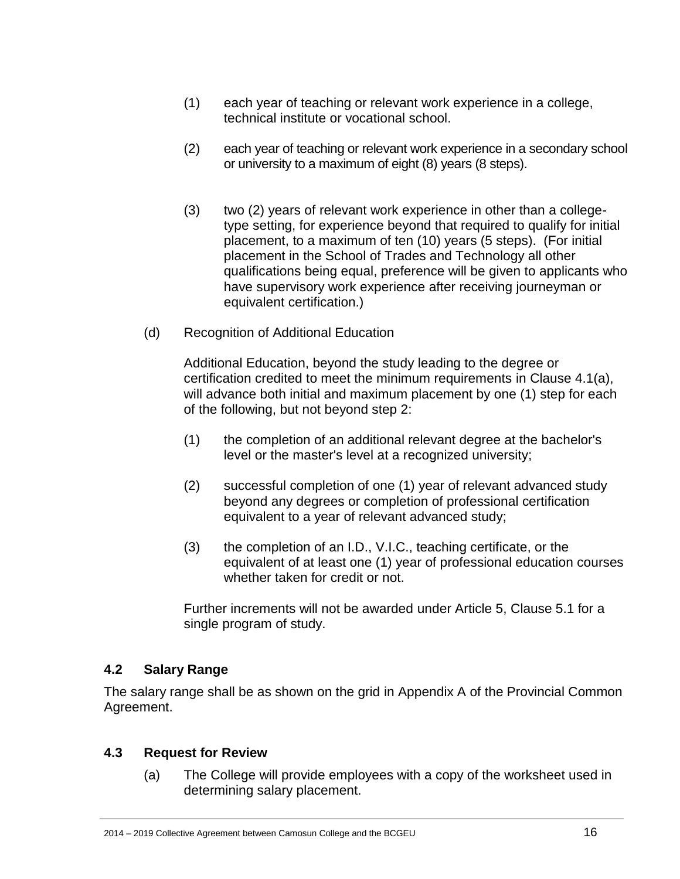(1) each year of teaching or relevant work experience in a college, technical institute or vocational school.

(2) each year of teaching or relevant work experience in a secondary school or university to a maximum of eight (8) years (8 steps).

(3) two (2) years of relevant work experience in other than a college-type setting, for experience beyond that required to qualify for initial placement, to a maximum of ten (10) years (5 steps). (For initial placement in the School of Trades and Technology all other qualifications being equal, preference will be given to applicants who have supervisory work experience after receiving journeyman or equivalent certification.)

(d) Recognition of Additional Education

Additional Education, beyond the study leading to the degree or certification credited to meet the minimum requirements in Clause 4.1(a), will advance both initial and maximum placement by one (1) step for each of the following, but not beyond step 2:

(1) the completion of an additional relevant degree at the bachelor's level or the master's level at a recognized university;

(2) successful completion of one (1) year of relevant advanced study beyond any degrees or completion of professional certification equivalent to a year of relevant advanced study;

(3) the completion of an I.D., V.I.C., teaching certificate, or the equivalent of at least one (1) year of professional education courses whether taken for credit or not.

Further increments will not be awarded under Article 5, Clause 5.1 for a single program of study.

### 4.2 Salary Range

The salary range shall be as shown on the grid in Appendix A of the Provincial Common Agreement.

### 4.3 Request for Review

(a) The College will provide employees with a copy of the worksheet used in determining salary placement.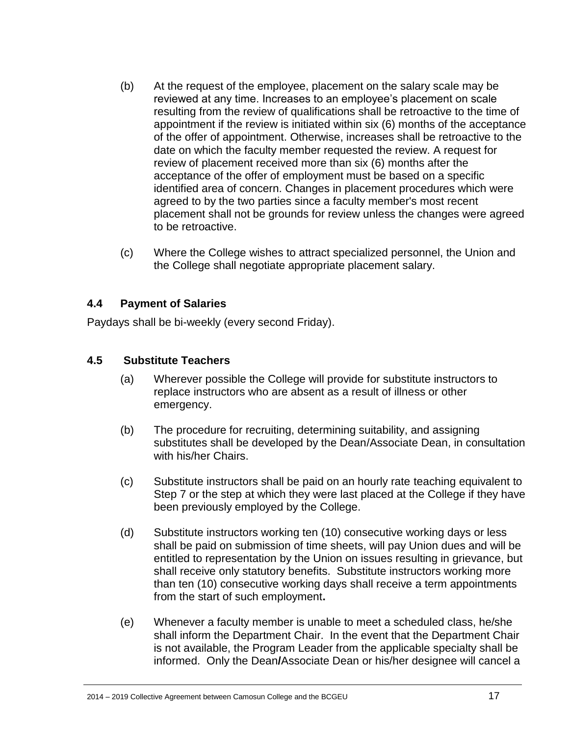(b) At the request of the employee, placement on the salary scale may be reviewed at any time. Increases to an employee's placement on scale resulting from the review of qualifications shall be retroactive to the time of appointment if the review is initiated within six (6) months of the acceptance of the offer of appointment. Otherwise, increases shall be retroactive to the date on which the faculty member requested the review. A request for review of placement received more than six (6) months after the acceptance of the offer of employment must be based on a specific identified area of concern. Changes in placement procedures which were agreed to by the two parties since a faculty member's most recent placement shall not be grounds for review unless the changes were agreed to be retroactive.

(c) Where the College wishes to attract specialized personnel, the Union and the College shall negotiate appropriate placement salary.

### 4.4 Payment of Salaries

Paydays shall be bi-weekly (every second Friday).

### 4.5 Substitute Teachers

(a) Wherever possible the College will provide for substitute instructors to replace instructors who are absent as a result of illness or other emergency.

(b) The procedure for recruiting, determining suitability, and assigning substitutes shall be developed by the Dean/Associate Dean, in consultation with his/her Chairs.

(c) Substitute instructors shall be paid on an hourly rate teaching equivalent to Step 7 or the step at which they were last placed at the College if they have been previously employed by the College.

(d) Substitute instructors working ten (10) consecutive working days or less shall be paid on submission of time sheets, will pay Union dues and will be entitled to representation by the Union on issues resulting in grievance, but shall receive only statutory benefits. Substitute instructors working more than ten (10) consecutive working days shall receive a term appointments from the start of such employment**.**

(e) Whenever a faculty member is unable to meet a scheduled class, he/she shall inform the Department Chair. In the event that the Department Chair is not available, the Program Leader from the applicable specialty shall be informed. Only the Dean**/**Associate Dean or his/her designee will cancel a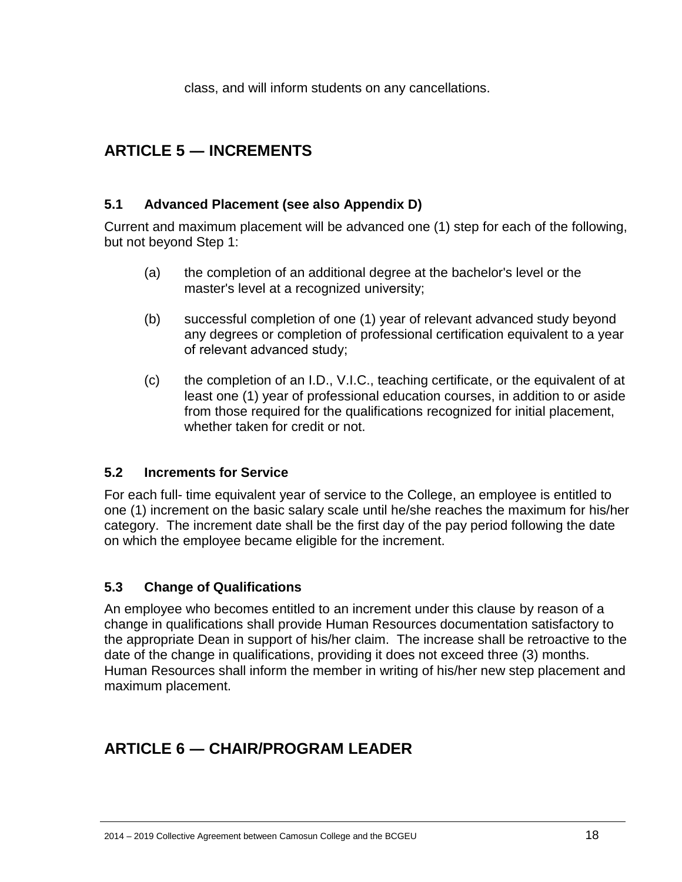class, and will inform students on any cancellations.

## ARTICLE 5 — INCREMENTS

### 5.1 Advanced Placement (see also Appendix D)

Current and maximum placement will be advanced one (1) step for each of the following, but not beyond Step 1:

(a) the completion of an additional degree at the bachelor's level or the master's level at a recognized university;

(b) successful completion of one (1) year of relevant advanced study beyond any degrees or completion of professional certification equivalent to a year of relevant advanced study;

(c) the completion of an I.D., V.I.C., teaching certificate, or the equivalent of at least one (1) year of professional education courses, in addition to or aside from those required for the qualifications recognized for initial placement, whether taken for credit or not.

### 5.2 Increments for Service

For each full- time equivalent year of service to the College, an employee is entitled to one (1) increment on the basic salary scale until he/she reaches the maximum for his/her category. The increment date shall be the first day of the pay period following the date on which the employee became eligible for the increment.

### 5.3 Change of Qualifications

An employee who becomes entitled to an increment under this clause by reason of a change in qualifications shall provide Human Resources documentation satisfactory to the appropriate Dean in support of his/her claim. The increase shall be retroactive to the date of the change in qualifications, providing it does not exceed three (3) months. Human Resources shall inform the member in writing of his/her new step placement and maximum placement.

## ARTICLE 6 — CHAIR/PROGRAM LEADER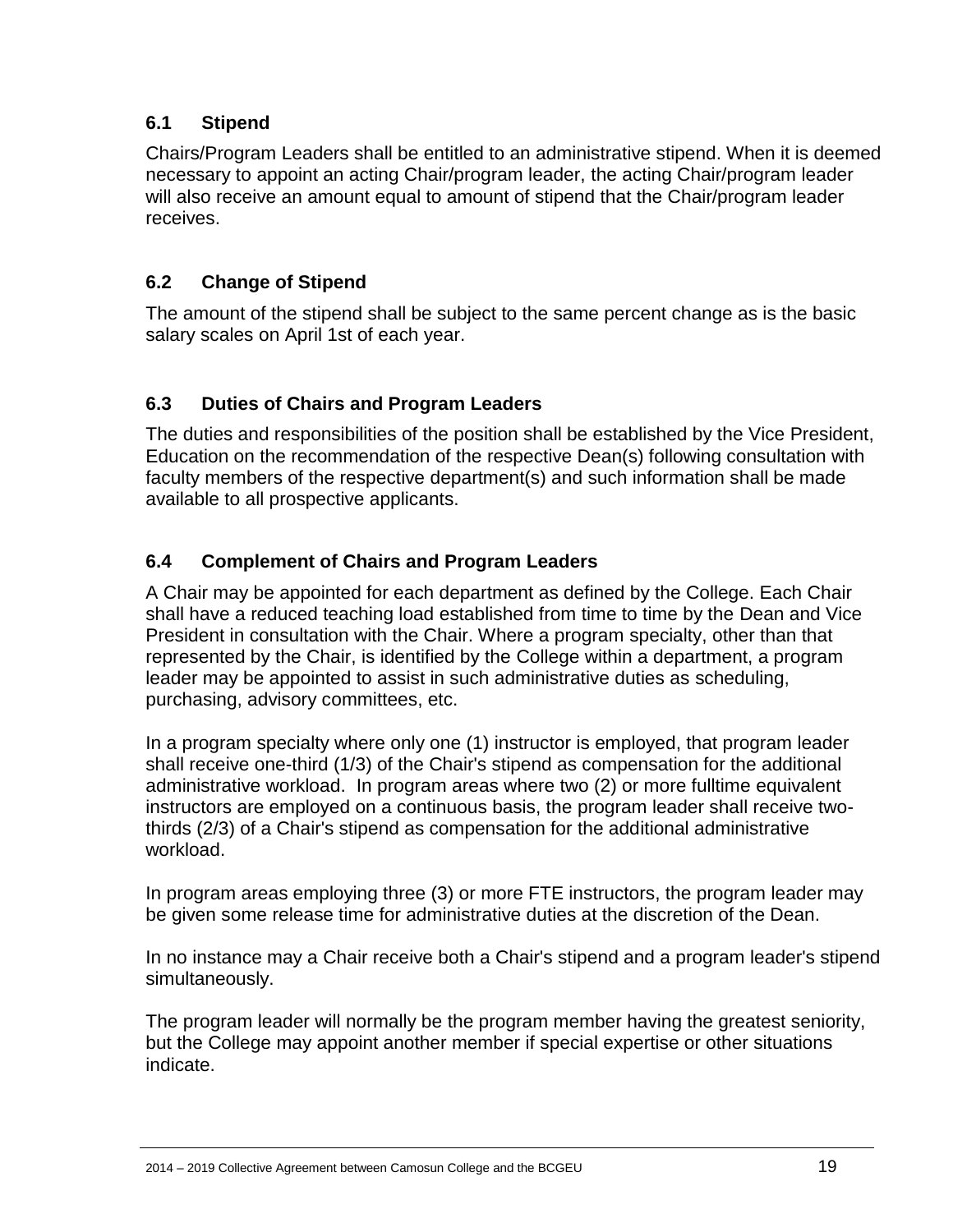### 6.1 Stipend

Chairs/Program Leaders shall be entitled to an administrative stipend. When it is deemed necessary to appoint an acting Chair/program leader, the acting Chair/program leader will also receive an amount equal to amount of stipend that the Chair/program leader receives.

### 6.2 Change of Stipend

The amount of the stipend shall be subject to the same percent change as is the basic salary scales on April 1st of each year.

### 6.3 Duties of Chairs and Program Leaders

The duties and responsibilities of the position shall be established by the Vice President, Education on the recommendation of the respective Dean(s) following consultation with faculty members of the respective department(s) and such information shall be made available to all prospective applicants.

### 6.4 Complement of Chairs and Program Leaders

A Chair may be appointed for each department as defined by the College. Each Chair shall have a reduced teaching load established from time to time by the Dean and Vice President in consultation with the Chair. Where a program specialty, other than that represented by the Chair, is identified by the College within a department, a program leader may be appointed to assist in such administrative duties as scheduling, purchasing, advisory committees, etc.

In a program specialty where only one (1) instructor is employed, that program leader shall receive one-third (1/3) of the Chair's stipend as compensation for the additional administrative workload. In program areas where two (2) or more fulltime equivalent instructors are employed on a continuous basis, the program leader shall receive two-thirds (2/3) of a Chair's stipend as compensation for the additional administrative workload.

In program areas employing three (3) or more FTE instructors, the program leader may be given some release time for administrative duties at the discretion of the Dean.

In no instance may a Chair receive both a Chair's stipend and a program leader's stipend simultaneously.

The program leader will normally be the program member having the greatest seniority, but the College may appoint another member if special expertise or other situations indicate.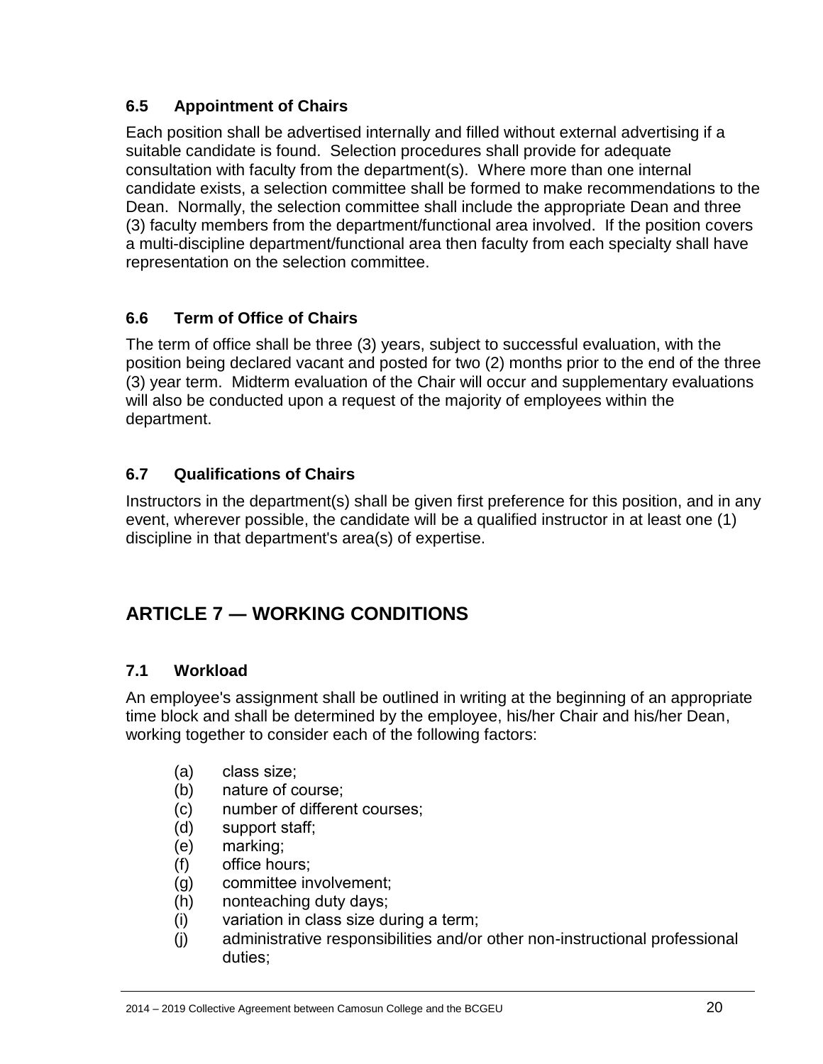### 6.5 Appointment of Chairs

Each position shall be advertised internally and filled without external advertising if a suitable candidate is found. Selection procedures shall provide for adequate consultation with faculty from the department(s). Where more than one internal candidate exists, a selection committee shall be formed to make recommendations to the Dean. Normally, the selection committee shall include the appropriate Dean and three (3) faculty members from the department/functional area involved. If the position covers a multi-discipline department/functional area then faculty from each specialty shall have representation on the selection committee.

### 6.6 Term of Office of Chairs

The term of office shall be three (3) years, subject to successful evaluation, with the position being declared vacant and posted for two (2) months prior to the end of the three (3) year term. Midterm evaluation of the Chair will occur and supplementary evaluations will also be conducted upon a request of the majority of employees within the department.

### 6.7 Qualifications of Chairs

Instructors in the department(s) shall be given first preference for this position, and in any event, wherever possible, the candidate will be a qualified instructor in at least one (1) discipline in that department's area(s) of expertise.

## ARTICLE 7 — WORKING CONDITIONS

### 7.1 Workload

An employee's assignment shall be outlined in writing at the beginning of an appropriate time block and shall be determined by the employee, his/her Chair and his/her Dean, working together to consider each of the following factors:

(a) class size;
(b) nature of course;
(c) number of different courses;
(d) support staff;
(e) marking;
(f) office hours;
(g) committee involvement;
(h) nonteaching duty days;
(i) variation in class size during a term;
(j) administrative responsibilities and/or other non-instructional professional duties;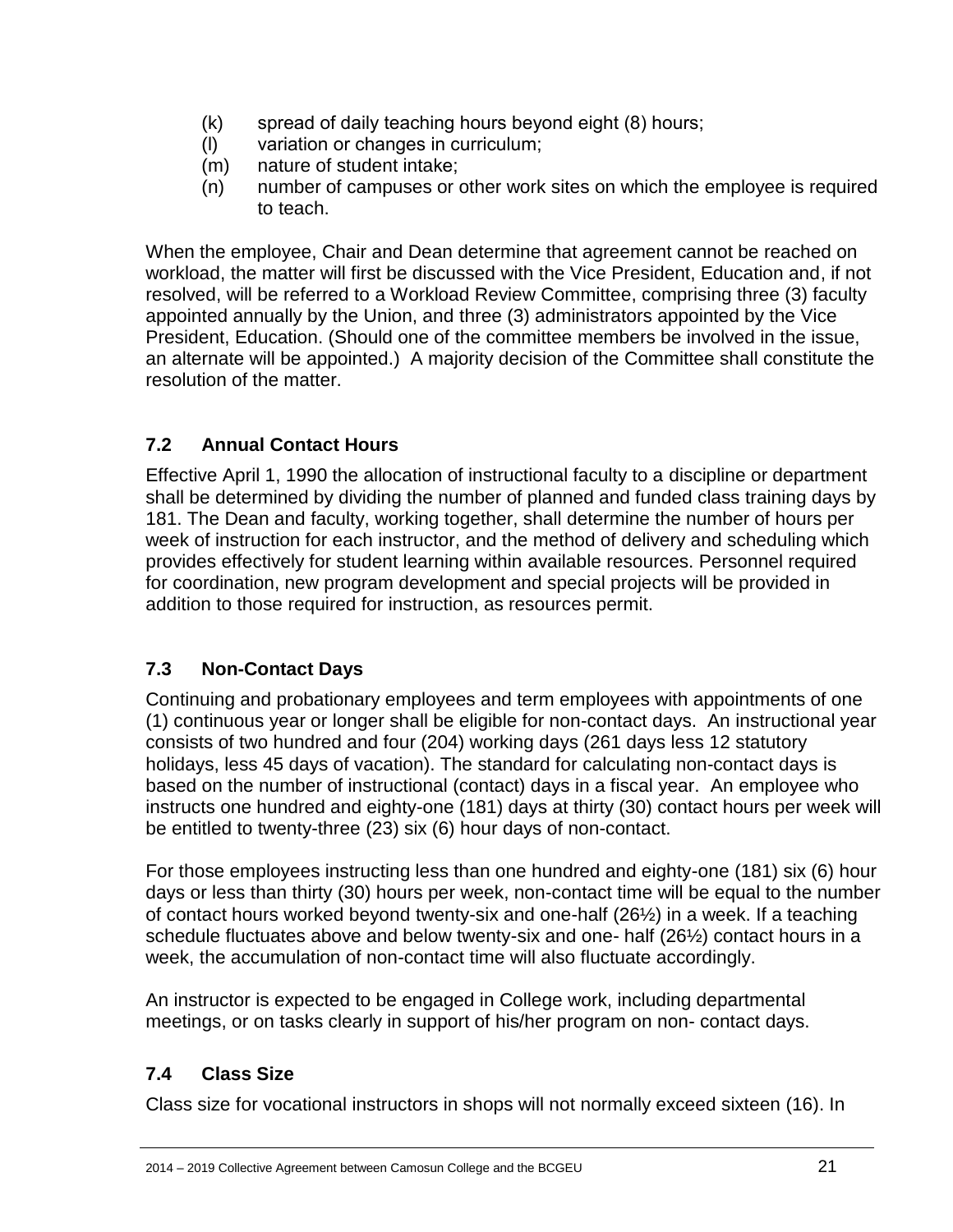(k) spread of daily teaching hours beyond eight (8) hours;
(l) variation or changes in curriculum;
(m) nature of student intake;
(n) number of campuses or other work sites on which the employee is required to teach.

When the employee, Chair and Dean determine that agreement cannot be reached on workload, the matter will first be discussed with the Vice President, Education and, if not resolved, will be referred to a Workload Review Committee, comprising three (3) faculty appointed annually by the Union, and three (3) administrators appointed by the Vice President, Education. (Should one of the committee members be involved in the issue, an alternate will be appointed.) A majority decision of the Committee shall constitute the resolution of the matter.

### 7.2 Annual Contact Hours

Effective April 1, 1990 the allocation of instructional faculty to a discipline or department shall be determined by dividing the number of planned and funded class training days by 181. The Dean and faculty, working together, shall determine the number of hours per week of instruction for each instructor, and the method of delivery and scheduling which provides effectively for student learning within available resources. Personnel required for coordination, new program development and special projects will be provided in addition to those required for instruction, as resources permit.

### 7.3 Non-Contact Days

Continuing and probationary employees and term employees with appointments of one (1) continuous year or longer shall be eligible for non-contact days. An instructional year consists of two hundred and four (204) working days (261 days less 12 statutory holidays, less 45 days of vacation). The standard for calculating non-contact days is based on the number of instructional (contact) days in a fiscal year. An employee who instructs one hundred and eighty-one (181) days at thirty (30) contact hours per week will be entitled to twenty-three (23) six (6) hour days of non-contact.

For those employees instructing less than one hundred and eighty-one (181) six (6) hour days or less than thirty (30) hours per week, non-contact time will be equal to the number of contact hours worked beyond twenty-six and one-half (26½) in a week. If a teaching schedule fluctuates above and below twenty-six and one- half (26½) contact hours in a week, the accumulation of non-contact time will also fluctuate accordingly.

An instructor is expected to be engaged in College work, including departmental meetings, or on tasks clearly in support of his/her program on non- contact days.

### 7.4 Class Size

Class size for vocational instructors in shops will not normally exceed sixteen (16). In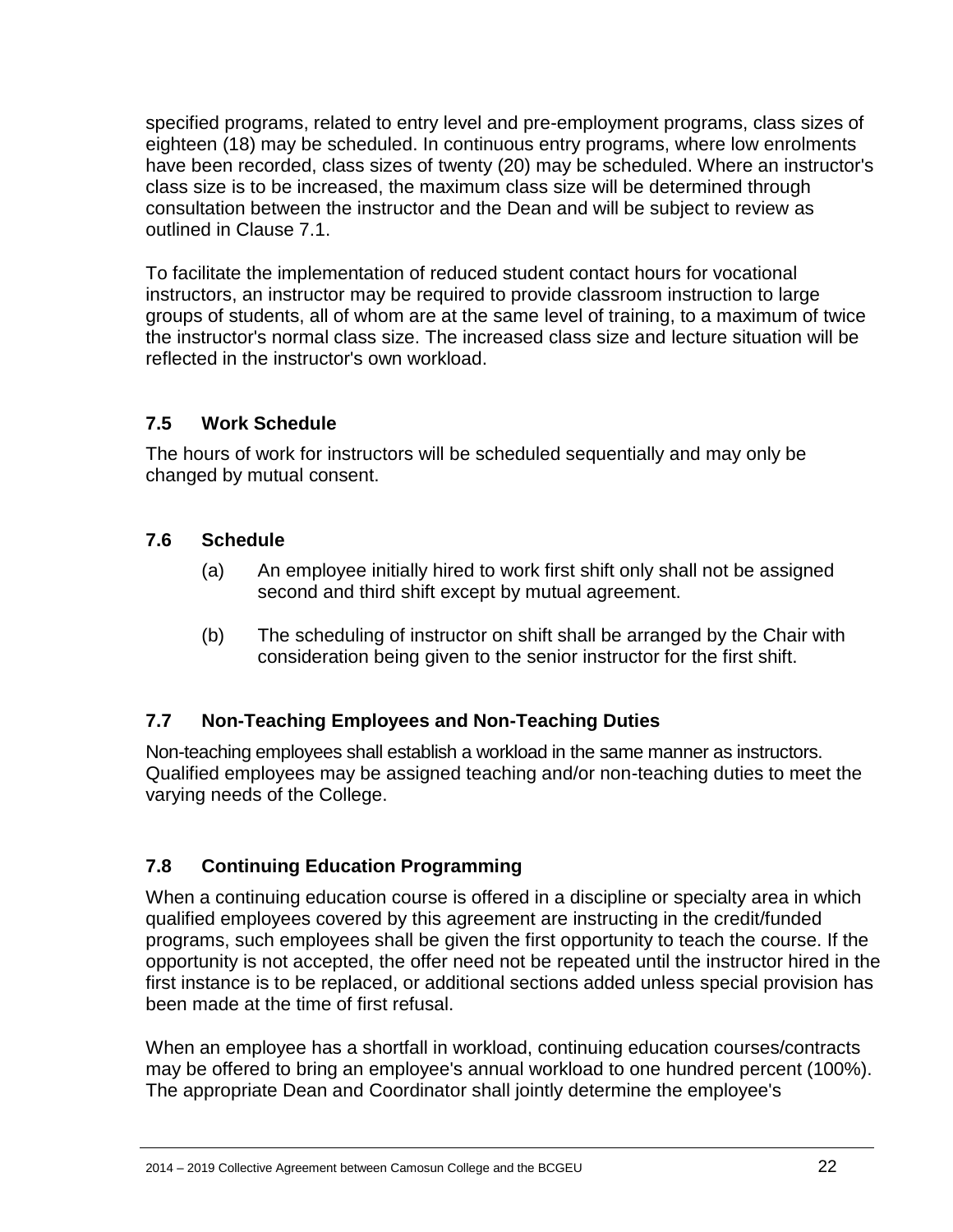specified programs, related to entry level and pre-employment programs, class sizes of eighteen (18) may be scheduled. In continuous entry programs, where low enrolments have been recorded, class sizes of twenty (20) may be scheduled. Where an instructor's class size is to be increased, the maximum class size will be determined through consultation between the instructor and the Dean and will be subject to review as outlined in Clause 7.1.

To facilitate the implementation of reduced student contact hours for vocational instructors, an instructor may be required to provide classroom instruction to large groups of students, all of whom are at the same level of training, to a maximum of twice the instructor's normal class size. The increased class size and lecture situation will be reflected in the instructor's own workload.

### 7.5 Work Schedule

The hours of work for instructors will be scheduled sequentially and may only be changed by mutual consent.

### 7.6 Schedule

(a) An employee initially hired to work first shift only shall not be assigned second and third shift except by mutual agreement.

(b) The scheduling of instructor on shift shall be arranged by the Chair with consideration being given to the senior instructor for the first shift.

### 7.7 Non-Teaching Employees and Non-Teaching Duties

Non-teaching employees shall establish a workload in the same manner as instructors. Qualified employees may be assigned teaching and/or non-teaching duties to meet the varying needs of the College.

### 7.8 Continuing Education Programming

When a continuing education course is offered in a discipline or specialty area in which qualified employees covered by this agreement are instructing in the credit/funded programs, such employees shall be given the first opportunity to teach the course. If the opportunity is not accepted, the offer need not be repeated until the instructor hired in the first instance is to be replaced, or additional sections added unless special provision has been made at the time of first refusal.

When an employee has a shortfall in workload, continuing education courses/contracts may be offered to bring an employee's annual workload to one hundred percent (100%). The appropriate Dean and Coordinator shall jointly determine the employee's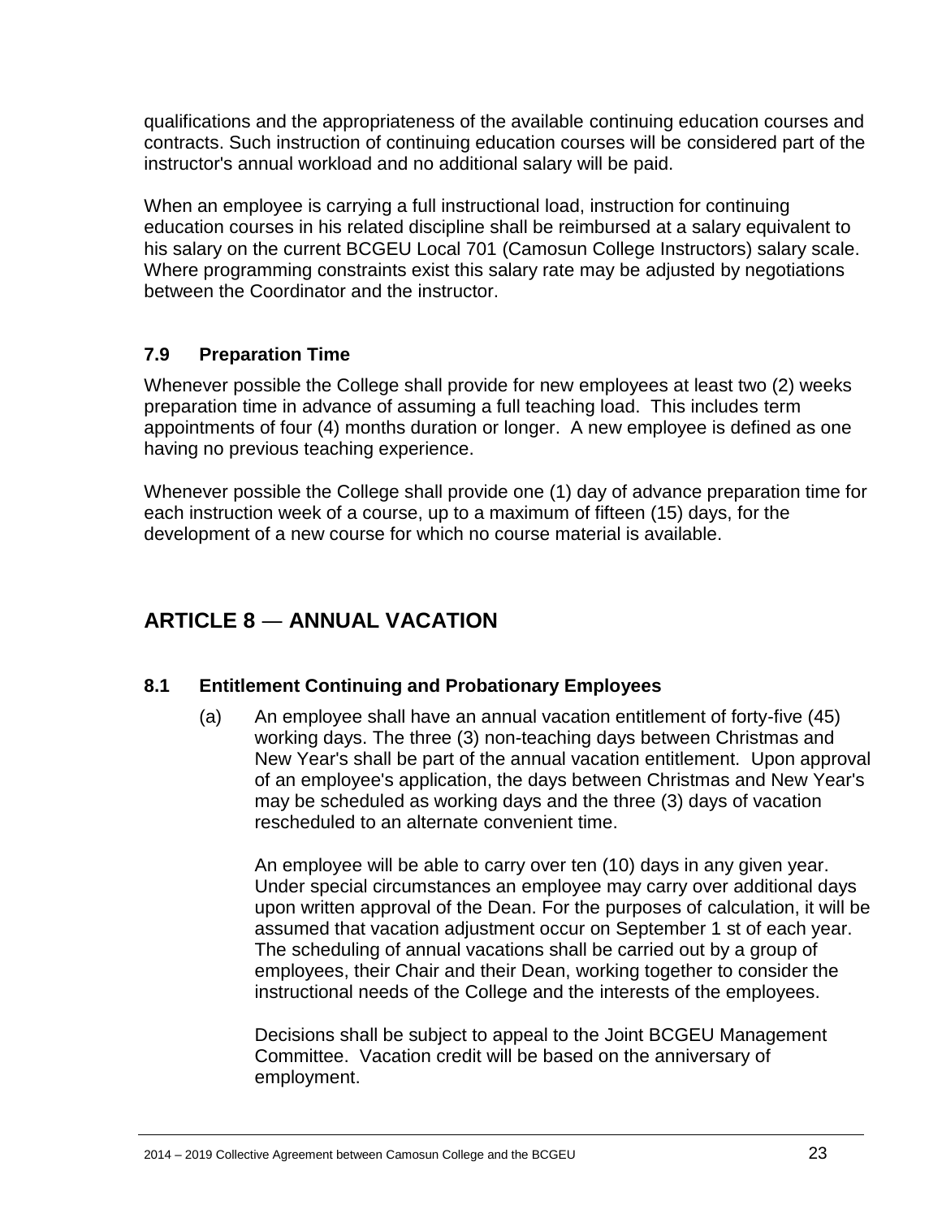qualifications and the appropriateness of the available continuing education courses and contracts. Such instruction of continuing education courses will be considered part of the instructor's annual workload and no additional salary will be paid.

When an employee is carrying a full instructional load, instruction for continuing education courses in his related discipline shall be reimbursed at a salary equivalent to his salary on the current BCGEU Local 701 (Camosun College Instructors) salary scale. Where programming constraints exist this salary rate may be adjusted by negotiations between the Coordinator and the instructor.

### 7.9 Preparation Time

Whenever possible the College shall provide for new employees at least two (2) weeks preparation time in advance of assuming a full teaching load. This includes term appointments of four (4) months duration or longer. A new employee is defined as one having no previous teaching experience.

Whenever possible the College shall provide one (1) day of advance preparation time for each instruction week of a course, up to a maximum of fifteen (15) days, for the development of a new course for which no course material is available.

## ARTICLE 8 — ANNUAL VACATION

### 8.1 Entitlement Continuing and Probationary Employees

(a) An employee shall have an annual vacation entitlement of forty-five (45) working days. The three (3) non-teaching days between Christmas and New Year's shall be part of the annual vacation entitlement. Upon approval of an employee's application, the days between Christmas and New Year's may be scheduled as working days and the three (3) days of vacation rescheduled to an alternate convenient time.

An employee will be able to carry over ten (10) days in any given year. Under special circumstances an employee may carry over additional days upon written approval of the Dean. For the purposes of calculation, it will be assumed that vacation adjustment occur on September 1 st of each year. The scheduling of annual vacations shall be carried out by a group of employees, their Chair and their Dean, working together to consider the instructional needs of the College and the interests of the employees.

Decisions shall be subject to appeal to the Joint BCGEU Management Committee. Vacation credit will be based on the anniversary of employment.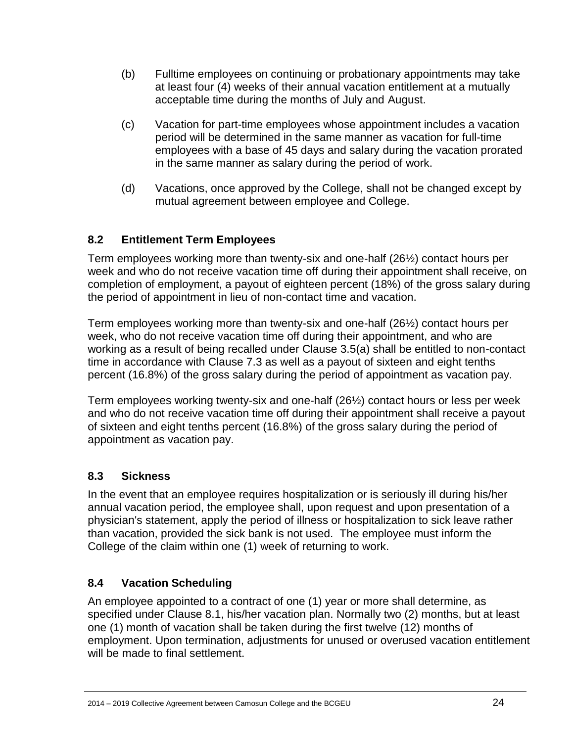(b) Fulltime employees on continuing or probationary appointments may take at least four (4) weeks of their annual vacation entitlement at a mutually acceptable time during the months of July and August.

(c) Vacation for part-time employees whose appointment includes a vacation period will be determined in the same manner as vacation for full-time employees with a base of 45 days and salary during the vacation prorated in the same manner as salary during the period of work.

(d) Vacations, once approved by the College, shall not be changed except by mutual agreement between employee and College.

### 8.2 Entitlement Term Employees

Term employees working more than twenty-six and one-half (26½) contact hours per week and who do not receive vacation time off during their appointment shall receive, on completion of employment, a payout of eighteen percent (18%) of the gross salary during the period of appointment in lieu of non-contact time and vacation.

Term employees working more than twenty-six and one-half (26½) contact hours per week, who do not receive vacation time off during their appointment, and who are working as a result of being recalled under Clause 3.5(a) shall be entitled to non-contact time in accordance with Clause 7.3 as well as a payout of sixteen and eight tenths percent (16.8%) of the gross salary during the period of appointment as vacation pay.

Term employees working twenty-six and one-half (26½) contact hours or less per week and who do not receive vacation time off during their appointment shall receive a payout of sixteen and eight tenths percent (16.8%) of the gross salary during the period of appointment as vacation pay.

### 8.3 Sickness

In the event that an employee requires hospitalization or is seriously ill during his/her annual vacation period, the employee shall, upon request and upon presentation of a physician's statement, apply the period of illness or hospitalization to sick leave rather than vacation, provided the sick bank is not used. The employee must inform the College of the claim within one (1) week of returning to work.

### 8.4 Vacation Scheduling

An employee appointed to a contract of one (1) year or more shall determine, as specified under Clause 8.1, his/her vacation plan. Normally two (2) months, but at least one (1) month of vacation shall be taken during the first twelve (12) months of employment. Upon termination, adjustments for unused or overused vacation entitlement will be made to final settlement.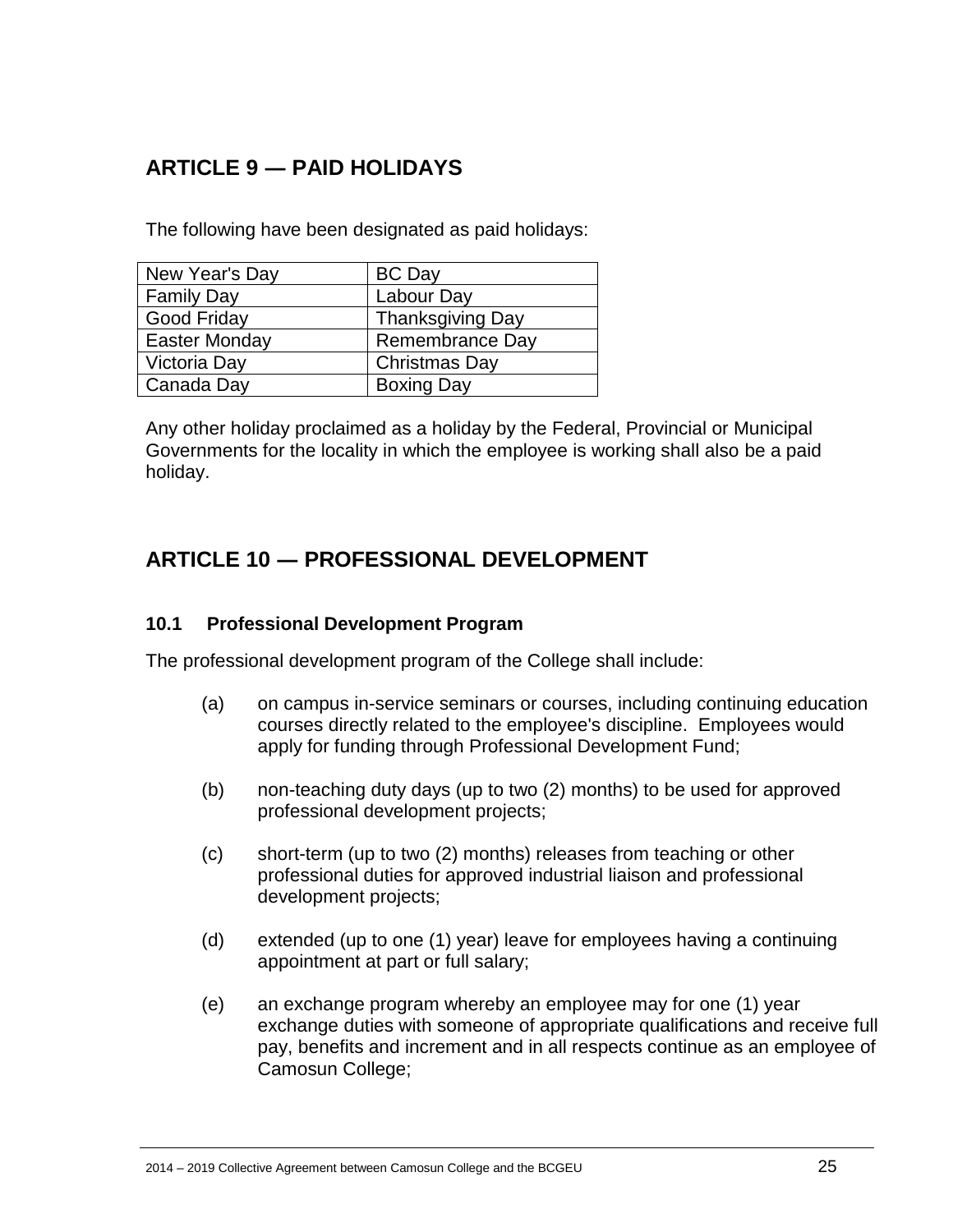## ARTICLE 9 — PAID HOLIDAYS

The following have been designated as paid holidays:

| | |
|---|---|
| New Year's Day | BC Day |
| Family Day | Labour Day |
| Good Friday | Thanksgiving Day |
| Easter Monday | Remembrance Day |
| Victoria Day | Christmas Day |
| Canada Day | Boxing Day |

Any other holiday proclaimed as a holiday by the Federal, Provincial or Municipal Governments for the locality in which the employee is working shall also be a paid holiday.

## ARTICLE 10 — PROFESSIONAL DEVELOPMENT

### 10.1 Professional Development Program

The professional development program of the College shall include:

(a) on campus in-service seminars or courses, including continuing education courses directly related to the employee's discipline. Employees would apply for funding through Professional Development Fund;

(b) non-teaching duty days (up to two (2) months) to be used for approved professional development projects;

(c) short-term (up to two (2) months) releases from teaching or other professional duties for approved industrial liaison and professional development projects;

(d) extended (up to one (1) year) leave for employees having a continuing appointment at part or full salary;

(e) an exchange program whereby an employee may for one (1) year exchange duties with someone of appropriate qualifications and receive full pay, benefits and increment and in all respects continue as an employee of Camosun College;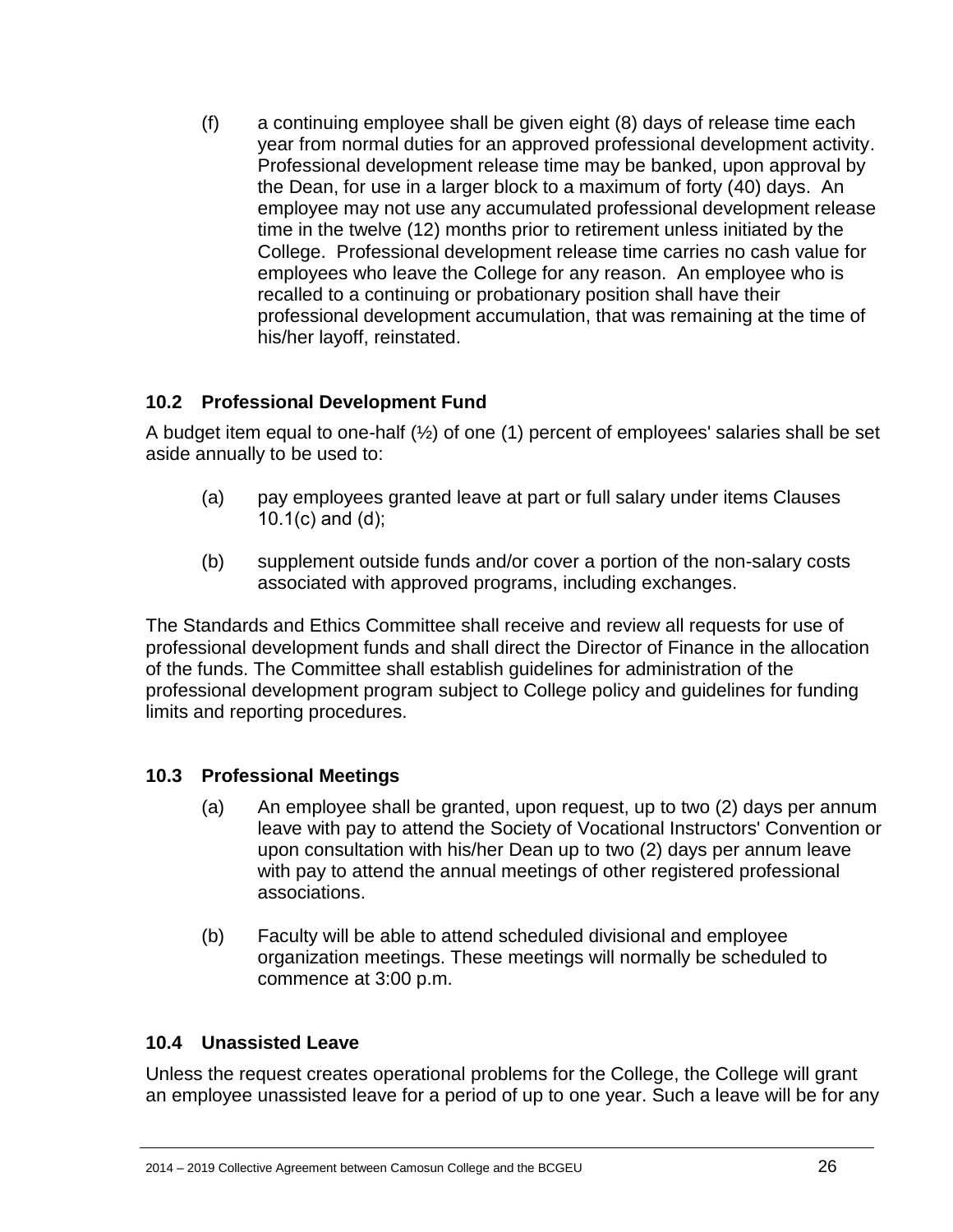(f) a continuing employee shall be given eight (8) days of release time each year from normal duties for an approved professional development activity. Professional development release time may be banked, upon approval by the Dean, for use in a larger block to a maximum of forty (40) days. An employee may not use any accumulated professional development release time in the twelve (12) months prior to retirement unless initiated by the College. Professional development release time carries no cash value for employees who leave the College for any reason. An employee who is recalled to a continuing or probationary position shall have their professional development accumulation, that was remaining at the time of his/her layoff, reinstated.

### 10.2 Professional Development Fund

A budget item equal to one-half (½) of one (1) percent of employees' salaries shall be set aside annually to be used to:

(a) pay employees granted leave at part or full salary under items Clauses 10.1(c) and (d);

(b) supplement outside funds and/or cover a portion of the non-salary costs associated with approved programs, including exchanges.

The Standards and Ethics Committee shall receive and review all requests for use of professional development funds and shall direct the Director of Finance in the allocation of the funds. The Committee shall establish guidelines for administration of the professional development program subject to College policy and guidelines for funding limits and reporting procedures.

### 10.3 Professional Meetings

(a) An employee shall be granted, upon request, up to two (2) days per annum leave with pay to attend the Society of Vocational Instructors' Convention or upon consultation with his/her Dean up to two (2) days per annum leave with pay to attend the annual meetings of other registered professional associations.

(b) Faculty will be able to attend scheduled divisional and employee organization meetings. These meetings will normally be scheduled to commence at 3:00 p.m.

### 10.4 Unassisted Leave

Unless the request creates operational problems for the College, the College will grant an employee unassisted leave for a period of up to one year. Such a leave will be for any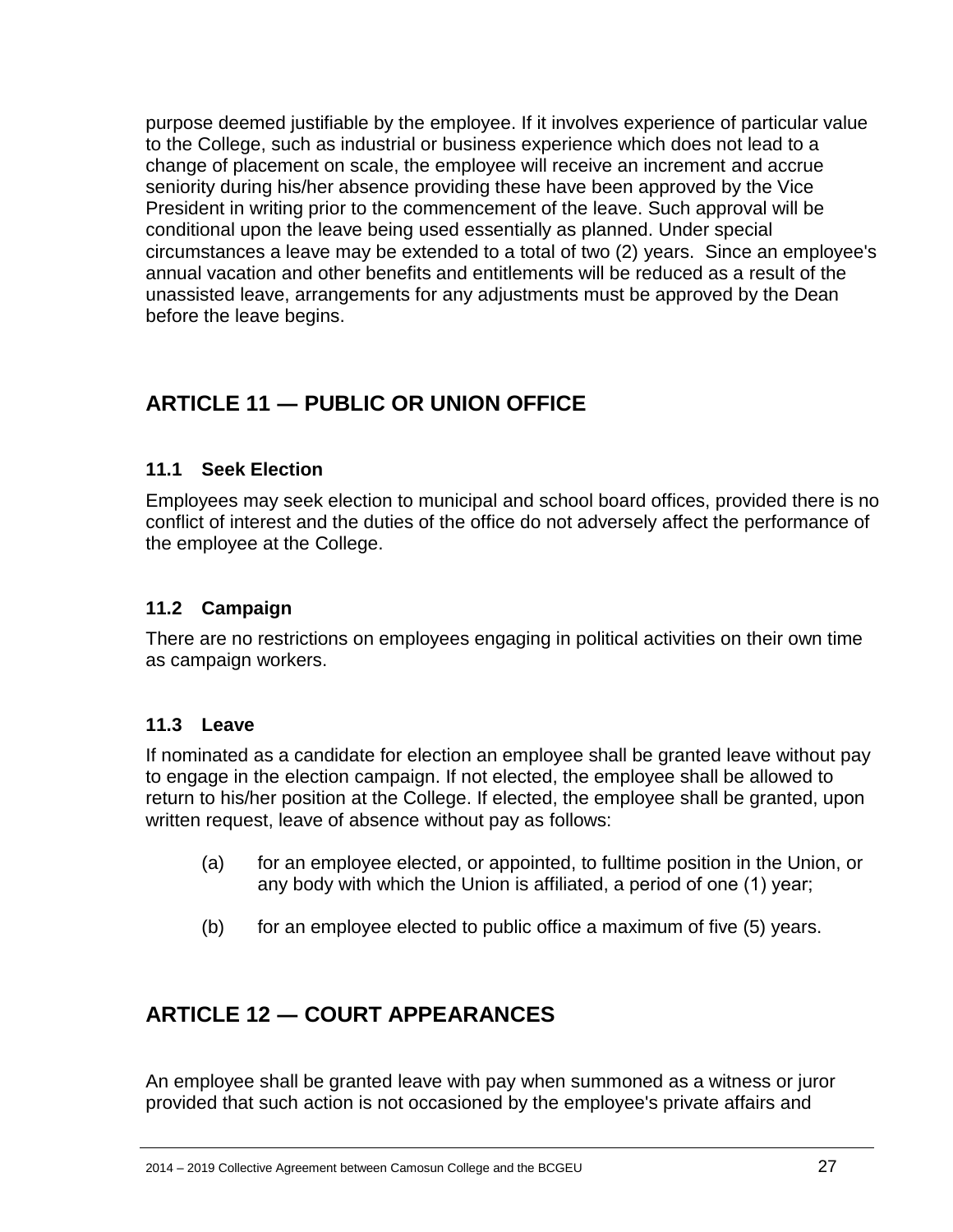purpose deemed justifiable by the employee. If it involves experience of particular value to the College, such as industrial or business experience which does not lead to a change of placement on scale, the employee will receive an increment and accrue seniority during his/her absence providing these have been approved by the Vice President in writing prior to the commencement of the leave. Such approval will be conditional upon the leave being used essentially as planned. Under special circumstances a leave may be extended to a total of two (2) years. Since an employee's annual vacation and other benefits and entitlements will be reduced as a result of the unassisted leave, arrangements for any adjustments must be approved by the Dean before the leave begins.

## ARTICLE 11 — PUBLIC OR UNION OFFICE

### 11.1 Seek Election

Employees may seek election to municipal and school board offices, provided there is no conflict of interest and the duties of the office do not adversely affect the performance of the employee at the College.

### 11.2 Campaign

There are no restrictions on employees engaging in political activities on their own time as campaign workers.

### 11.3 Leave

If nominated as a candidate for election an employee shall be granted leave without pay to engage in the election campaign. If not elected, the employee shall be allowed to return to his/her position at the College. If elected, the employee shall be granted, upon written request, leave of absence without pay as follows:

(a) for an employee elected, or appointed, to fulltime position in the Union, or any body with which the Union is affiliated, a period of one (1) year;

(b) for an employee elected to public office a maximum of five (5) years.

## ARTICLE 12 — COURT APPEARANCES

An employee shall be granted leave with pay when summoned as a witness or juror provided that such action is not occasioned by the employee's private affairs and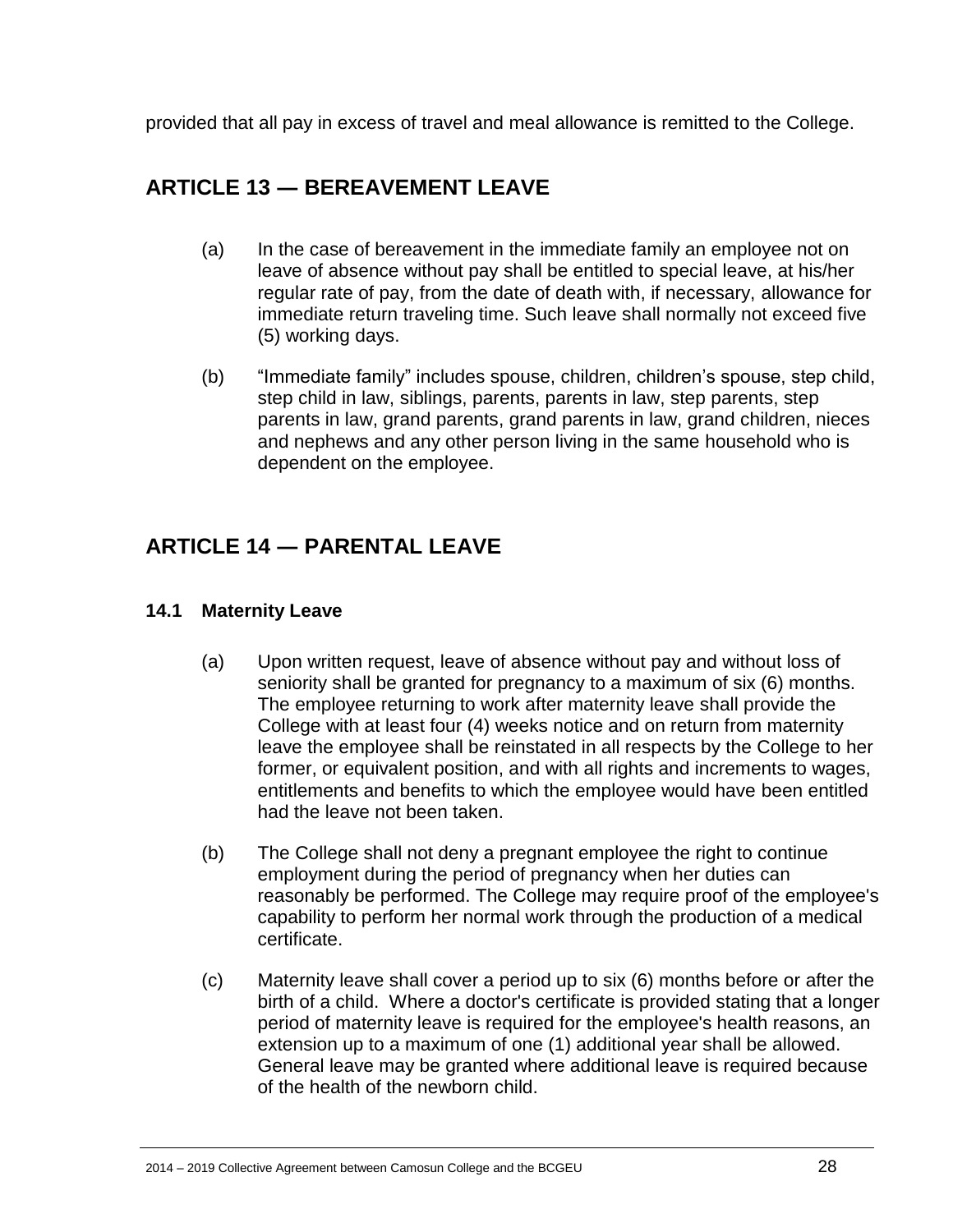provided that all pay in excess of travel and meal allowance is remitted to the College.

## ARTICLE 13 — BEREAVEMENT LEAVE

(a) In the case of bereavement in the immediate family an employee not on leave of absence without pay shall be entitled to special leave, at his/her regular rate of pay, from the date of death with, if necessary, allowance for immediate return traveling time. Such leave shall normally not exceed five (5) working days.

(b) "Immediate family" includes spouse, children, children's spouse, step child, step child in law, siblings, parents, parents in law, step parents, step parents in law, grand parents, grand parents in law, grand children, nieces and nephews and any other person living in the same household who is dependent on the employee.

## ARTICLE 14 — PARENTAL LEAVE

### 14.1 Maternity Leave

(a) Upon written request, leave of absence without pay and without loss of seniority shall be granted for pregnancy to a maximum of six (6) months. The employee returning to work after maternity leave shall provide the College with at least four (4) weeks notice and on return from maternity leave the employee shall be reinstated in all respects by the College to her former, or equivalent position, and with all rights and increments to wages, entitlements and benefits to which the employee would have been entitled had the leave not been taken.

(b) The College shall not deny a pregnant employee the right to continue employment during the period of pregnancy when her duties can reasonably be performed. The College may require proof of the employee's capability to perform her normal work through the production of a medical certificate.

(c) Maternity leave shall cover a period up to six (6) months before or after the birth of a child. Where a doctor's certificate is provided stating that a longer period of maternity leave is required for the employee's health reasons, an extension up to a maximum of one (1) additional year shall be allowed. General leave may be granted where additional leave is required because of the health of the newborn child.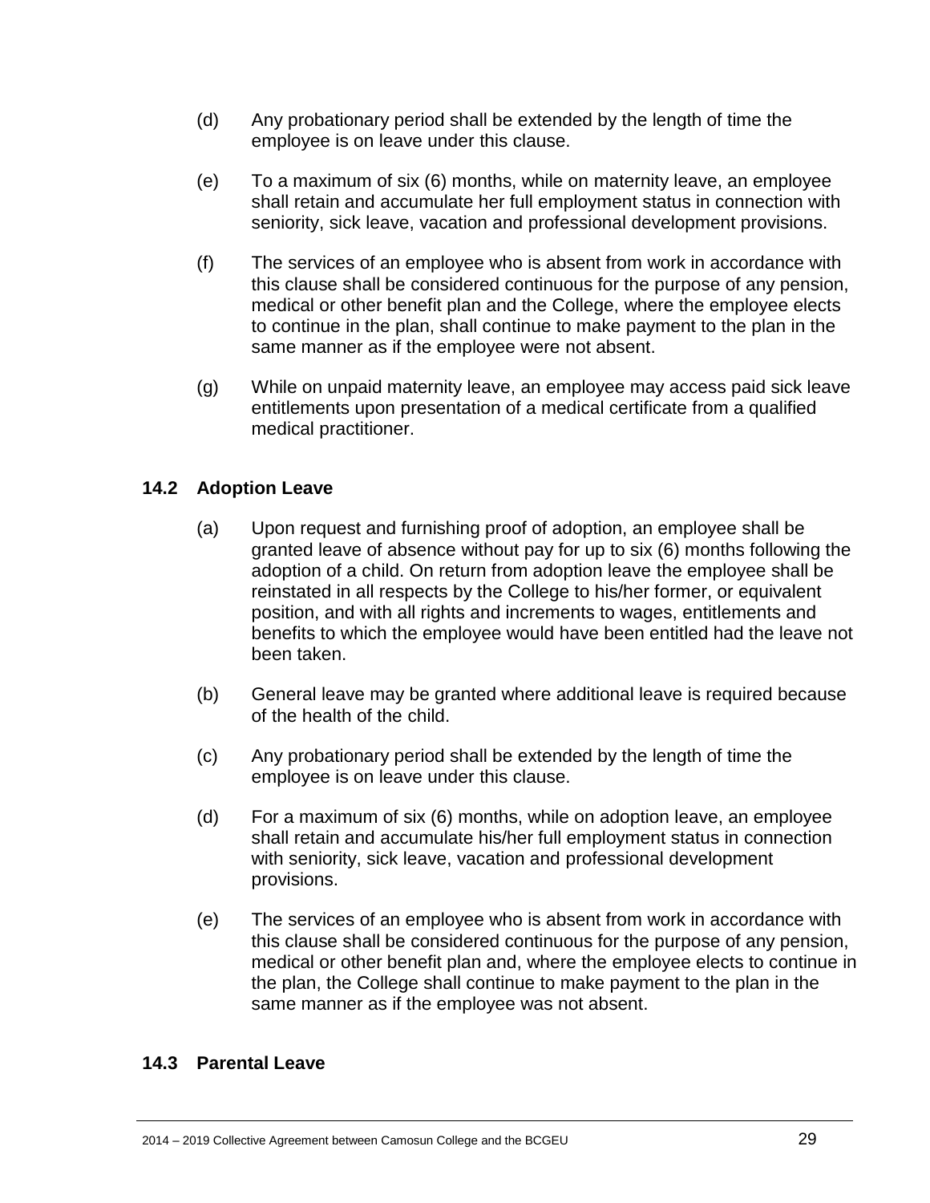(d) Any probationary period shall be extended by the length of time the employee is on leave under this clause.

(e) To a maximum of six (6) months, while on maternity leave, an employee shall retain and accumulate her full employment status in connection with seniority, sick leave, vacation and professional development provisions.

(f) The services of an employee who is absent from work in accordance with this clause shall be considered continuous for the purpose of any pension, medical or other benefit plan and the College, where the employee elects to continue in the plan, shall continue to make payment to the plan in the same manner as if the employee were not absent.

(g) While on unpaid maternity leave, an employee may access paid sick leave entitlements upon presentation of a medical certificate from a qualified medical practitioner.

### 14.2 Adoption Leave

(a) Upon request and furnishing proof of adoption, an employee shall be granted leave of absence without pay for up to six (6) months following the adoption of a child. On return from adoption leave the employee shall be reinstated in all respects by the College to his/her former, or equivalent position, and with all rights and increments to wages, entitlements and benefits to which the employee would have been entitled had the leave not been taken.

(b) General leave may be granted where additional leave is required because of the health of the child.

(c) Any probationary period shall be extended by the length of time the employee is on leave under this clause.

(d) For a maximum of six (6) months, while on adoption leave, an employee shall retain and accumulate his/her full employment status in connection with seniority, sick leave, vacation and professional development provisions.

(e) The services of an employee who is absent from work in accordance with this clause shall be considered continuous for the purpose of any pension, medical or other benefit plan and, where the employee elects to continue in the plan, the College shall continue to make payment to the plan in the same manner as if the employee was not absent.

### 14.3 Parental Leave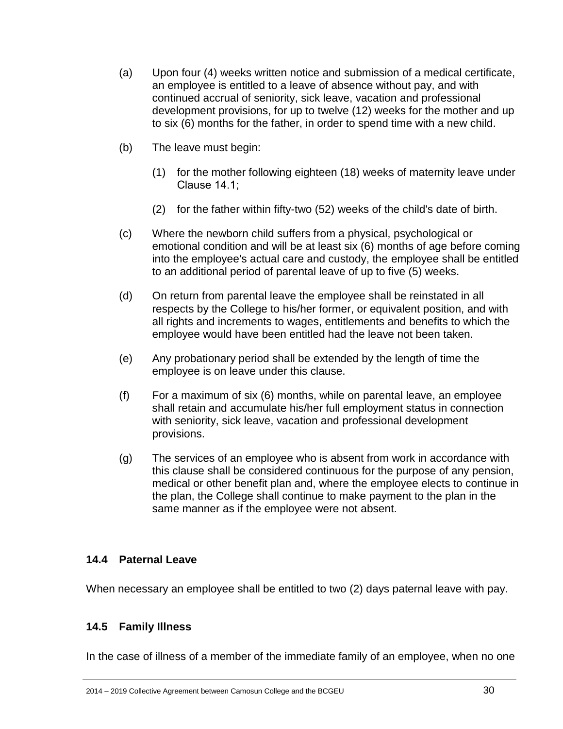(a) Upon four (4) weeks written notice and submission of a medical certificate, an employee is entitled to a leave of absence without pay, and with continued accrual of seniority, sick leave, vacation and professional development provisions, for up to twelve (12) weeks for the mother and up to six (6) months for the father, in order to spend time with a new child.

(b) The leave must begin:

   (1) for the mother following eighteen (18) weeks of maternity leave under Clause 14.1;

   (2) for the father within fifty-two (52) weeks of the child's date of birth.

(c) Where the newborn child suffers from a physical, psychological or emotional condition and will be at least six (6) months of age before coming into the employee's actual care and custody, the employee shall be entitled to an additional period of parental leave of up to five (5) weeks.

(d) On return from parental leave the employee shall be reinstated in all respects by the College to his/her former, or equivalent position, and with all rights and increments to wages, entitlements and benefits to which the employee would have been entitled had the leave not been taken.

(e) Any probationary period shall be extended by the length of time the employee is on leave under this clause.

(f) For a maximum of six (6) months, while on parental leave, an employee shall retain and accumulate his/her full employment status in connection with seniority, sick leave, vacation and professional development provisions.

(g) The services of an employee who is absent from work in accordance with this clause shall be considered continuous for the purpose of any pension, medical or other benefit plan and, where the employee elects to continue in the plan, the College shall continue to make payment to the plan in the same manner as if the employee were not absent.

### 14.4 Paternal Leave

When necessary an employee shall be entitled to two (2) days paternal leave with pay.

### 14.5 Family Illness

In the case of illness of a member of the immediate family of an employee, when no one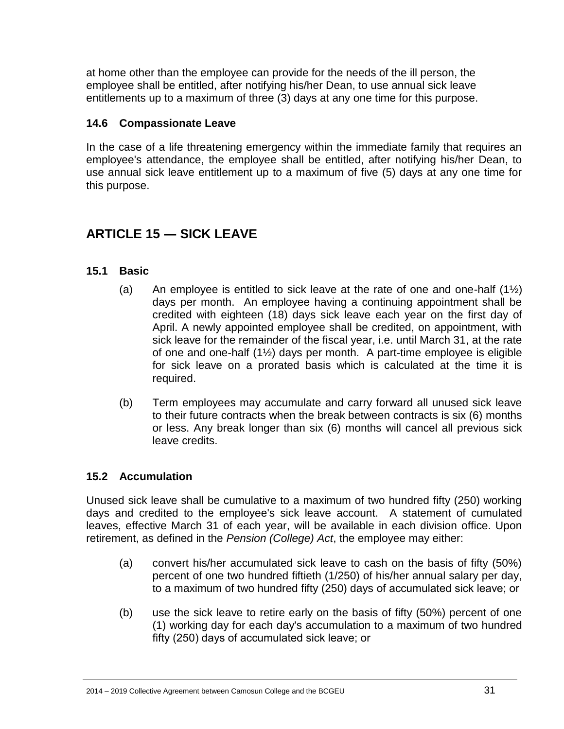at home other than the employee can provide for the needs of the ill person, the employee shall be entitled, after notifying his/her Dean, to use annual sick leave entitlements up to a maximum of three (3) days at any one time for this purpose.

### 14.6 Compassionate Leave

In the case of a life threatening emergency within the immediate family that requires an employee's attendance, the employee shall be entitled, after notifying his/her Dean, to use annual sick leave entitlement up to a maximum of five (5) days at any one time for this purpose.

## ARTICLE 15 — SICK LEAVE

### 15.1 Basic

(a) An employee is entitled to sick leave at the rate of one and one-half (1½) days per month. An employee having a continuing appointment shall be credited with eighteen (18) days sick leave each year on the first day of April. A newly appointed employee shall be credited, on appointment, with sick leave for the remainder of the fiscal year, i.e. until March 31, at the rate of one and one-half (1½) days per month. A part-time employee is eligible for sick leave on a prorated basis which is calculated at the time it is required.

(b) Term employees may accumulate and carry forward all unused sick leave to their future contracts when the break between contracts is six (6) months or less. Any break longer than six (6) months will cancel all previous sick leave credits.

### 15.2 Accumulation

Unused sick leave shall be cumulative to a maximum of two hundred fifty (250) working days and credited to the employee's sick leave account. A statement of cumulated leaves, effective March 31 of each year, will be available in each division office. Upon retirement, as defined in the *Pension (College) Act*, the employee may either:

(a) convert his/her accumulated sick leave to cash on the basis of fifty (50%) percent of one two hundred fiftieth (1/250) of his/her annual salary per day, to a maximum of two hundred fifty (250) days of accumulated sick leave; or

(b) use the sick leave to retire early on the basis of fifty (50%) percent of one (1) working day for each day's accumulation to a maximum of two hundred fifty (250) days of accumulated sick leave; or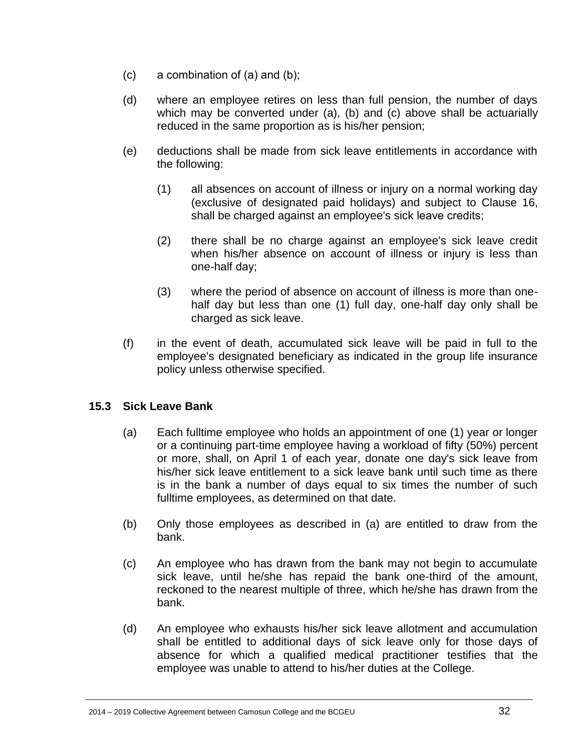(c) a combination of (a) and (b);

(d) where an employee retires on less than full pension, the number of days which may be converted under (a), (b) and (c) above shall be actuarially reduced in the same proportion as is his/her pension;

(e) deductions shall be made from sick leave entitlements in accordance with the following:

   (1) all absences on account of illness or injury on a normal working day (exclusive of designated paid holidays) and subject to Clause 16, shall be charged against an employee's sick leave credits;

   (2) there shall be no charge against an employee's sick leave credit when his/her absence on account of illness or injury is less than one-half day;

   (3) where the period of absence on account of illness is more than one-half day but less than one (1) full day, one-half day only shall be charged as sick leave.

(f) in the event of death, accumulated sick leave will be paid in full to the employee's designated beneficiary as indicated in the group life insurance policy unless otherwise specified.

### 15.3 Sick Leave Bank

(a) Each fulltime employee who holds an appointment of one (1) year or longer or a continuing part-time employee having a workload of fifty (50%) percent or more, shall, on April 1 of each year, donate one day's sick leave from his/her sick leave entitlement to a sick leave bank until such time as there is in the bank a number of days equal to six times the number of such fulltime employees, as determined on that date.

(b) Only those employees as described in (a) are entitled to draw from the bank.

(c) An employee who has drawn from the bank may not begin to accumulate sick leave, until he/she has repaid the bank one-third of the amount, reckoned to the nearest multiple of three, which he/she has drawn from the bank.

(d) An employee who exhausts his/her sick leave allotment and accumulation shall be entitled to additional days of sick leave only for those days of absence for which a qualified medical practitioner testifies that the employee was unable to attend to his/her duties at the College.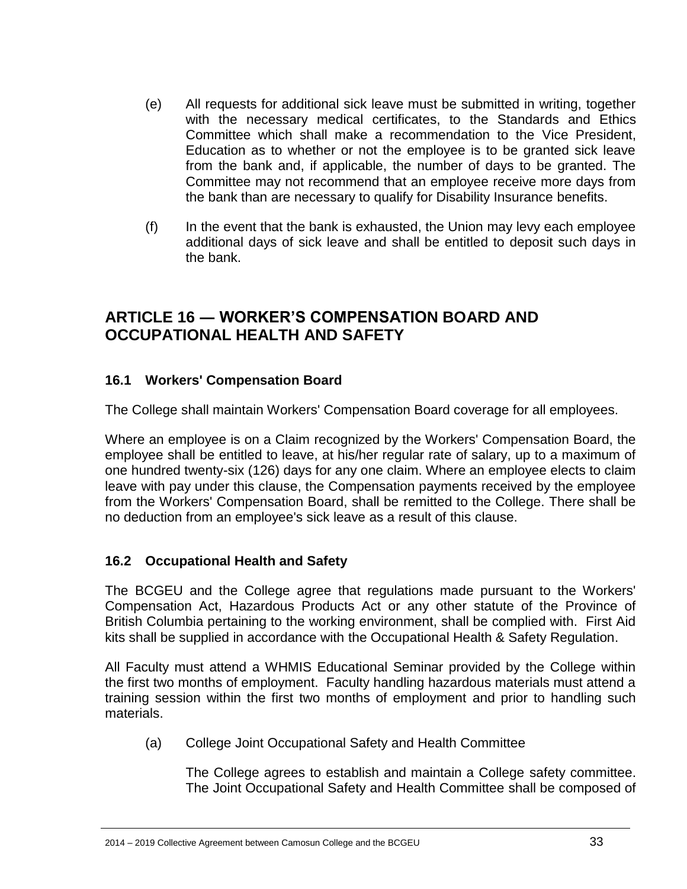(e) All requests for additional sick leave must be submitted in writing, together with the necessary medical certificates, to the Standards and Ethics Committee which shall make a recommendation to the Vice President, Education as to whether or not the employee is to be granted sick leave from the bank and, if applicable, the number of days to be granted. The Committee may not recommend that an employee receive more days from the bank than are necessary to qualify for Disability Insurance benefits.

(f) In the event that the bank is exhausted, the Union may levy each employee additional days of sick leave and shall be entitled to deposit such days in the bank.

## ARTICLE 16 — WORKER'S COMPENSATION BOARD AND OCCUPATIONAL HEALTH AND SAFETY

### 16.1 Workers' Compensation Board

The College shall maintain Workers' Compensation Board coverage for all employees.

Where an employee is on a Claim recognized by the Workers' Compensation Board, the employee shall be entitled to leave, at his/her regular rate of salary, up to a maximum of one hundred twenty-six (126) days for any one claim. Where an employee elects to claim leave with pay under this clause, the Compensation payments received by the employee from the Workers' Compensation Board, shall be remitted to the College. There shall be no deduction from an employee's sick leave as a result of this clause.

### 16.2 Occupational Health and Safety

The BCGEU and the College agree that regulations made pursuant to the Workers' Compensation Act, Hazardous Products Act or any other statute of the Province of British Columbia pertaining to the working environment, shall be complied with. First Aid kits shall be supplied in accordance with the Occupational Health & Safety Regulation.

All Faculty must attend a WHMIS Educational Seminar provided by the College within the first two months of employment. Faculty handling hazardous materials must attend a training session within the first two months of employment and prior to handling such materials.

(a) College Joint Occupational Safety and Health Committee

The College agrees to establish and maintain a College safety committee. The Joint Occupational Safety and Health Committee shall be composed of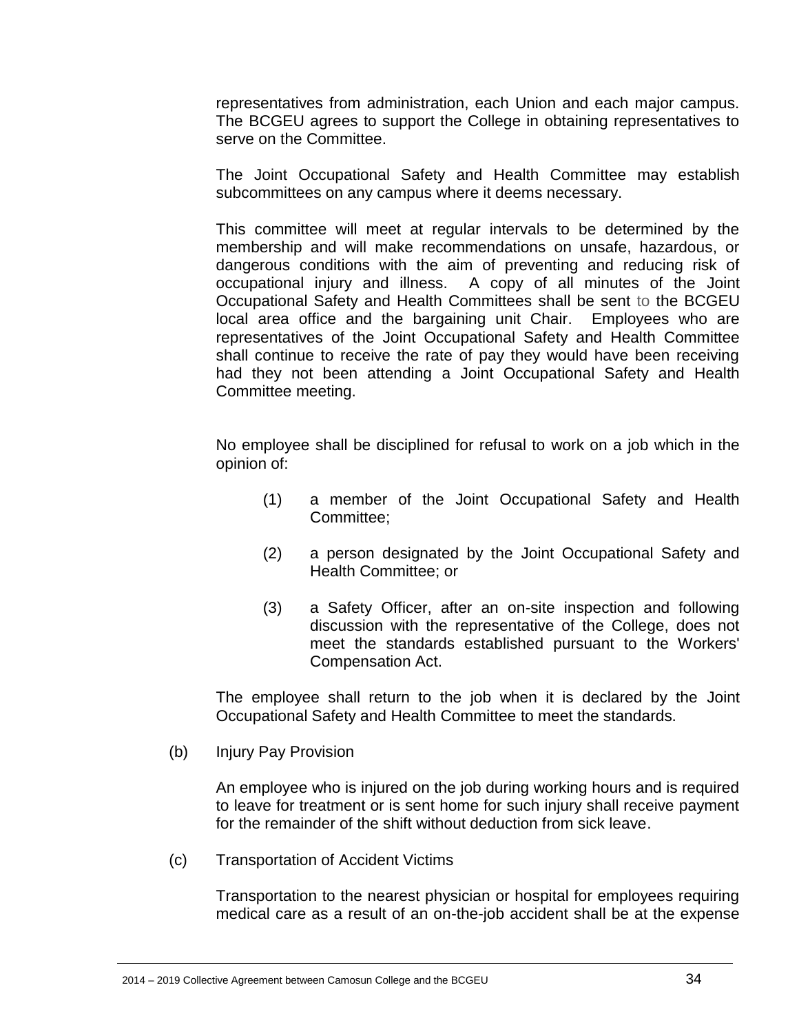representatives from administration, each Union and each major campus. The BCGEU agrees to support the College in obtaining representatives to serve on the Committee.

The Joint Occupational Safety and Health Committee may establish subcommittees on any campus where it deems necessary.

This committee will meet at regular intervals to be determined by the membership and will make recommendations on unsafe, hazardous, or dangerous conditions with the aim of preventing and reducing risk of occupational injury and illness. A copy of all minutes of the Joint Occupational Safety and Health Committees shall be sent to the BCGEU local area office and the bargaining unit Chair. Employees who are representatives of the Joint Occupational Safety and Health Committee shall continue to receive the rate of pay they would have been receiving had they not been attending a Joint Occupational Safety and Health Committee meeting.

No employee shall be disciplined for refusal to work on a job which in the opinion of:

(1) a member of the Joint Occupational Safety and Health Committee;

(2) a person designated by the Joint Occupational Safety and Health Committee; or

(3) a Safety Officer, after an on-site inspection and following discussion with the representative of the College, does not meet the standards established pursuant to the Workers' Compensation Act.

The employee shall return to the job when it is declared by the Joint Occupational Safety and Health Committee to meet the standards.

(b) Injury Pay Provision

An employee who is injured on the job during working hours and is required to leave for treatment or is sent home for such injury shall receive payment for the remainder of the shift without deduction from sick leave.

(c) Transportation of Accident Victims

Transportation to the nearest physician or hospital for employees requiring medical care as a result of an on-the-job accident shall be at the expense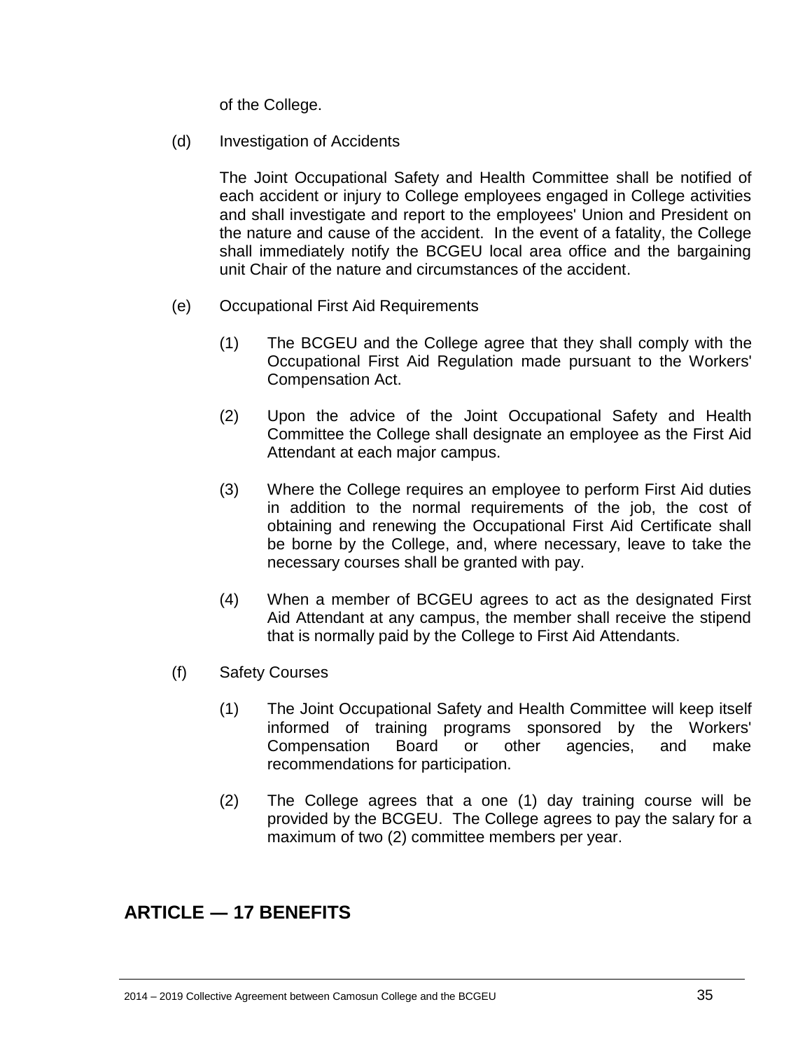of the College.

(d) Investigation of Accidents

The Joint Occupational Safety and Health Committee shall be notified of each accident or injury to College employees engaged in College activities and shall investigate and report to the employees' Union and President on the nature and cause of the accident. In the event of a fatality, the College shall immediately notify the BCGEU local area office and the bargaining unit Chair of the nature and circumstances of the accident.

(e) Occupational First Aid Requirements

(1) The BCGEU and the College agree that they shall comply with the Occupational First Aid Regulation made pursuant to the Workers' Compensation Act.

(2) Upon the advice of the Joint Occupational Safety and Health Committee the College shall designate an employee as the First Aid Attendant at each major campus.

(3) Where the College requires an employee to perform First Aid duties in addition to the normal requirements of the job, the cost of obtaining and renewing the Occupational First Aid Certificate shall be borne by the College, and, where necessary, leave to take the necessary courses shall be granted with pay.

(4) When a member of BCGEU agrees to act as the designated First Aid Attendant at any campus, the member shall receive the stipend that is normally paid by the College to First Aid Attendants.

(f) Safety Courses

(1) The Joint Occupational Safety and Health Committee will keep itself informed of training programs sponsored by the Workers' Compensation Board or other agencies, and make recommendations for participation.

(2) The College agrees that a one (1) day training course will be provided by the BCGEU. The College agrees to pay the salary for a maximum of two (2) committee members per year.

# ARTICLE — 17 BENEFITS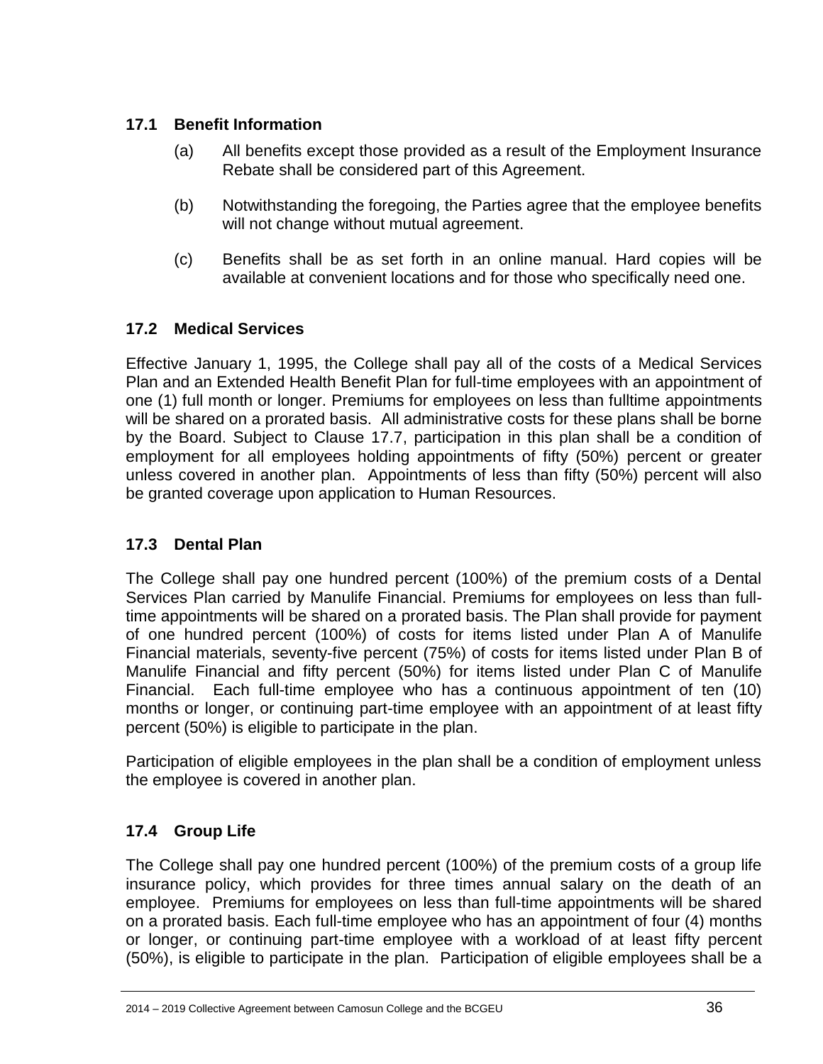### 17.1 Benefit Information

(a) All benefits except those provided as a result of the Employment Insurance Rebate shall be considered part of this Agreement.

(b) Notwithstanding the foregoing, the Parties agree that the employee benefits will not change without mutual agreement.

(c) Benefits shall be as set forth in an online manual. Hard copies will be available at convenient locations and for those who specifically need one.

### 17.2 Medical Services

Effective January 1, 1995, the College shall pay all of the costs of a Medical Services Plan and an Extended Health Benefit Plan for full-time employees with an appointment of one (1) full month or longer. Premiums for employees on less than fulltime appointments will be shared on a prorated basis. All administrative costs for these plans shall be borne by the Board. Subject to Clause 17.7, participation in this plan shall be a condition of employment for all employees holding appointments of fifty (50%) percent or greater unless covered in another plan. Appointments of less than fifty (50%) percent will also be granted coverage upon application to Human Resources.

### 17.3 Dental Plan

The College shall pay one hundred percent (100%) of the premium costs of a Dental Services Plan carried by Manulife Financial. Premiums for employees on less than full-time appointments will be shared on a prorated basis. The Plan shall provide for payment of one hundred percent (100%) of costs for items listed under Plan A of Manulife Financial materials, seventy-five percent (75%) of costs for items listed under Plan B of Manulife Financial and fifty percent (50%) for items listed under Plan C of Manulife Financial. Each full-time employee who has a continuous appointment of ten (10) months or longer, or continuing part-time employee with an appointment of at least fifty percent (50%) is eligible to participate in the plan.

Participation of eligible employees in the plan shall be a condition of employment unless the employee is covered in another plan.

### 17.4 Group Life

The College shall pay one hundred percent (100%) of the premium costs of a group life insurance policy, which provides for three times annual salary on the death of an employee. Premiums for employees on less than full-time appointments will be shared on a prorated basis. Each full-time employee who has an appointment of four (4) months or longer, or continuing part-time employee with a workload of at least fifty percent (50%), is eligible to participate in the plan. Participation of eligible employees shall be a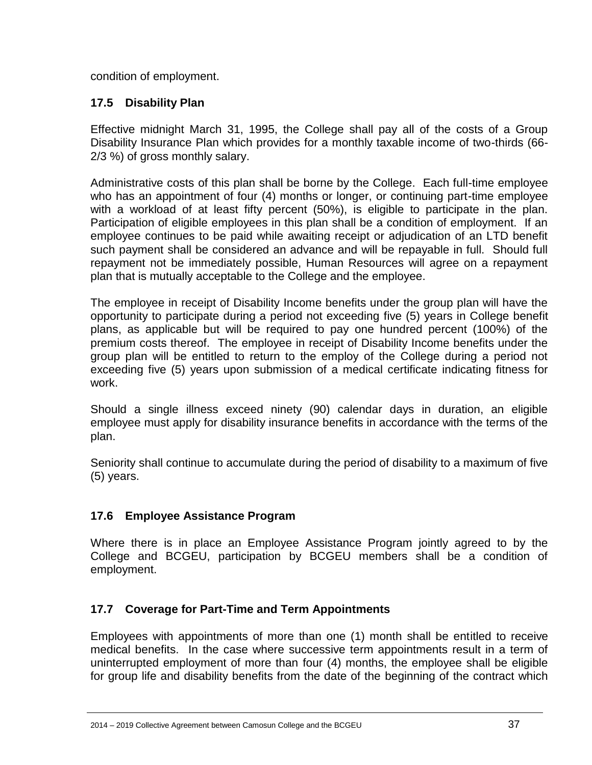condition of employment.

### 17.5 Disability Plan

Effective midnight March 31, 1995, the College shall pay all of the costs of a Group Disability Insurance Plan which provides for a monthly taxable income of two-thirds (66-2/3 %) of gross monthly salary.

Administrative costs of this plan shall be borne by the College. Each full-time employee who has an appointment of four (4) months or longer, or continuing part-time employee with a workload of at least fifty percent (50%), is eligible to participate in the plan. Participation of eligible employees in this plan shall be a condition of employment. If an employee continues to be paid while awaiting receipt or adjudication of an LTD benefit such payment shall be considered an advance and will be repayable in full. Should full repayment not be immediately possible, Human Resources will agree on a repayment plan that is mutually acceptable to the College and the employee.

The employee in receipt of Disability Income benefits under the group plan will have the opportunity to participate during a period not exceeding five (5) years in College benefit plans, as applicable but will be required to pay one hundred percent (100%) of the premium costs thereof. The employee in receipt of Disability Income benefits under the group plan will be entitled to return to the employ of the College during a period not exceeding five (5) years upon submission of a medical certificate indicating fitness for work.

Should a single illness exceed ninety (90) calendar days in duration, an eligible employee must apply for disability insurance benefits in accordance with the terms of the plan.

Seniority shall continue to accumulate during the period of disability to a maximum of five (5) years.

### 17.6 Employee Assistance Program

Where there is in place an Employee Assistance Program jointly agreed to by the College and BCGEU, participation by BCGEU members shall be a condition of employment.

### 17.7 Coverage for Part-Time and Term Appointments

Employees with appointments of more than one (1) month shall be entitled to receive medical benefits. In the case where successive term appointments result in a term of uninterrupted employment of more than four (4) months, the employee shall be eligible for group life and disability benefits from the date of the beginning of the contract which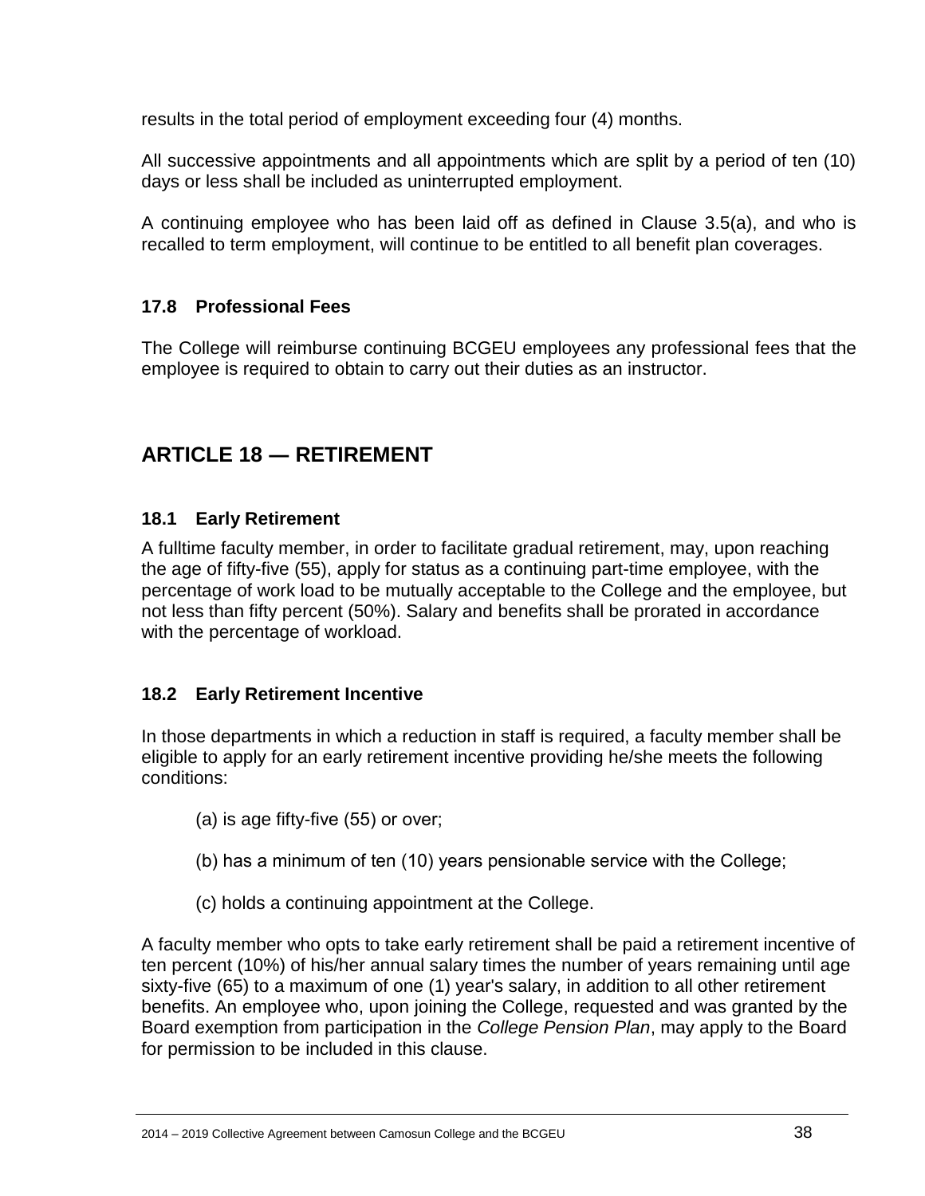results in the total period of employment exceeding four (4) months.

All successive appointments and all appointments which are split by a period of ten (10) days or less shall be included as uninterrupted employment.

A continuing employee who has been laid off as defined in Clause 3.5(a), and who is recalled to term employment, will continue to be entitled to all benefit plan coverages.

### 17.8 Professional Fees

The College will reimburse continuing BCGEU employees any professional fees that the employee is required to obtain to carry out their duties as an instructor.

## ARTICLE 18 — RETIREMENT

### 18.1 Early Retirement

A fulltime faculty member, in order to facilitate gradual retirement, may, upon reaching the age of fifty-five (55), apply for status as a continuing part-time employee, with the percentage of work load to be mutually acceptable to the College and the employee, but not less than fifty percent (50%). Salary and benefits shall be prorated in accordance with the percentage of workload.

### 18.2 Early Retirement Incentive

In those departments in which a reduction in staff is required, a faculty member shall be eligible to apply for an early retirement incentive providing he/she meets the following conditions:

(a) is age fifty-five (55) or over;

(b) has a minimum of ten (10) years pensionable service with the College;

(c) holds a continuing appointment at the College.

A faculty member who opts to take early retirement shall be paid a retirement incentive of ten percent (10%) of his/her annual salary times the number of years remaining until age sixty-five (65) to a maximum of one (1) year's salary, in addition to all other retirement benefits. An employee who, upon joining the College, requested and was granted by the Board exemption from participation in the *College Pension Plan*, may apply to the Board for permission to be included in this clause.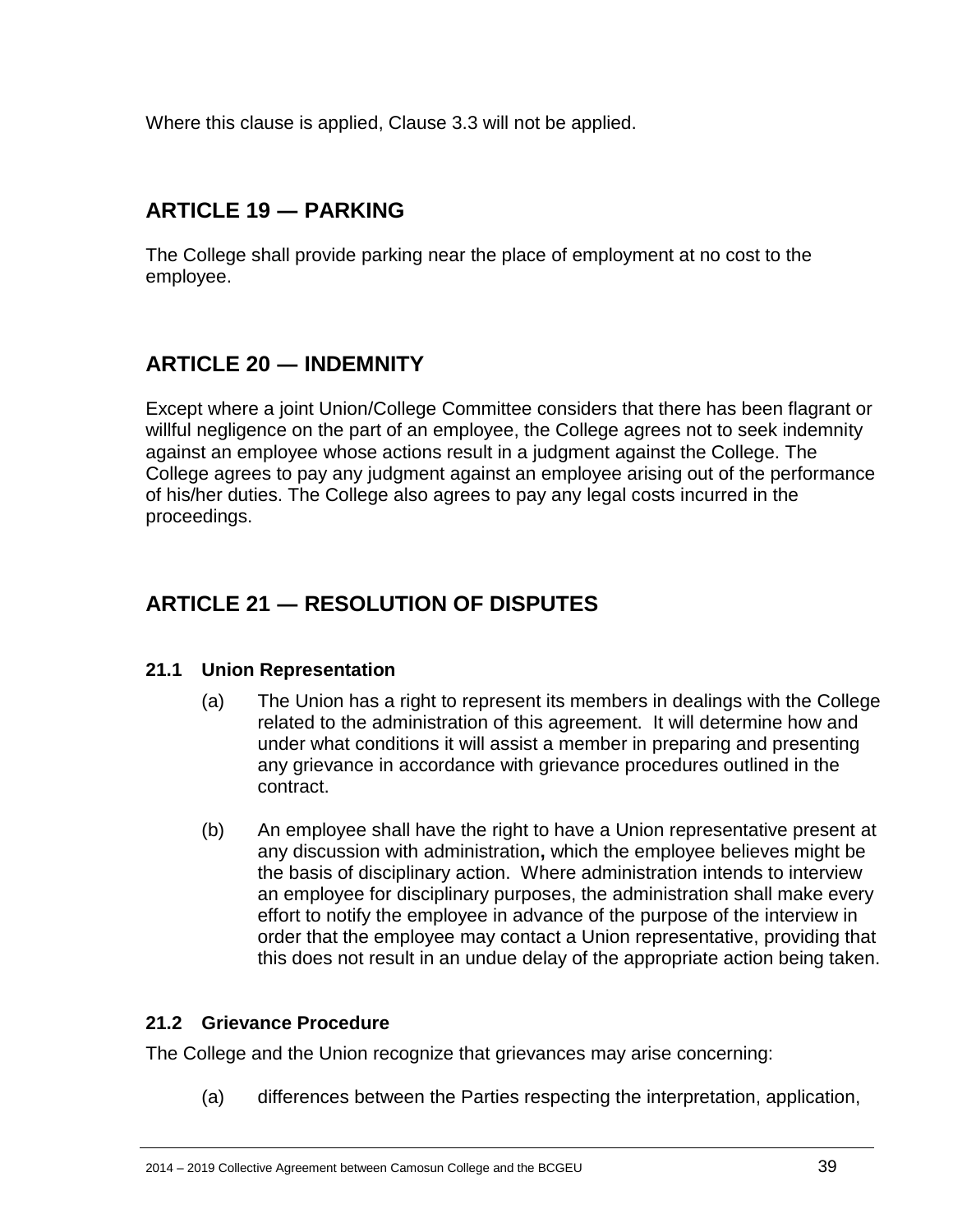Where this clause is applied, Clause 3.3 will not be applied.

## ARTICLE 19 — PARKING

The College shall provide parking near the place of employment at no cost to the employee.

## ARTICLE 20 — INDEMNITY

Except where a joint Union/College Committee considers that there has been flagrant or willful negligence on the part of an employee, the College agrees not to seek indemnity against an employee whose actions result in a judgment against the College. The College agrees to pay any judgment against an employee arising out of the performance of his/her duties. The College also agrees to pay any legal costs incurred in the proceedings.

## ARTICLE 21 — RESOLUTION OF DISPUTES

### 21.1 Union Representation

(a) The Union has a right to represent its members in dealings with the College related to the administration of this agreement. It will determine how and under what conditions it will assist a member in preparing and presenting any grievance in accordance with grievance procedures outlined in the contract.

(b) An employee shall have the right to have a Union representative present at any discussion with administration**,** which the employee believes might be the basis of disciplinary action. Where administration intends to interview an employee for disciplinary purposes, the administration shall make every effort to notify the employee in advance of the purpose of the interview in order that the employee may contact a Union representative, providing that this does not result in an undue delay of the appropriate action being taken.

### 21.2 Grievance Procedure

The College and the Union recognize that grievances may arise concerning:

(a) differences between the Parties respecting the interpretation, application,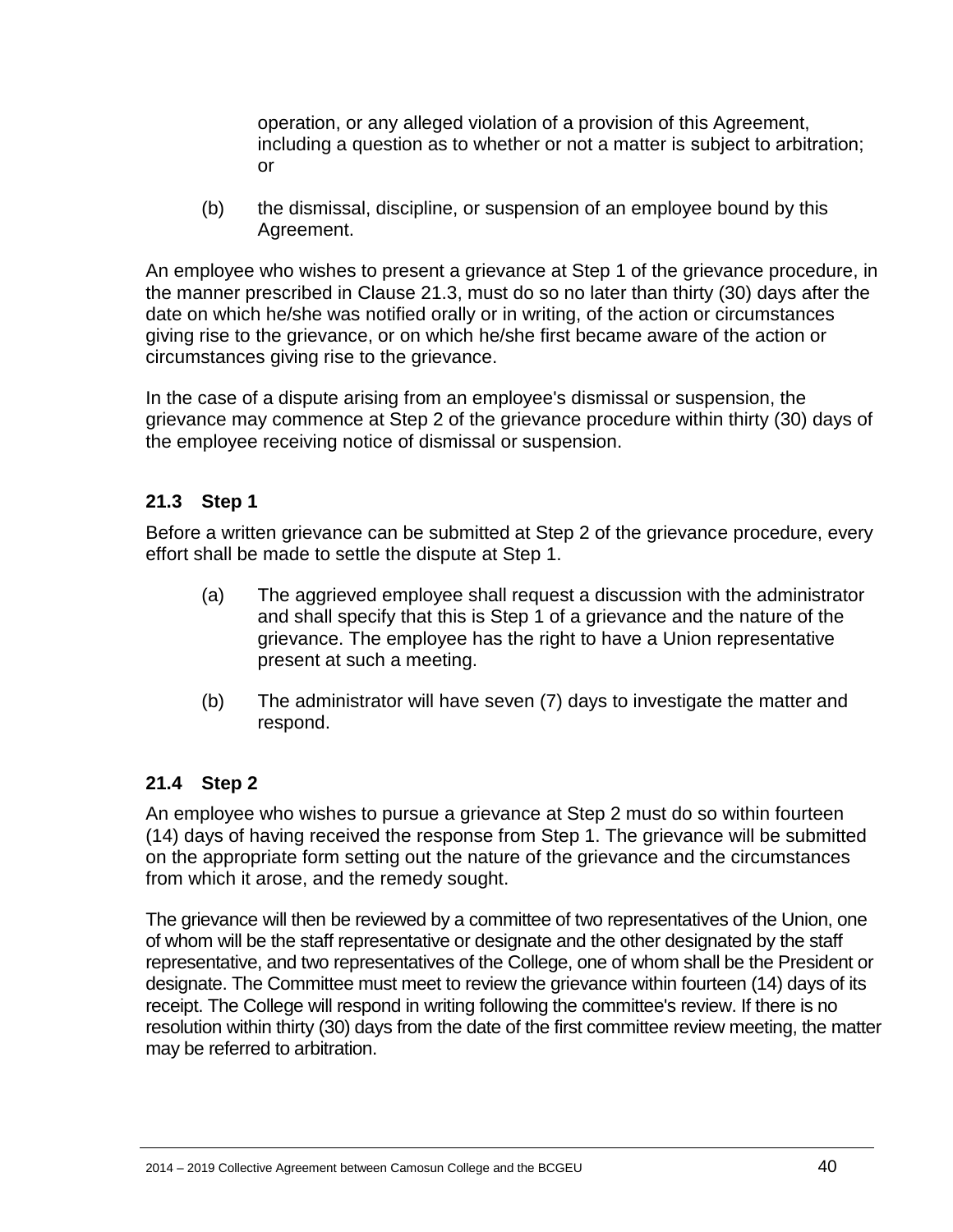operation, or any alleged violation of a provision of this Agreement, including a question as to whether or not a matter is subject to arbitration; or

(b) the dismissal, discipline, or suspension of an employee bound by this Agreement.

An employee who wishes to present a grievance at Step 1 of the grievance procedure, in the manner prescribed in Clause 21.3, must do so no later than thirty (30) days after the date on which he/she was notified orally or in writing, of the action or circumstances giving rise to the grievance, or on which he/she first became aware of the action or circumstances giving rise to the grievance.

In the case of a dispute arising from an employee's dismissal or suspension, the grievance may commence at Step 2 of the grievance procedure within thirty (30) days of the employee receiving notice of dismissal or suspension.

### 21.3 Step 1

Before a written grievance can be submitted at Step 2 of the grievance procedure, every effort shall be made to settle the dispute at Step 1.

(a) The aggrieved employee shall request a discussion with the administrator and shall specify that this is Step 1 of a grievance and the nature of the grievance. The employee has the right to have a Union representative present at such a meeting.

(b) The administrator will have seven (7) days to investigate the matter and respond.

### 21.4 Step 2

An employee who wishes to pursue a grievance at Step 2 must do so within fourteen (14) days of having received the response from Step 1. The grievance will be submitted on the appropriate form setting out the nature of the grievance and the circumstances from which it arose, and the remedy sought.

The grievance will then be reviewed by a committee of two representatives of the Union, one of whom will be the staff representative or designate and the other designated by the staff representative, and two representatives of the College, one of whom shall be the President or designate. The Committee must meet to review the grievance within fourteen (14) days of its receipt. The College will respond in writing following the committee's review. If there is no resolution within thirty (30) days from the date of the first committee review meeting, the matter may be referred to arbitration.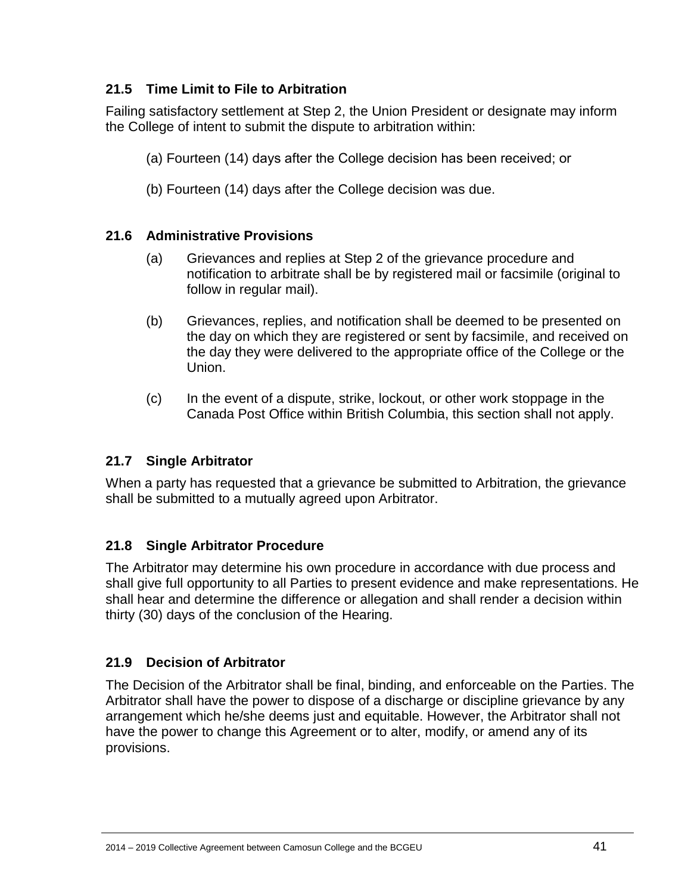### 21.5 Time Limit to File to Arbitration

Failing satisfactory settlement at Step 2, the Union President or designate may inform the College of intent to submit the dispute to arbitration within:

(a) Fourteen (14) days after the College decision has been received; or

(b) Fourteen (14) days after the College decision was due.

### 21.6 Administrative Provisions

(a) Grievances and replies at Step 2 of the grievance procedure and notification to arbitrate shall be by registered mail or facsimile (original to follow in regular mail).

(b) Grievances, replies, and notification shall be deemed to be presented on the day on which they are registered or sent by facsimile, and received on the day they were delivered to the appropriate office of the College or the Union.

(c) In the event of a dispute, strike, lockout, or other work stoppage in the Canada Post Office within British Columbia, this section shall not apply.

### 21.7 Single Arbitrator

When a party has requested that a grievance be submitted to Arbitration, the grievance shall be submitted to a mutually agreed upon Arbitrator.

### 21.8 Single Arbitrator Procedure

The Arbitrator may determine his own procedure in accordance with due process and shall give full opportunity to all Parties to present evidence and make representations. He shall hear and determine the difference or allegation and shall render a decision within thirty (30) days of the conclusion of the Hearing.

### 21.9 Decision of Arbitrator

The Decision of the Arbitrator shall be final, binding, and enforceable on the Parties. The Arbitrator shall have the power to dispose of a discharge or discipline grievance by any arrangement which he/she deems just and equitable. However, the Arbitrator shall not have the power to change this Agreement or to alter, modify, or amend any of its provisions.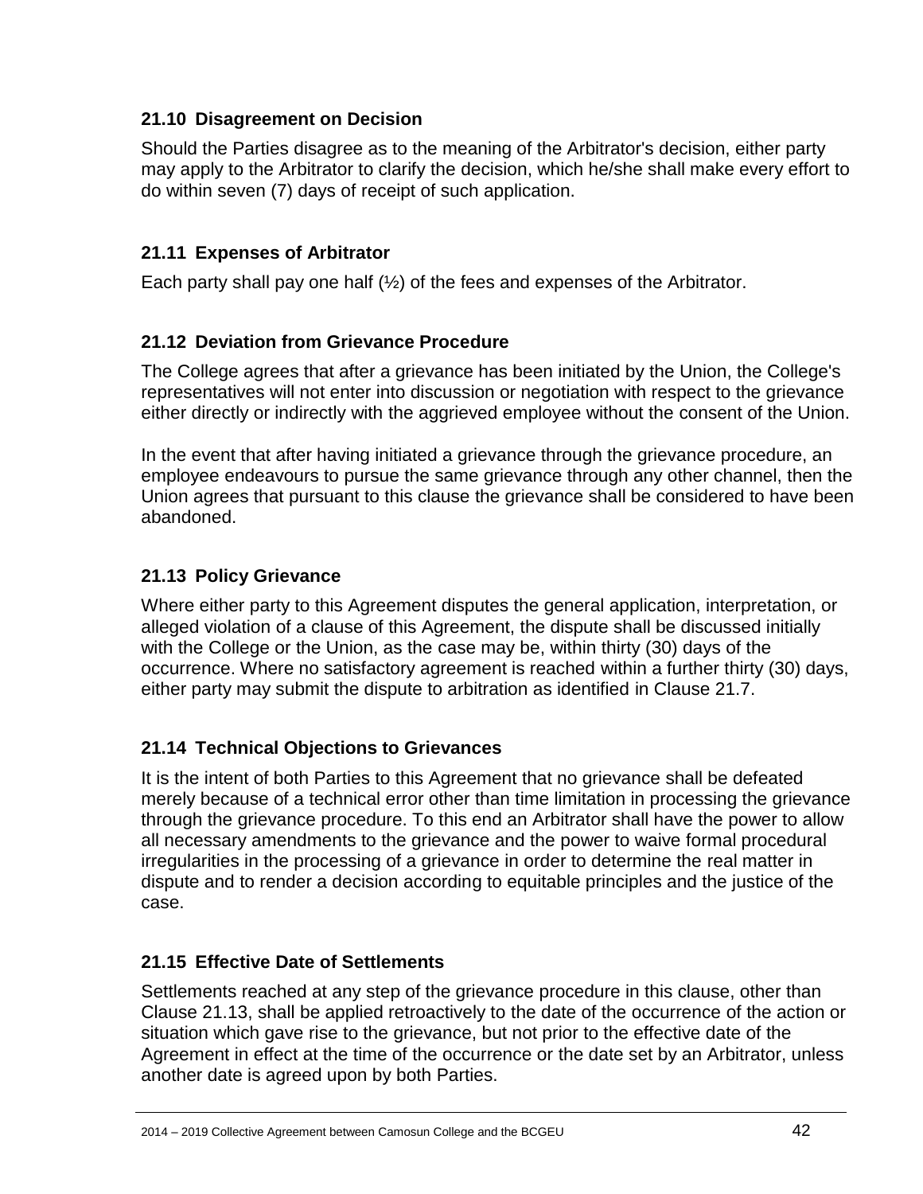### 21.10 Disagreement on Decision

Should the Parties disagree as to the meaning of the Arbitrator's decision, either party may apply to the Arbitrator to clarify the decision, which he/she shall make every effort to do within seven (7) days of receipt of such application.

### 21.11 Expenses of Arbitrator

Each party shall pay one half (½) of the fees and expenses of the Arbitrator.

### 21.12 Deviation from Grievance Procedure

The College agrees that after a grievance has been initiated by the Union, the College's representatives will not enter into discussion or negotiation with respect to the grievance either directly or indirectly with the aggrieved employee without the consent of the Union.

In the event that after having initiated a grievance through the grievance procedure, an employee endeavours to pursue the same grievance through any other channel, then the Union agrees that pursuant to this clause the grievance shall be considered to have been abandoned.

### 21.13 Policy Grievance

Where either party to this Agreement disputes the general application, interpretation, or alleged violation of a clause of this Agreement, the dispute shall be discussed initially with the College or the Union, as the case may be, within thirty (30) days of the occurrence. Where no satisfactory agreement is reached within a further thirty (30) days, either party may submit the dispute to arbitration as identified in Clause 21.7.

### 21.14 Technical Objections to Grievances

It is the intent of both Parties to this Agreement that no grievance shall be defeated merely because of a technical error other than time limitation in processing the grievance through the grievance procedure. To this end an Arbitrator shall have the power to allow all necessary amendments to the grievance and the power to waive formal procedural irregularities in the processing of a grievance in order to determine the real matter in dispute and to render a decision according to equitable principles and the justice of the case.

### 21.15 Effective Date of Settlements

Settlements reached at any step of the grievance procedure in this clause, other than Clause 21.13, shall be applied retroactively to the date of the occurrence of the action or situation which gave rise to the grievance, but not prior to the effective date of the Agreement in effect at the time of the occurrence or the date set by an Arbitrator, unless another date is agreed upon by both Parties.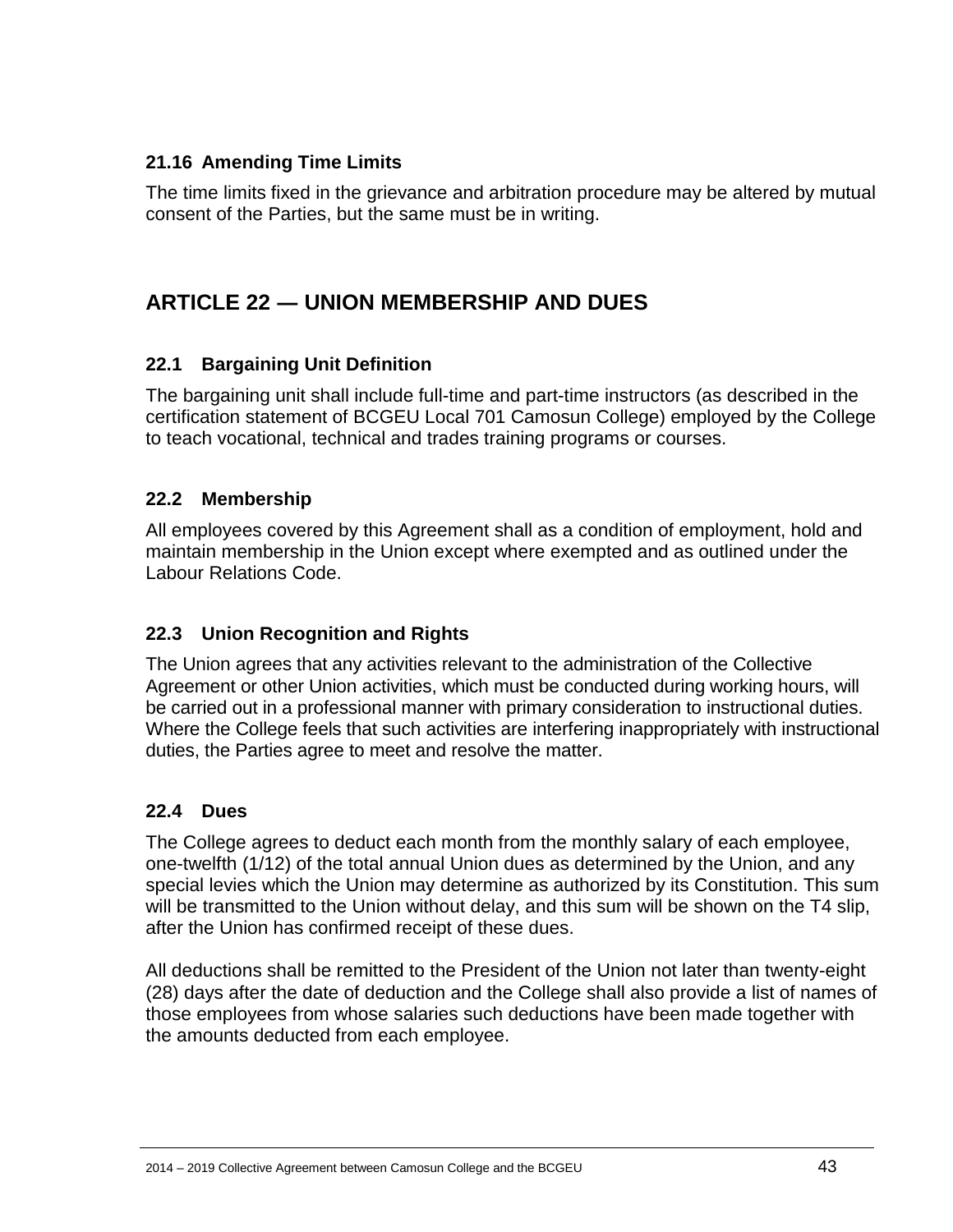### 21.16 Amending Time Limits

The time limits fixed in the grievance and arbitration procedure may be altered by mutual consent of the Parties, but the same must be in writing.

## ARTICLE 22 — UNION MEMBERSHIP AND DUES

### 22.1 Bargaining Unit Definition

The bargaining unit shall include full-time and part-time instructors (as described in the certification statement of BCGEU Local 701 Camosun College) employed by the College to teach vocational, technical and trades training programs or courses.

### 22.2 Membership

All employees covered by this Agreement shall as a condition of employment, hold and maintain membership in the Union except where exempted and as outlined under the Labour Relations Code.

### 22.3 Union Recognition and Rights

The Union agrees that any activities relevant to the administration of the Collective Agreement or other Union activities, which must be conducted during working hours, will be carried out in a professional manner with primary consideration to instructional duties. Where the College feels that such activities are interfering inappropriately with instructional duties, the Parties agree to meet and resolve the matter.

### 22.4 Dues

The College agrees to deduct each month from the monthly salary of each employee, one-twelfth (1/12) of the total annual Union dues as determined by the Union, and any special levies which the Union may determine as authorized by its Constitution. This sum will be transmitted to the Union without delay, and this sum will be shown on the T4 slip, after the Union has confirmed receipt of these dues.

All deductions shall be remitted to the President of the Union not later than twenty-eight (28) days after the date of deduction and the College shall also provide a list of names of those employees from whose salaries such deductions have been made together with the amounts deducted from each employee.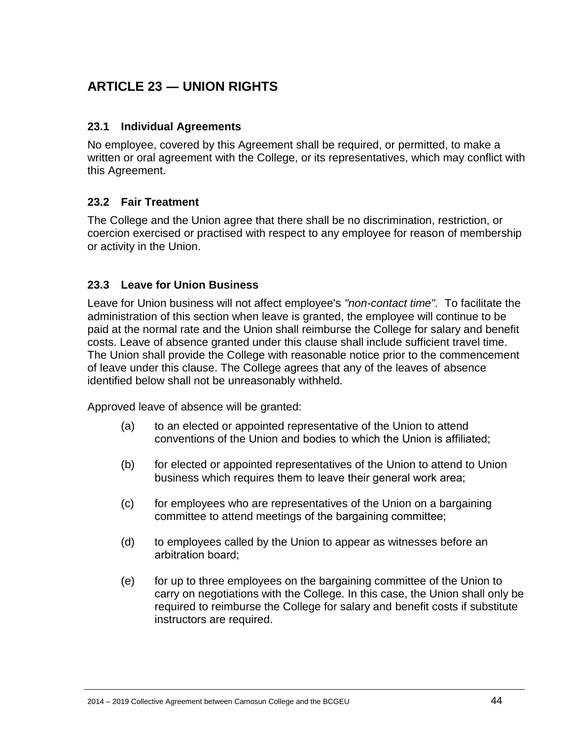## ARTICLE 23 — UNION RIGHTS

### 23.1 Individual Agreements

No employee, covered by this Agreement shall be required, or permitted, to make a written or oral agreement with the College, or its representatives, which may conflict with this Agreement.

### 23.2 Fair Treatment

The College and the Union agree that there shall be no discrimination, restriction, or coercion exercised or practised with respect to any employee for reason of membership or activity in the Union.

### 23.3 Leave for Union Business

Leave for Union business will not affect employee's *"non-contact time".* To facilitate the administration of this section when leave is granted, the employee will continue to be paid at the normal rate and the Union shall reimburse the College for salary and benefit costs. Leave of absence granted under this clause shall include sufficient travel time. The Union shall provide the College with reasonable notice prior to the commencement of leave under this clause. The College agrees that any of the leaves of absence identified below shall not be unreasonably withheld.

Approved leave of absence will be granted:

(a) to an elected or appointed representative of the Union to attend conventions of the Union and bodies to which the Union is affiliated;

(b) for elected or appointed representatives of the Union to attend to Union business which requires them to leave their general work area;

(c) for employees who are representatives of the Union on a bargaining committee to attend meetings of the bargaining committee;

(d) to employees called by the Union to appear as witnesses before an arbitration board;

(e) for up to three employees on the bargaining committee of the Union to carry on negotiations with the College. In this case, the Union shall only be required to reimburse the College for salary and benefit costs if substitute instructors are required.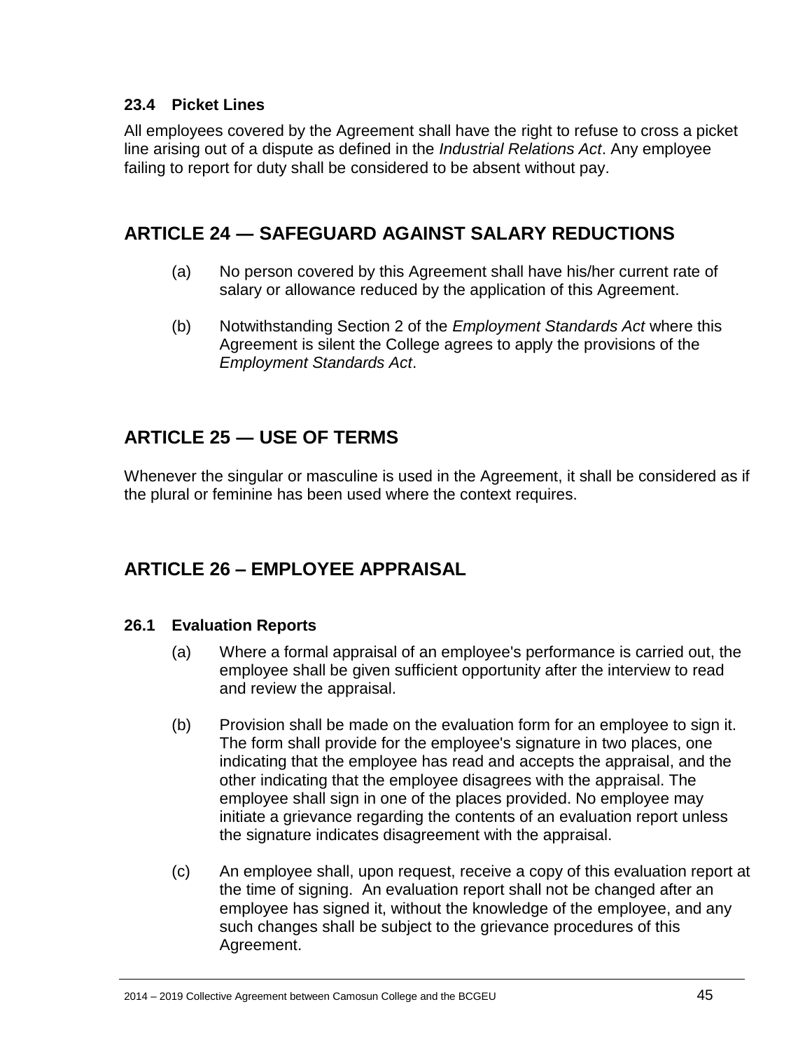### 23.4 Picket Lines

All employees covered by the Agreement shall have the right to refuse to cross a picket line arising out of a dispute as defined in the *Industrial Relations Act*. Any employee failing to report for duty shall be considered to be absent without pay.

## ARTICLE 24 — SAFEGUARD AGAINST SALARY REDUCTIONS

(a) No person covered by this Agreement shall have his/her current rate of salary or allowance reduced by the application of this Agreement.

(b) Notwithstanding Section 2 of the *Employment Standards Act* where this Agreement is silent the College agrees to apply the provisions of the *Employment Standards Act*.

## ARTICLE 25 — USE OF TERMS

Whenever the singular or masculine is used in the Agreement, it shall be considered as if the plural or feminine has been used where the context requires.

## ARTICLE 26 – EMPLOYEE APPRAISAL

### 26.1 Evaluation Reports

(a) Where a formal appraisal of an employee's performance is carried out, the employee shall be given sufficient opportunity after the interview to read and review the appraisal.

(b) Provision shall be made on the evaluation form for an employee to sign it. The form shall provide for the employee's signature in two places, one indicating that the employee has read and accepts the appraisal, and the other indicating that the employee disagrees with the appraisal. The employee shall sign in one of the places provided. No employee may initiate a grievance regarding the contents of an evaluation report unless the signature indicates disagreement with the appraisal.

(c) An employee shall, upon request, receive a copy of this evaluation report at the time of signing. An evaluation report shall not be changed after an employee has signed it, without the knowledge of the employee, and any such changes shall be subject to the grievance procedures of this Agreement.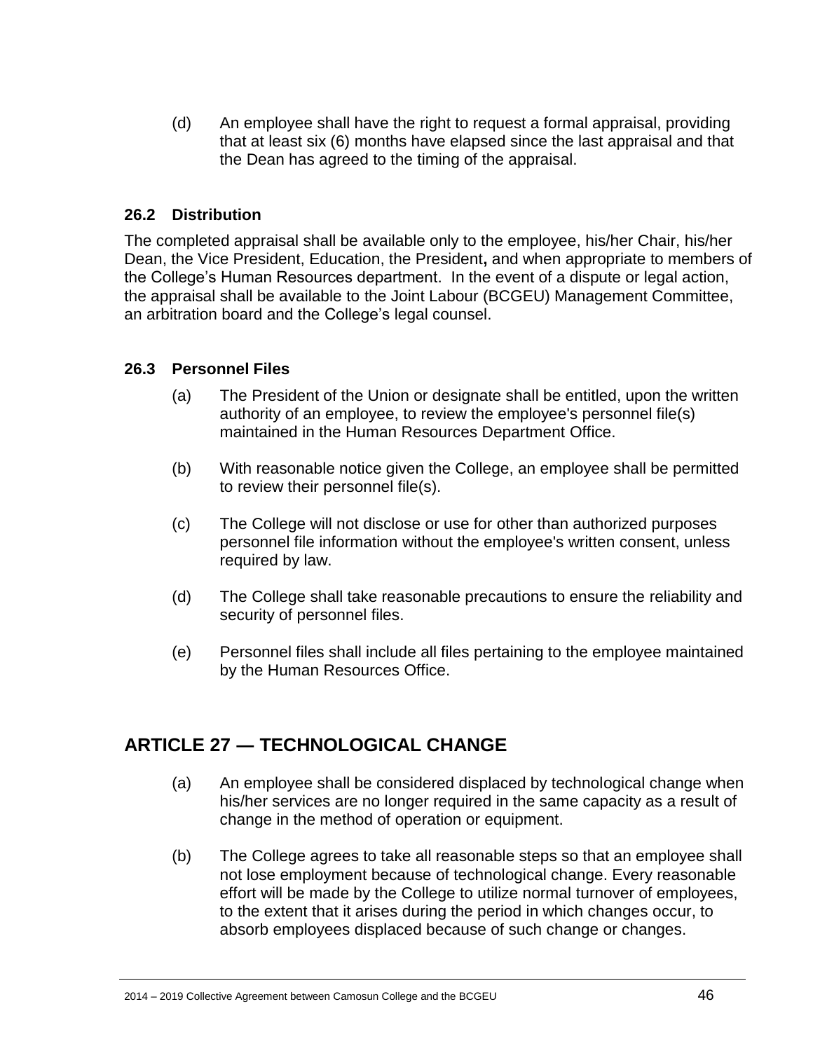(d) An employee shall have the right to request a formal appraisal, providing that at least six (6) months have elapsed since the last appraisal and that the Dean has agreed to the timing of the appraisal.

### 26.2 Distribution

The completed appraisal shall be available only to the employee, his/her Chair, his/her Dean, the Vice President, Education, the President**,** and when appropriate to members of the College's Human Resources department. In the event of a dispute or legal action, the appraisal shall be available to the Joint Labour (BCGEU) Management Committee, an arbitration board and the College's legal counsel.

### 26.3 Personnel Files

(a) The President of the Union or designate shall be entitled, upon the written authority of an employee, to review the employee's personnel file(s) maintained in the Human Resources Department Office.

(b) With reasonable notice given the College, an employee shall be permitted to review their personnel file(s).

(c) The College will not disclose or use for other than authorized purposes personnel file information without the employee's written consent, unless required by law.

(d) The College shall take reasonable precautions to ensure the reliability and security of personnel files.

(e) Personnel files shall include all files pertaining to the employee maintained by the Human Resources Office.

## ARTICLE 27 — TECHNOLOGICAL CHANGE

(a) An employee shall be considered displaced by technological change when his/her services are no longer required in the same capacity as a result of change in the method of operation or equipment.

(b) The College agrees to take all reasonable steps so that an employee shall not lose employment because of technological change. Every reasonable effort will be made by the College to utilize normal turnover of employees, to the extent that it arises during the period in which changes occur, to absorb employees displaced because of such change or changes.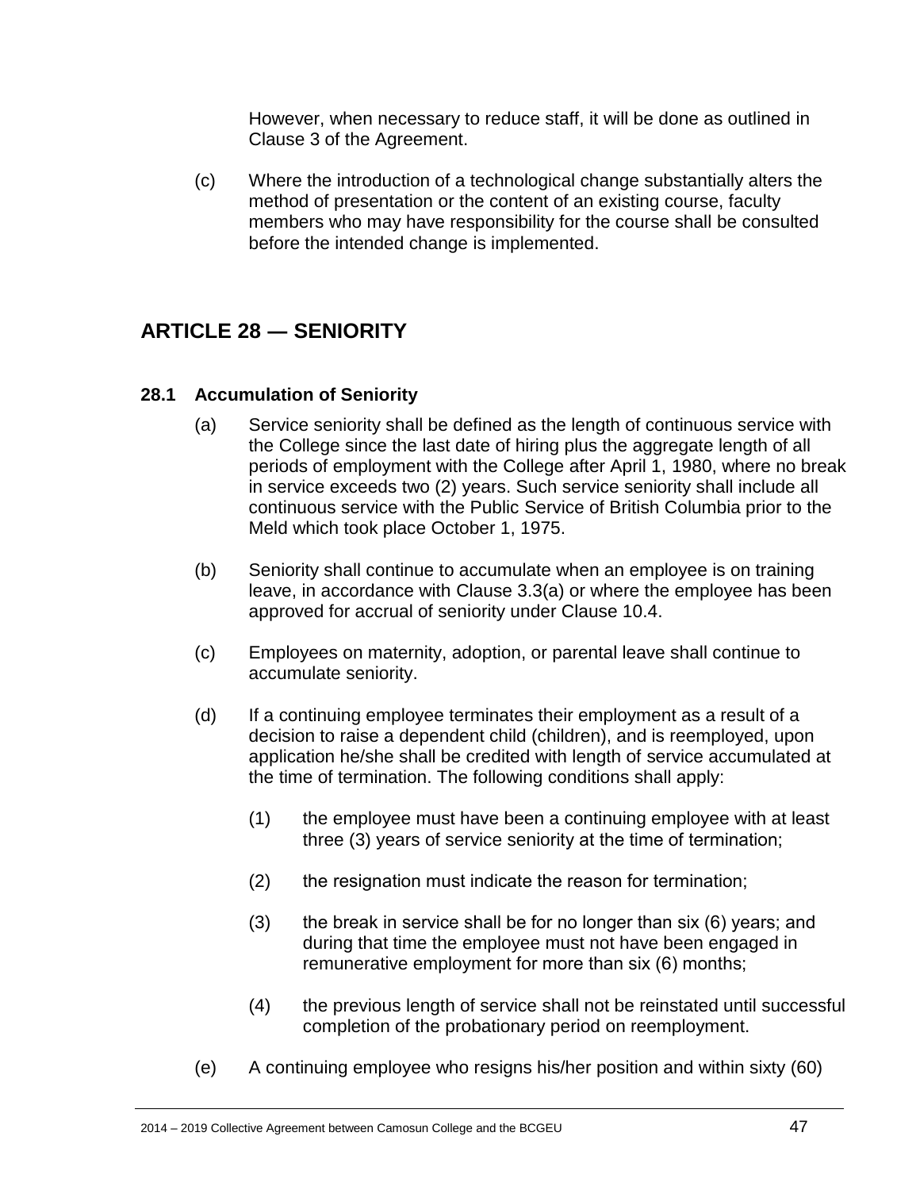However, when necessary to reduce staff, it will be done as outlined in Clause 3 of the Agreement.

(c) Where the introduction of a technological change substantially alters the method of presentation or the content of an existing course, faculty members who may have responsibility for the course shall be consulted before the intended change is implemented.

## ARTICLE 28 — SENIORITY

### 28.1 Accumulation of Seniority

(a) Service seniority shall be defined as the length of continuous service with the College since the last date of hiring plus the aggregate length of all periods of employment with the College after April 1, 1980, where no break in service exceeds two (2) years. Such service seniority shall include all continuous service with the Public Service of British Columbia prior to the Meld which took place October 1, 1975.

(b) Seniority shall continue to accumulate when an employee is on training leave, in accordance with Clause 3.3(a) or where the employee has been approved for accrual of seniority under Clause 10.4.

(c) Employees on maternity, adoption, or parental leave shall continue to accumulate seniority.

(d) If a continuing employee terminates their employment as a result of a decision to raise a dependent child (children), and is reemployed, upon application he/she shall be credited with length of service accumulated at the time of termination. The following conditions shall apply:

(1) the employee must have been a continuing employee with at least three (3) years of service seniority at the time of termination;

(2) the resignation must indicate the reason for termination;

(3) the break in service shall be for no longer than six (6) years; and during that time the employee must not have been engaged in remunerative employment for more than six (6) months;

(4) the previous length of service shall not be reinstated until successful completion of the probationary period on reemployment.

(e) A continuing employee who resigns his/her position and within sixty (60)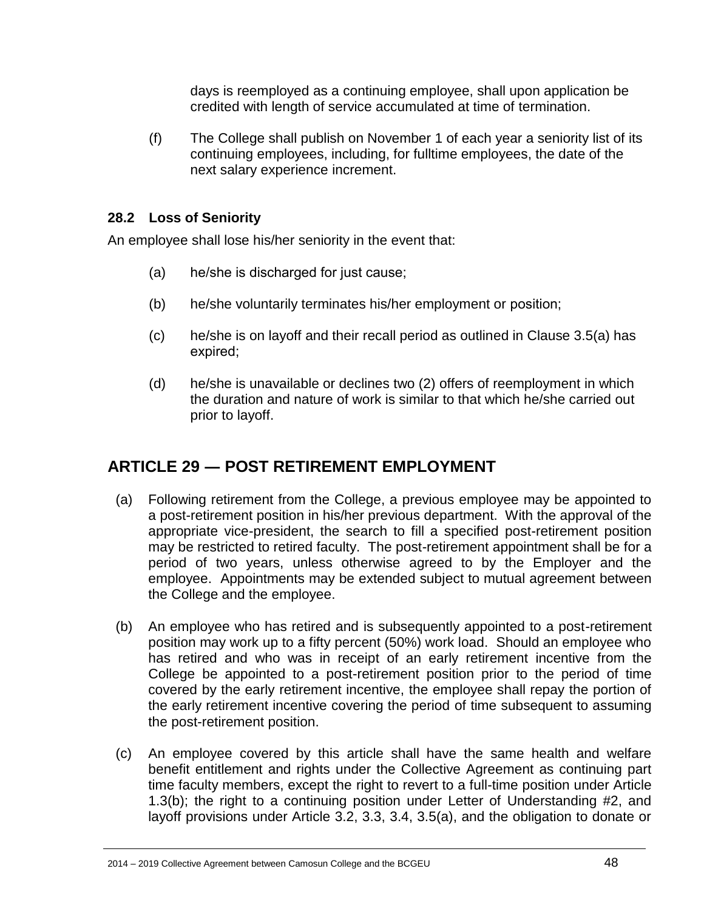days is reemployed as a continuing employee, shall upon application be credited with length of service accumulated at time of termination.

(f) The College shall publish on November 1 of each year a seniority list of its continuing employees, including, for fulltime employees, the date of the next salary experience increment.

### 28.2 Loss of Seniority

An employee shall lose his/her seniority in the event that:

(a) he/she is discharged for just cause;

(b) he/she voluntarily terminates his/her employment or position;

(c) he/she is on layoff and their recall period as outlined in Clause 3.5(a) has expired;

(d) he/she is unavailable or declines two (2) offers of reemployment in which the duration and nature of work is similar to that which he/she carried out prior to layoff.

## ARTICLE 29 — POST RETIREMENT EMPLOYMENT

(a) Following retirement from the College, a previous employee may be appointed to a post-retirement position in his/her previous department. With the approval of the appropriate vice-president, the search to fill a specified post-retirement position may be restricted to retired faculty. The post-retirement appointment shall be for a period of two years, unless otherwise agreed to by the Employer and the employee. Appointments may be extended subject to mutual agreement between the College and the employee.

(b) An employee who has retired and is subsequently appointed to a post-retirement position may work up to a fifty percent (50%) work load. Should an employee who has retired and who was in receipt of an early retirement incentive from the College be appointed to a post-retirement position prior to the period of time covered by the early retirement incentive, the employee shall repay the portion of the early retirement incentive covering the period of time subsequent to assuming the post-retirement position.

(c) An employee covered by this article shall have the same health and welfare benefit entitlement and rights under the Collective Agreement as continuing part time faculty members, except the right to revert to a full-time position under Article 1.3(b); the right to a continuing position under Letter of Understanding #2, and layoff provisions under Article 3.2, 3.3, 3.4, 3.5(a), and the obligation to donate or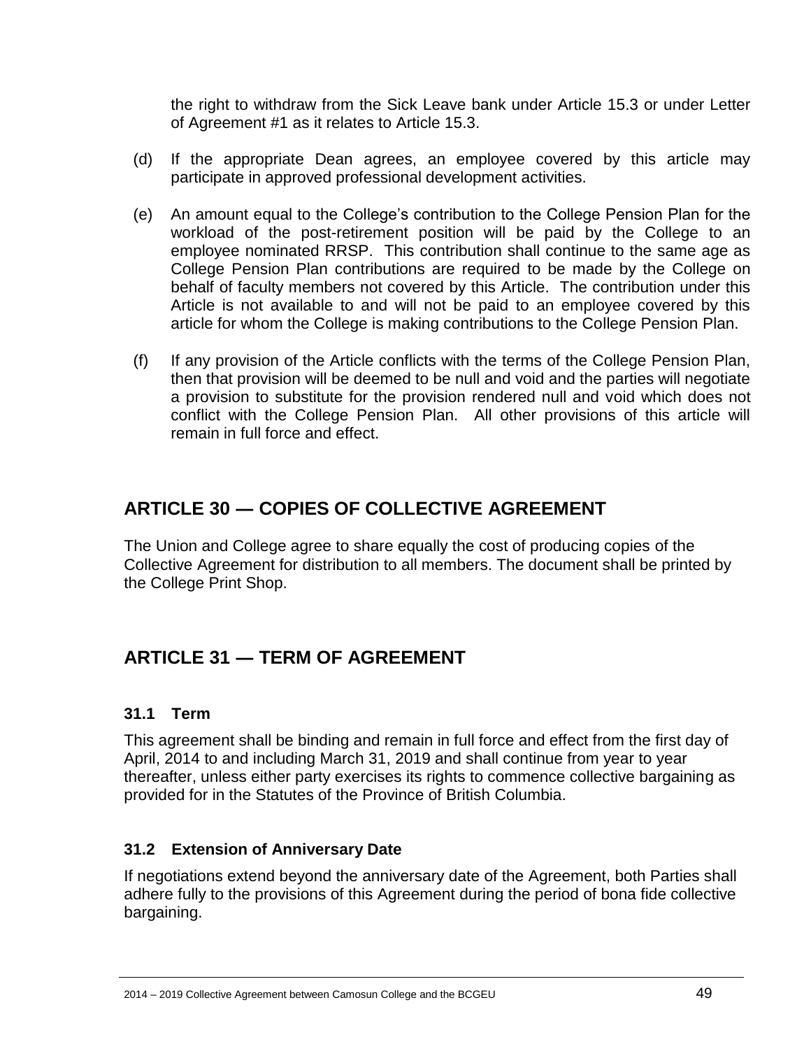the right to withdraw from the Sick Leave bank under Article 15.3 or under Letter of Agreement #1 as it relates to Article 15.3.

(d) If the appropriate Dean agrees, an employee covered by this article may participate in approved professional development activities.

(e) An amount equal to the College's contribution to the College Pension Plan for the workload of the post-retirement position will be paid by the College to an employee nominated RRSP. This contribution shall continue to the same age as College Pension Plan contributions are required to be made by the College on behalf of faculty members not covered by this Article. The contribution under this Article is not available to and will not be paid to an employee covered by this article for whom the College is making contributions to the College Pension Plan.

(f) If any provision of the Article conflicts with the terms of the College Pension Plan, then that provision will be deemed to be null and void and the parties will negotiate a provision to substitute for the provision rendered null and void which does not conflict with the College Pension Plan. All other provisions of this article will remain in full force and effect.

## ARTICLE 30 — COPIES OF COLLECTIVE AGREEMENT

The Union and College agree to share equally the cost of producing copies of the Collective Agreement for distribution to all members. The document shall be printed by the College Print Shop.

## ARTICLE 31 — TERM OF AGREEMENT

### 31.1 Term

This agreement shall be binding and remain in full force and effect from the first day of April, 2014 to and including March 31, 2019 and shall continue from year to year thereafter, unless either party exercises its rights to commence collective bargaining as provided for in the Statutes of the Province of British Columbia.

### 31.2 Extension of Anniversary Date

If negotiations extend beyond the anniversary date of the Agreement, both Parties shall adhere fully to the provisions of this Agreement during the period of bona fide collective bargaining.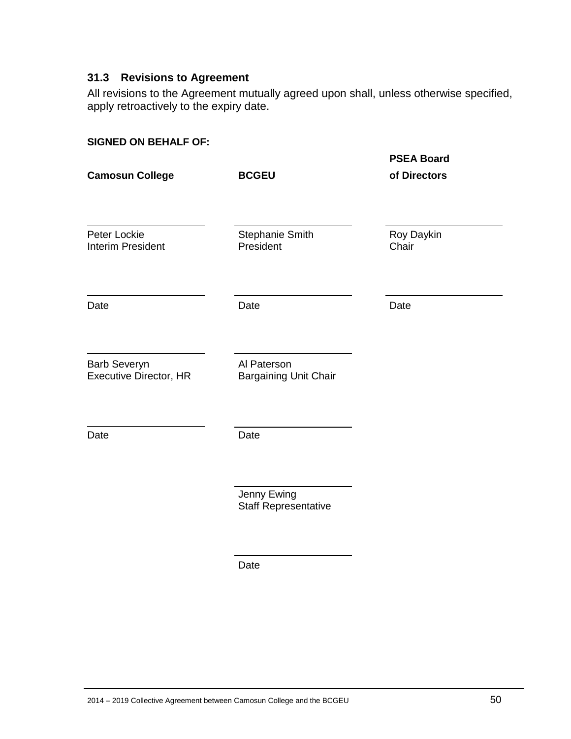### 31.3 Revisions to Agreement

All revisions to the Agreement mutually agreed upon shall, unless otherwise specified, apply retroactively to the expiry date.

**SIGNED ON BEHALF OF:**

| **Camosun College** | **BCGEU** | **PSEA Board of Directors** |
|---|---|---|
| Peter Lockie<br>Interim President | Stephanie Smith<br>President | Roy Daykin<br>Chair |
| Date | Date | Date |
| Barb Severyn<br>Executive Director, HR | Al Paterson<br>Bargaining Unit Chair | |
| Date | Date | |
| | Jenny Ewing<br>Staff Representative | |
| | Date | |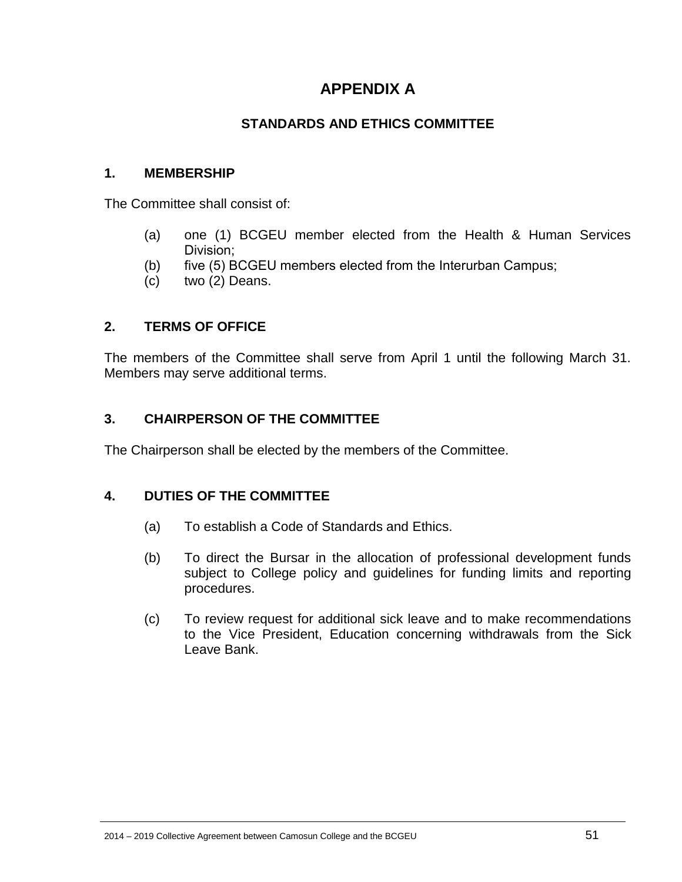# APPENDIX A

## STANDARDS AND ETHICS COMMITTEE

### 1. MEMBERSHIP

The Committee shall consist of:

- (a) one (1) BCGEU member elected from the Health & Human Services Division;
- (b) five (5) BCGEU members elected from the Interurban Campus;
- (c) two (2) Deans.

### 2. TERMS OF OFFICE

The members of the Committee shall serve from April 1 until the following March 31. Members may serve additional terms.

### 3. CHAIRPERSON OF THE COMMITTEE

The Chairperson shall be elected by the members of the Committee.

### 4. DUTIES OF THE COMMITTEE

- (a) To establish a Code of Standards and Ethics.
- (b) To direct the Bursar in the allocation of professional development funds subject to College policy and guidelines for funding limits and reporting procedures.
- (c) To review request for additional sick leave and to make recommendations to the Vice President, Education concerning withdrawals from the Sick Leave Bank.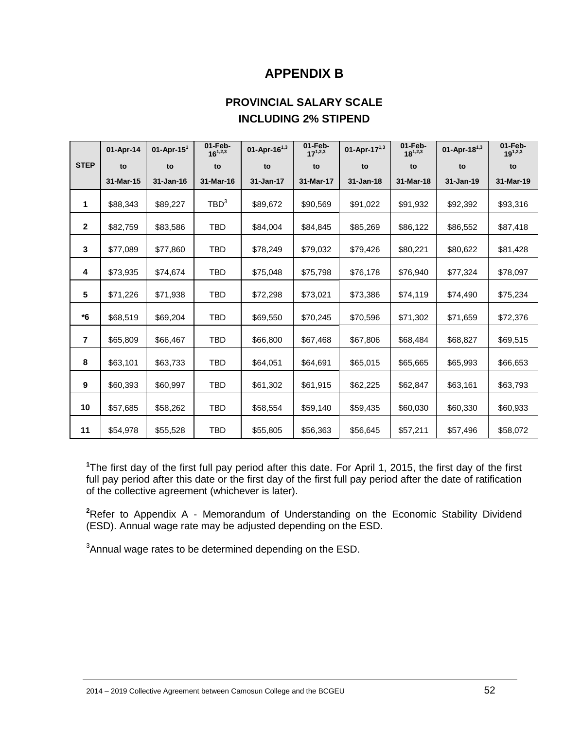# APPENDIX B

## PROVINCIAL SALARY SCALE
## INCLUDING 2% STIPEND

| STEP | 01-Apr-14 to 31-Mar-15 | 01-Apr-15[1] to 31-Jan-16 | 01-Feb-16[1,2,3] to 31-Mar-16 | 01-Apr-16[1,3] to 31-Jan-17 | 01-Feb-17[1,2,3] to 31-Mar-17 | 01-Apr-17[1,3] to 31-Jan-18 | 01-Feb-18[1,2,3] to 31-Mar-18 | 01-Apr-18[1,3] to 31-Jan-19 | 01-Feb-19[1,2,3] to 31-Mar-19 |
|---|---|---|---|---|---|---|---|---|---|
| 1 | $88,343 | $89,227 | TBD[3] | $89,672 | $90,569 | $91,022 | $91,932 | $92,392 | $93,316 |
| 2 | $82,759 | $83,586 | TBD | $84,004 | $84,845 | $85,269 | $86,122 | $86,552 | $87,418 |
| 3 | $77,089 | $77,860 | TBD | $78,249 | $79,032 | $79,426 | $80,221 | $80,622 | $81,428 |
| 4 | $73,935 | $74,674 | TBD | $75,048 | $75,798 | $76,178 | $76,940 | $77,324 | $78,097 |
| 5 | $71,226 | $71,938 | TBD | $72,298 | $73,021 | $73,386 | $74,119 | $74,490 | $75,234 |
| *6 | $68,519 | $69,204 | TBD | $69,550 | $70,245 | $70,596 | $71,302 | $71,659 | $72,376 |
| 7 | $65,809 | $66,467 | TBD | $66,800 | $67,468 | $67,806 | $68,484 | $68,827 | $69,515 |
| 8 | $63,101 | $63,733 | TBD | $64,051 | $64,691 | $65,015 | $65,665 | $65,993 | $66,653 |
| 9 | $60,393 | $60,997 | TBD | $61,302 | $61,915 | $62,225 | $62,847 | $63,161 | $63,793 |
| 10 | $57,685 | $58,262 | TBD | $58,554 | $59,140 | $59,435 | $60,030 | $60,330 | $60,933 |
| 11 | $54,978 | $55,528 | TBD | $55,805 | $56,363 | $56,645 | $57,211 | $57,496 | $58,072 |

[1]The first day of the first full pay period after this date. For April 1, 2015, the first day of the first full pay period after this date or the first day of the first full pay period after the date of ratification of the collective agreement (whichever is later).

[2]Refer to Appendix A - Memorandum of Understanding on the Economic Stability Dividend (ESD). Annual wage rate may be adjusted depending on the ESD.

[3]Annual wage rates to be determined depending on the ESD.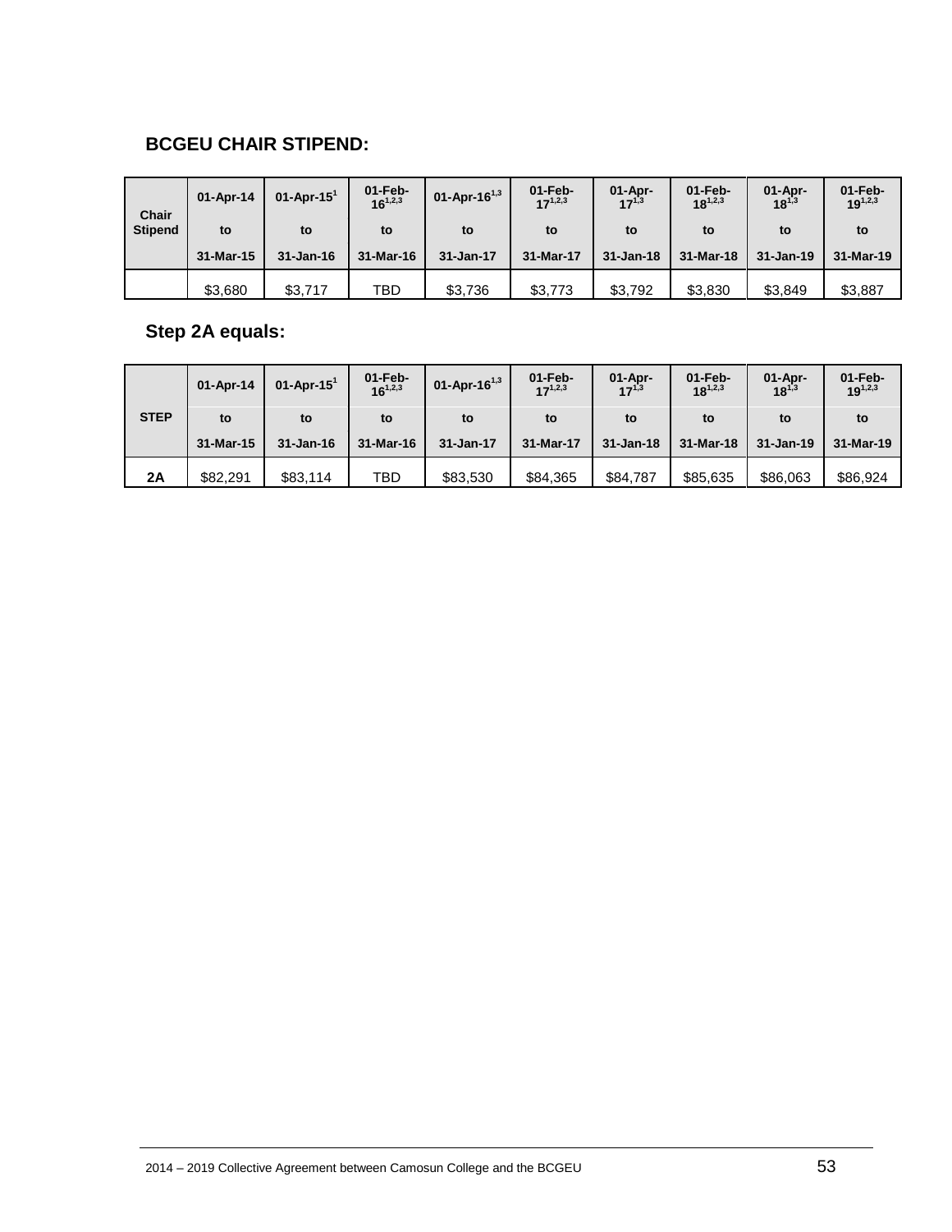## BCGEU CHAIR STIPEND:

| Chair Stipend | 01-Apr-14 to 31-Mar-15 | 01-Apr-15[1] to 31-Jan-16 | 01-Feb-16[1,2,3] to 31-Mar-16 | 01-Apr-16[1,3] to 31-Jan-17 | 01-Feb-17[1,2,3] to 31-Mar-17 | 01-Apr-17[1,3] to 31-Jan-18 | 01-Feb-18[1,2,3] to 31-Mar-18 | 01-Apr-18[1,3] to 31-Jan-19 | 01-Feb-19[1,2,3] to 31-Mar-19 |
|---|---|---|---|---|---|---|---|---|---|
| | $3,680 | $3,717 | TBD | $3,736 | $3,773 | $3,792 | $3,830 | $3,849 | $3,887 |

## Step 2A equals:

| STEP | 01-Apr-14 to 31-Mar-15 | 01-Apr-15[1] to 31-Jan-16 | 01-Feb-16[1,2,3] to 31-Mar-16 | 01-Apr-16[1,3] to 31-Jan-17 | 01-Feb-17[1,2,3] to 31-Mar-17 | 01-Apr-17[1,3] to 31-Jan-18 | 01-Feb-18[1,2,3] to 31-Mar-18 | 01-Apr-18[1,3] to 31-Jan-19 | 01-Feb-19[1,2,3] to 31-Mar-19 |
|---|---|---|---|---|---|---|---|---|---|
| **2A** | $82,291 | $83,114 | TBD | $83,530 | $84,365 | $84,787 | $85,635 | $86,063 | $86,924 |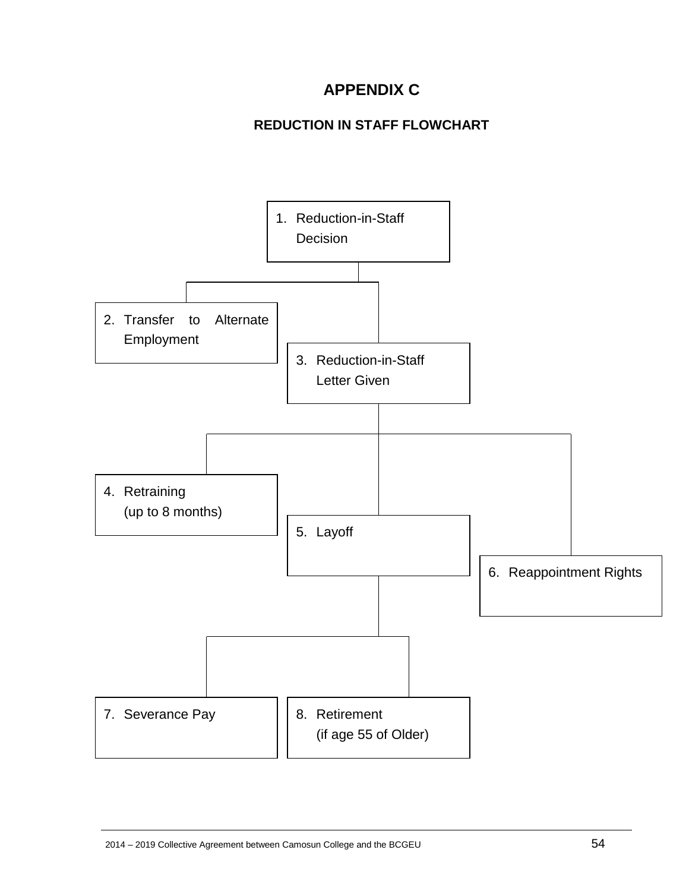# APPENDIX C

## REDUCTION IN STAFF FLOWCHART

1. Reduction-in-Staff Decision

2. Transfer to Alternate Employment

3. Reduction-in-Staff Letter Given

4. Retraining (up to 8 months)

5. Layoff

6. Reappointment Rights

7. Severance Pay

8. Retirement (if age 55 of Older)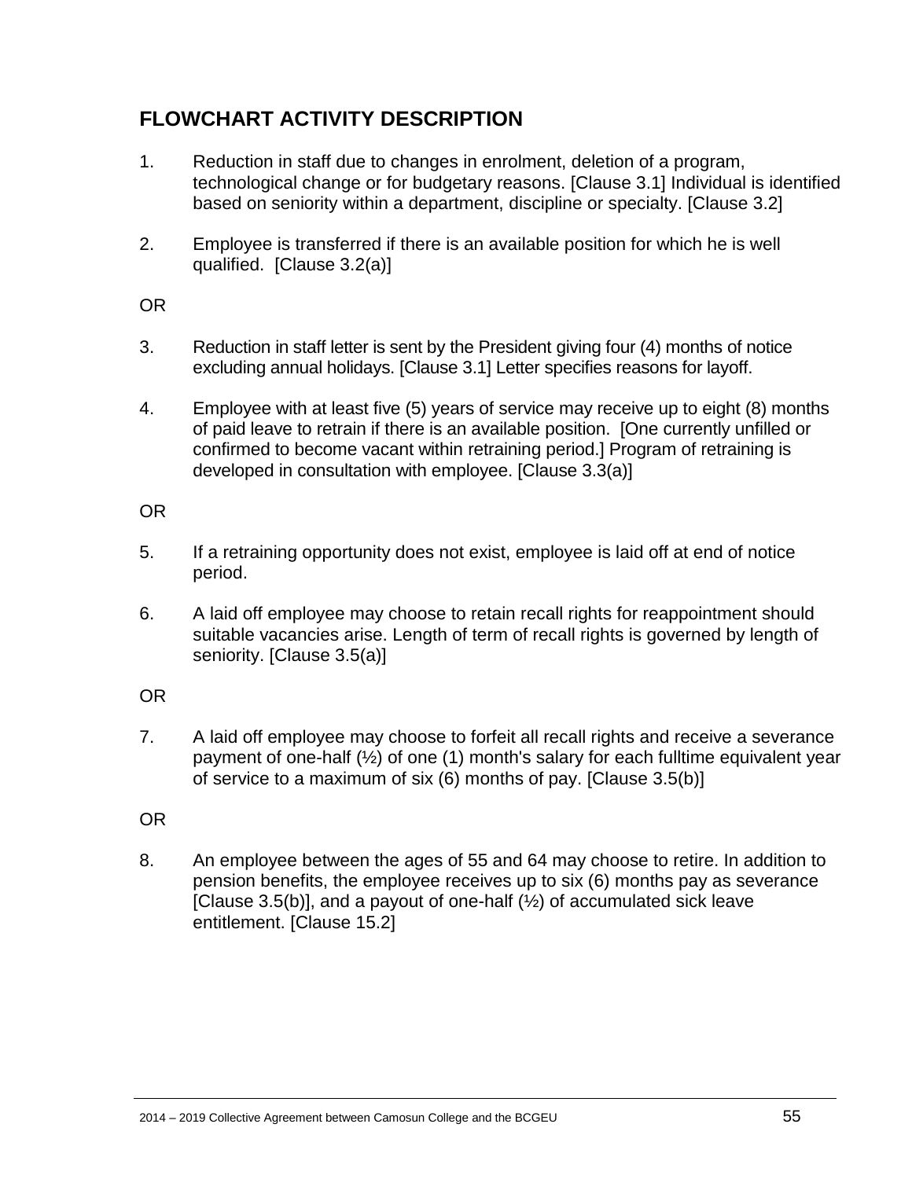## FLOWCHART ACTIVITY DESCRIPTION

1. Reduction in staff due to changes in enrolment, deletion of a program, technological change or for budgetary reasons. [Clause 3.1] Individual is identified based on seniority within a department, discipline or specialty. [Clause 3.2]

2. Employee is transferred if there is an available position for which he is well qualified. [Clause 3.2(a)]

OR

3. Reduction in staff letter is sent by the President giving four (4) months of notice excluding annual holidays. [Clause 3.1] Letter specifies reasons for layoff.

4. Employee with at least five (5) years of service may receive up to eight (8) months of paid leave to retrain if there is an available position. [One currently unfilled or confirmed to become vacant within retraining period.] Program of retraining is developed in consultation with employee. [Clause 3.3(a)]

OR

5. If a retraining opportunity does not exist, employee is laid off at end of notice period.

6. A laid off employee may choose to retain recall rights for reappointment should suitable vacancies arise. Length of term of recall rights is governed by length of seniority. [Clause 3.5(a)]

OR

7. A laid off employee may choose to forfeit all recall rights and receive a severance payment of one-half (½) of one (1) month's salary for each fulltime equivalent year of service to a maximum of six (6) months of pay. [Clause 3.5(b)]

OR

8. An employee between the ages of 55 and 64 may choose to retire. In addition to pension benefits, the employee receives up to six (6) months pay as severance [Clause 3.5(b)], and a payout of one-half (½) of accumulated sick leave entitlement. [Clause 15.2]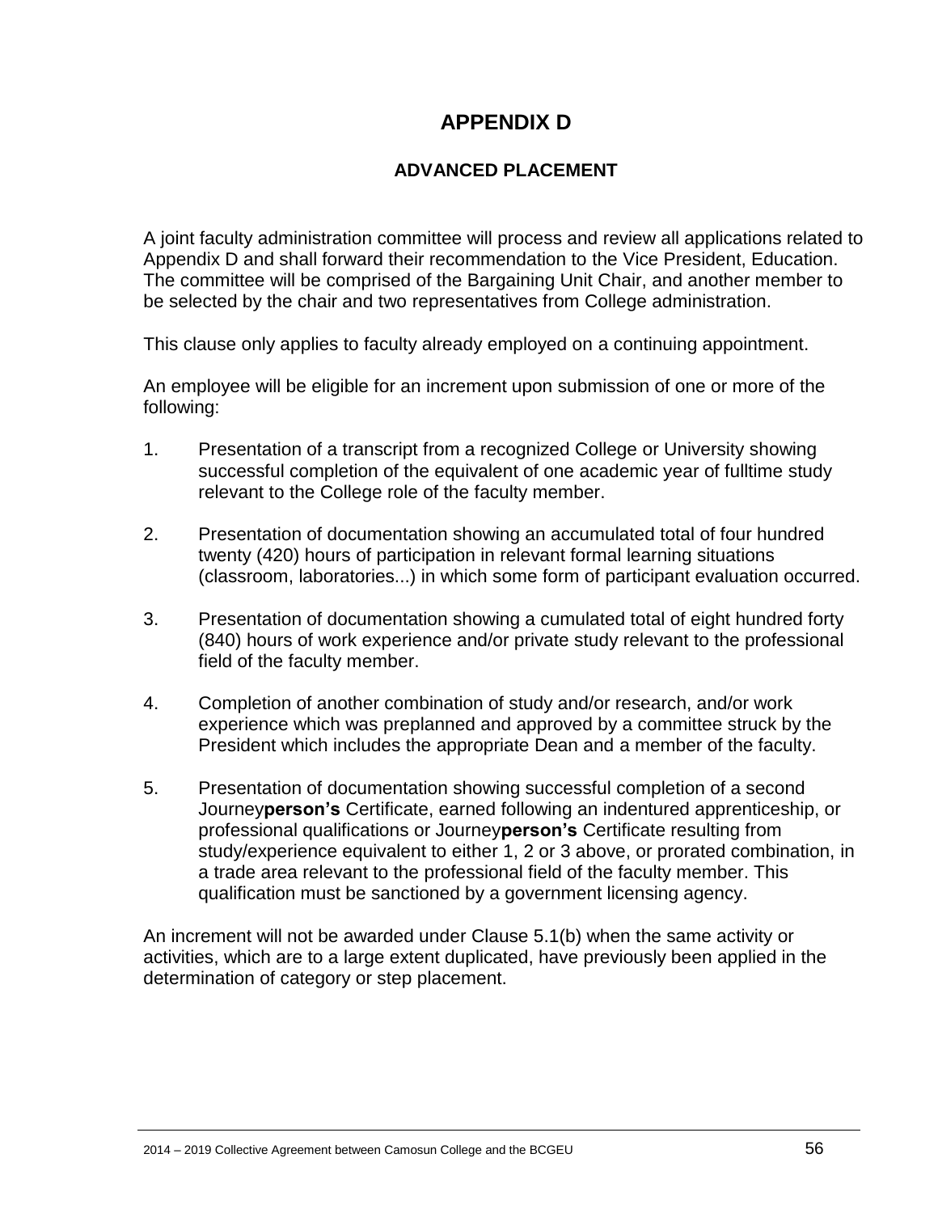# APPENDIX D

## ADVANCED PLACEMENT

A joint faculty administration committee will process and review all applications related to Appendix D and shall forward their recommendation to the Vice President, Education. The committee will be comprised of the Bargaining Unit Chair, and another member to be selected by the chair and two representatives from College administration.

This clause only applies to faculty already employed on a continuing appointment.

An employee will be eligible for an increment upon submission of one or more of the following:

1. Presentation of a transcript from a recognized College or University showing successful completion of the equivalent of one academic year of fulltime study relevant to the College role of the faculty member.

2. Presentation of documentation showing an accumulated total of four hundred twenty (420) hours of participation in relevant formal learning situations (classroom, laboratories...) in which some form of participant evaluation occurred.

3. Presentation of documentation showing a cumulated total of eight hundred forty (840) hours of work experience and/or private study relevant to the professional field of the faculty member.

4. Completion of another combination of study and/or research, and/or work experience which was preplanned and approved by a committee struck by the President which includes the appropriate Dean and a member of the faculty.

5. Presentation of documentation showing successful completion of a second Journey**person's** Certificate, earned following an indentured apprenticeship, or professional qualifications or Journey**person's** Certificate resulting from study/experience equivalent to either 1, 2 or 3 above, or prorated combination, in a trade area relevant to the professional field of the faculty member. This qualification must be sanctioned by a government licensing agency.

An increment will not be awarded under Clause 5.1(b) when the same activity or activities, which are to a large extent duplicated, have previously been applied in the determination of category or step placement.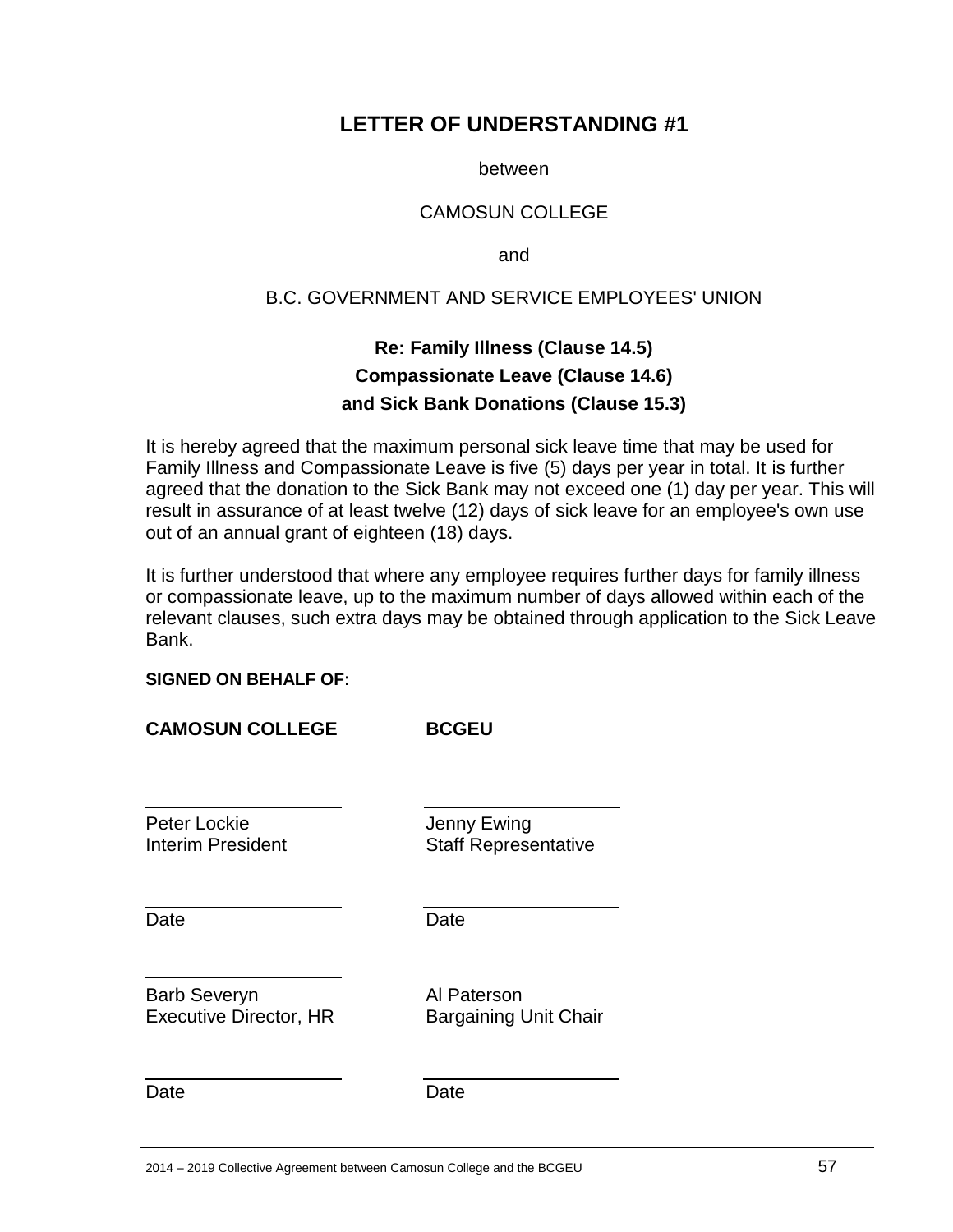# LETTER OF UNDERSTANDING #1

between

CAMOSUN COLLEGE

and

B.C. GOVERNMENT AND SERVICE EMPLOYEES' UNION

**Re: Family Illness (Clause 14.5)**
**Compassionate Leave (Clause 14.6)**
**and Sick Bank Donations (Clause 15.3)**

It is hereby agreed that the maximum personal sick leave time that may be used for Family Illness and Compassionate Leave is five (5) days per year in total. It is further agreed that the donation to the Sick Bank may not exceed one (1) day per year. This will result in assurance of at least twelve (12) days of sick leave for an employee's own use out of an annual grant of eighteen (18) days.

It is further understood that where any employee requires further days for family illness or compassionate leave, up to the maximum number of days allowed within each of the relevant clauses, such extra days may be obtained through application to the Sick Leave Bank.

**SIGNED ON BEHALF OF:**

| **CAMOSUN COLLEGE** | **BCGEU** |
| --- | --- |
| Peter Lockie<br>Interim President | Jenny Ewing<br>Staff Representative |
| Date | Date |
| Barb Severyn<br>Executive Director, HR | Al Paterson<br>Bargaining Unit Chair |
| Date | Date |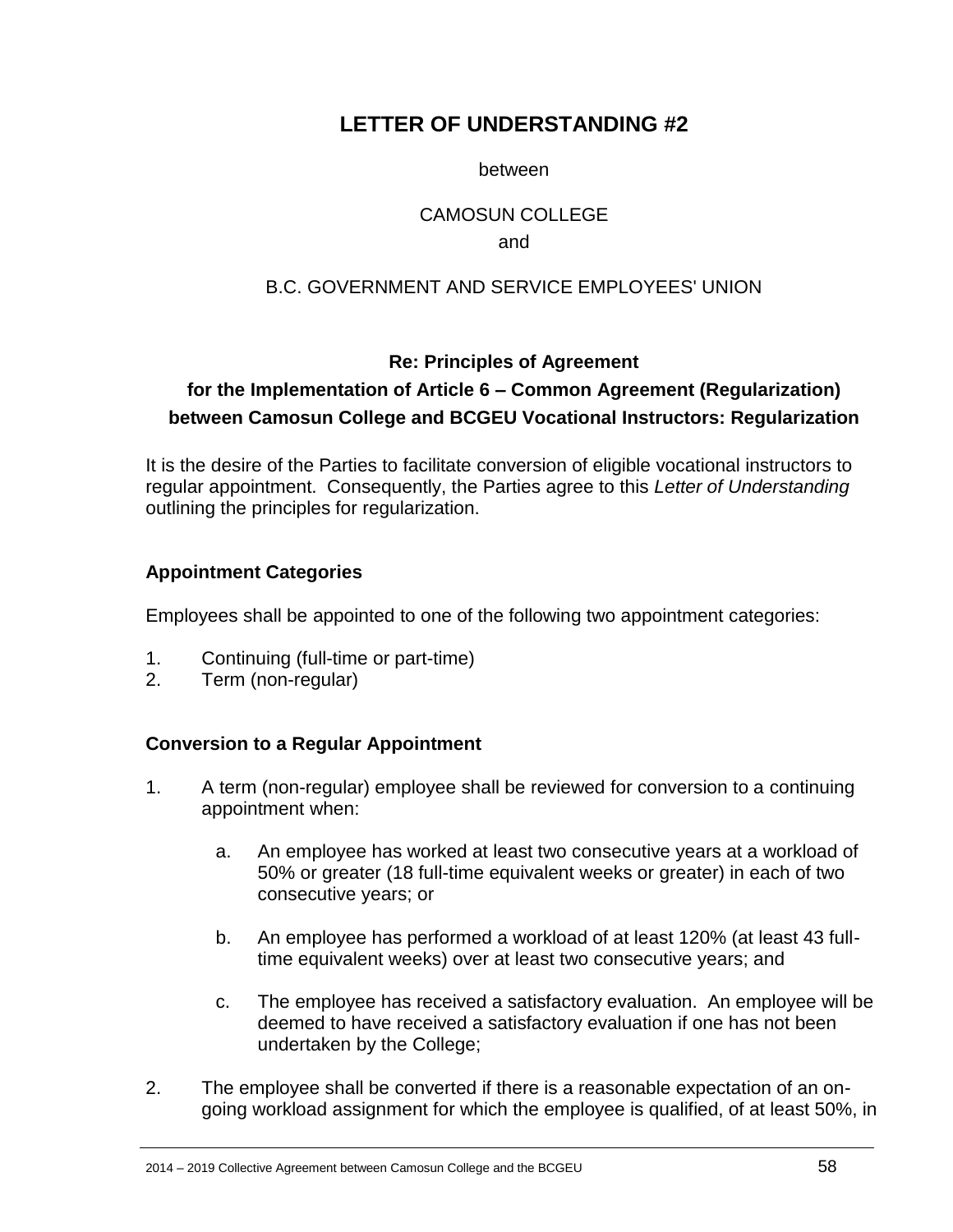# LETTER OF UNDERSTANDING #2

between

CAMOSUN COLLEGE

and

B.C. GOVERNMENT AND SERVICE EMPLOYEES' UNION

**Re: Principles of Agreement**
**for the Implementation of Article 6 – Common Agreement (Regularization)**
**between Camosun College and BCGEU Vocational Instructors: Regularization**

It is the desire of the Parties to facilitate conversion of eligible vocational instructors to regular appointment. Consequently, the Parties agree to this *Letter of Understanding* outlining the principles for regularization.

### Appointment Categories

Employees shall be appointed to one of the following two appointment categories:

1. Continuing (full-time or part-time)
2. Term (non-regular)

### Conversion to a Regular Appointment

1. A term (non-regular) employee shall be reviewed for conversion to a continuing appointment when:

    a. An employee has worked at least two consecutive years at a workload of 50% or greater (18 full-time equivalent weeks or greater) in each of two consecutive years; or

    b. An employee has performed a workload of at least 120% (at least 43 full-time equivalent weeks) over at least two consecutive years; and

    c. The employee has received a satisfactory evaluation. An employee will be deemed to have received a satisfactory evaluation if one has not been undertaken by the College;

2. The employee shall be converted if there is a reasonable expectation of an on-going workload assignment for which the employee is qualified, of at least 50%, in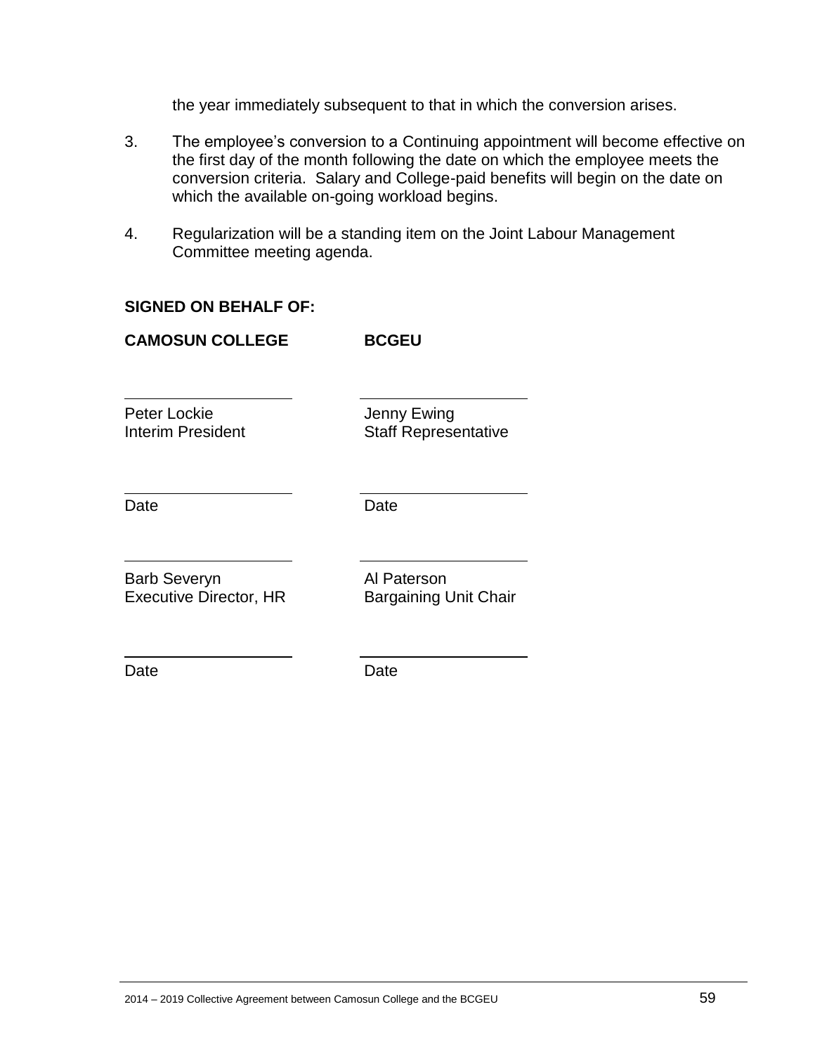the year immediately subsequent to that in which the conversion arises.

3. The employee's conversion to a Continuing appointment will become effective on the first day of the month following the date on which the employee meets the conversion criteria. Salary and College-paid benefits will begin on the date on which the available on-going workload begins.

4. Regularization will be a standing item on the Joint Labour Management Committee meeting agenda.

**SIGNED ON BEHALF OF:**

| **CAMOSUN COLLEGE** | **BCGEU** |
|---|---|
| ____________________ | ____________________ |
| Peter Lockie<br>Interim President | Jenny Ewing<br>Staff Representative |
| ____________________ | ____________________ |
| Date | Date |
| ____________________ | ____________________ |
| Barb Severyn<br>Executive Director, HR | Al Paterson<br>Bargaining Unit Chair |
| ____________________ | ____________________ |
| Date | Date |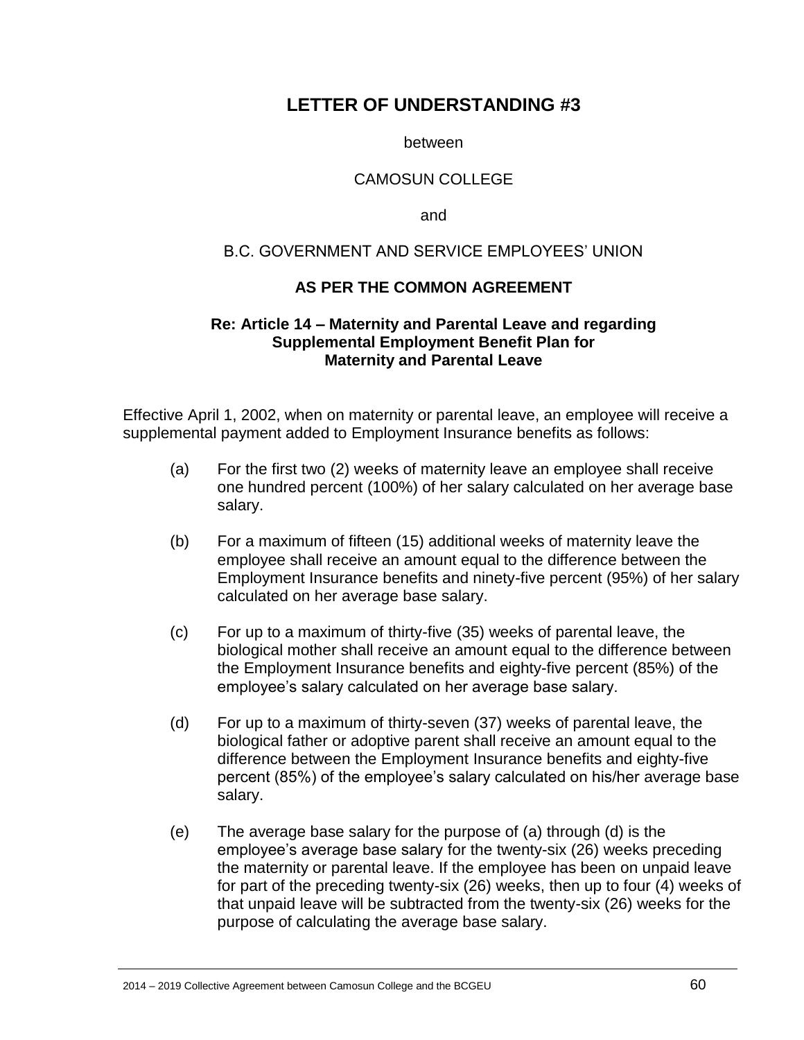# LETTER OF UNDERSTANDING #3

between

CAMOSUN COLLEGE

and

B.C. GOVERNMENT AND SERVICE EMPLOYEES' UNION

**AS PER THE COMMON AGREEMENT**

**Re: Article 14 – Maternity and Parental Leave and regarding Supplemental Employment Benefit Plan for Maternity and Parental Leave**

Effective April 1, 2002, when on maternity or parental leave, an employee will receive a supplemental payment added to Employment Insurance benefits as follows:

(a) For the first two (2) weeks of maternity leave an employee shall receive one hundred percent (100%) of her salary calculated on her average base salary.

(b) For a maximum of fifteen (15) additional weeks of maternity leave the employee shall receive an amount equal to the difference between the Employment Insurance benefits and ninety-five percent (95%) of her salary calculated on her average base salary.

(c) For up to a maximum of thirty-five (35) weeks of parental leave, the biological mother shall receive an amount equal to the difference between the Employment Insurance benefits and eighty-five percent (85%) of the employee's salary calculated on her average base salary.

(d) For up to a maximum of thirty-seven (37) weeks of parental leave, the biological father or adoptive parent shall receive an amount equal to the difference between the Employment Insurance benefits and eighty-five percent (85%) of the employee's salary calculated on his/her average base salary.

(e) The average base salary for the purpose of (a) through (d) is the employee's average base salary for the twenty-six (26) weeks preceding the maternity or parental leave. If the employee has been on unpaid leave for part of the preceding twenty-six (26) weeks, then up to four (4) weeks of that unpaid leave will be subtracted from the twenty-six (26) weeks for the purpose of calculating the average base salary.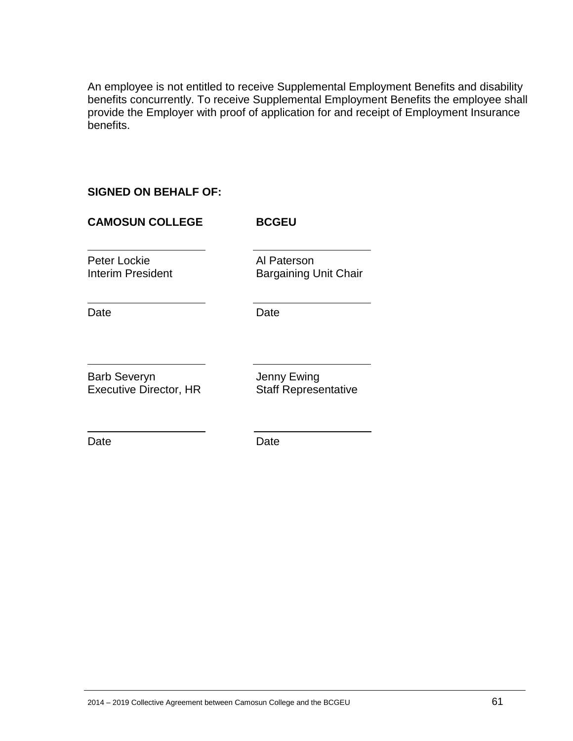An employee is not entitled to receive Supplemental Employment Benefits and disability benefits concurrently. To receive Supplemental Employment Benefits the employee shall provide the Employer with proof of application for and receipt of Employment Insurance benefits.

**SIGNED ON BEHALF OF:**

| **CAMOSUN COLLEGE** | **BCGEU** |
|---|---|
| ____________________ | ____________________ |
| Peter Lockie<br>Interim President | Al Paterson<br>Bargaining Unit Chair |
| ____________________ | ____________________ |
| Date | Date |
| ____________________ | ____________________ |
| Barb Severyn<br>Executive Director, HR | Jenny Ewing<br>Staff Representative |
| ____________________ | ____________________ |
| Date | Date |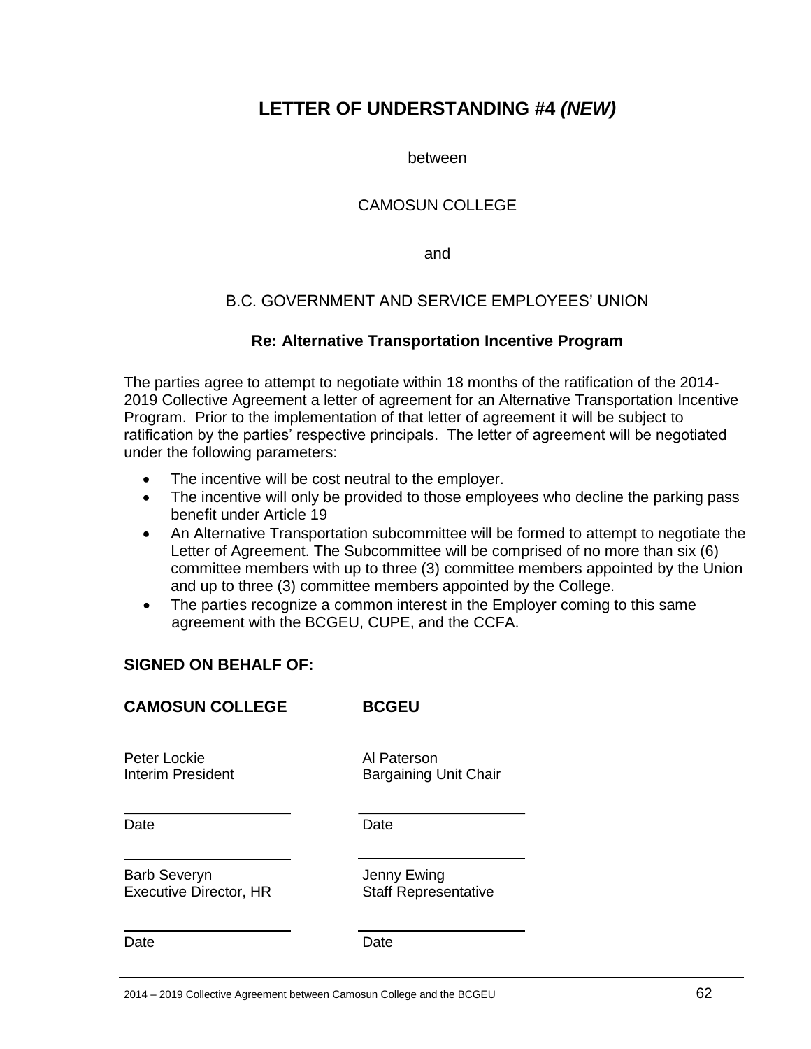# LETTER OF UNDERSTANDING #4 *(NEW)*

between

CAMOSUN COLLEGE

and

B.C. GOVERNMENT AND SERVICE EMPLOYEES' UNION

**Re: Alternative Transportation Incentive Program**

The parties agree to attempt to negotiate within 18 months of the ratification of the 2014-2019 Collective Agreement a letter of agreement for an Alternative Transportation Incentive Program. Prior to the implementation of that letter of agreement it will be subject to ratification by the parties' respective principals. The letter of agreement will be negotiated under the following parameters:

- The incentive will be cost neutral to the employer.
- The incentive will only be provided to those employees who decline the parking pass benefit under Article 19
- An Alternative Transportation subcommittee will be formed to attempt to negotiate the Letter of Agreement. The Subcommittee will be comprised of no more than six (6) committee members with up to three (3) committee members appointed by the Union and up to three (3) committee members appointed by the College.
- The parties recognize a common interest in the Employer coming to this same agreement with the BCGEU, CUPE, and the CCFA.

**SIGNED ON BEHALF OF:**

| **CAMOSUN COLLEGE** | **BCGEU** |
|---|---|
| Peter Lockie<br>Interim President | Al Paterson<br>Bargaining Unit Chair |
| Date | Date |
| Barb Severyn<br>Executive Director, HR | Jenny Ewing<br>Staff Representative |
| Date | Date |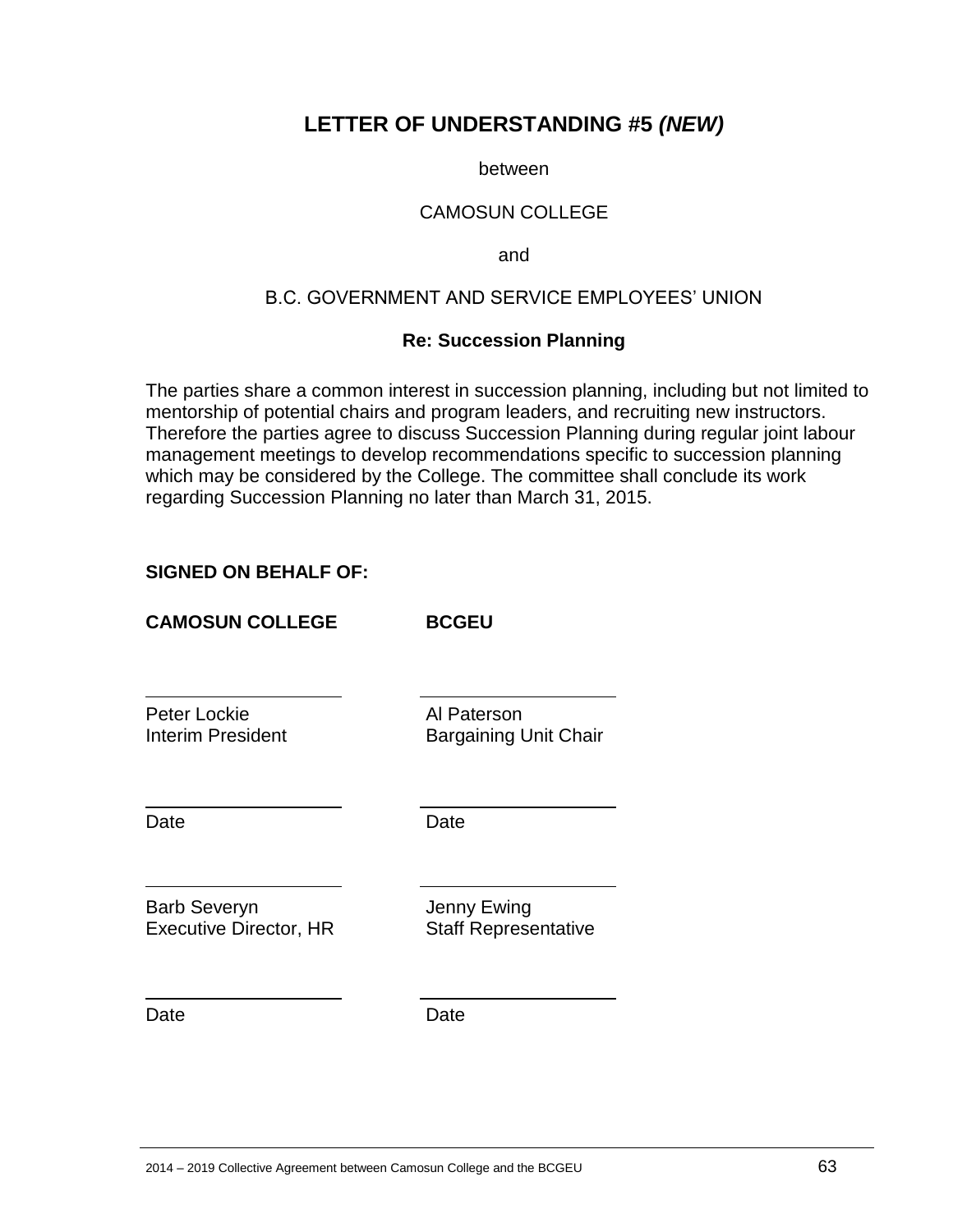## LETTER OF UNDERSTANDING #5 *(NEW)*

between

CAMOSUN COLLEGE

and

B.C. GOVERNMENT AND SERVICE EMPLOYEES' UNION

**Re: Succession Planning**

The parties share a common interest in succession planning, including but not limited to mentorship of potential chairs and program leaders, and recruiting new instructors. Therefore the parties agree to discuss Succession Planning during regular joint labour management meetings to develop recommendations specific to succession planning which may be considered by the College. The committee shall conclude its work regarding Succession Planning no later than March 31, 2015.

**SIGNED ON BEHALF OF:**

| **CAMOSUN COLLEGE** | **BCGEU** |
|---|---|
| Peter Lockie<br>Interim President | Al Paterson<br>Bargaining Unit Chair |
| Date | Date |
| Barb Severyn<br>Executive Director, HR | Jenny Ewing<br>Staff Representative |
| Date | Date |